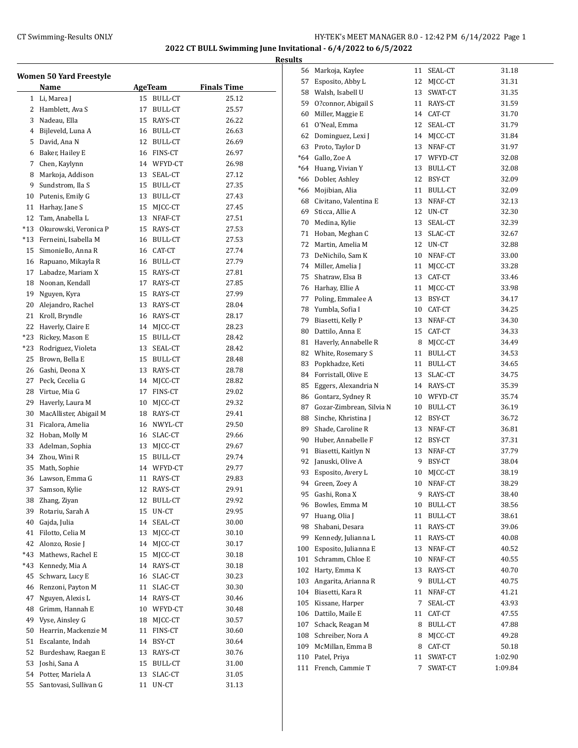## 2022 CT BULL Swimming June Invitational - 6/4/2022 to 6/5/2022

### Results

#### Women 50 Yard Freestyle

| | Name | Age | Team | Finals Time |
|---|---|---|---|---|
| 1 | Li, Marea J | 15 | BULL-CT | 25.12 |
| 2 | Hamblett, Ava S | 17 | BULL-CT | 25.57 |
| 3 | Nadeau, Ella | 15 | RAYS-CT | 26.22 |
| 4 | Bijleveld, Luna A | 16 | BULL-CT | 26.63 |
| 5 | David, Ana N | 12 | BULL-CT | 26.69 |
| 6 | Baker, Hailey E | 16 | FINS-CT | 26.97 |
| 7 | Chen, Kaylynn | 14 | WFYD-CT | 26.98 |
| 8 | Markoja, Addison | 13 | SEAL-CT | 27.12 |
| 9 | Sundstrom, Ila S | 15 | BULL-CT | 27.35 |
| 10 | Putenis, Emily G | 13 | BULL-CT | 27.43 |
| 11 | Harhay, Jane S | 15 | MJCC-CT | 27.45 |
| 12 | Tam, Anabella L | 13 | NFAF-CT | 27.51 |
| *13 | Okurowski, Veronica P | 15 | RAYS-CT | 27.53 |
| *13 | Ferneini, Isabella M | 16 | BULL-CT | 27.53 |
| 15 | Simoniello, Anna R | 16 | CAT-CT | 27.74 |
| 16 | Rapuano, Mikayla R | 16 | BULL-CT | 27.79 |
| 17 | Labadze, Mariam X | 15 | RAYS-CT | 27.81 |
| 18 | Noonan, Kendall | 17 | RAYS-CT | 27.85 |
| 19 | Nguyen, Kyra | 15 | RAYS-CT | 27.99 |
| 20 | Alejandro, Rachel | 13 | RAYS-CT | 28.04 |
| 21 | Kroll, Bryndle | 16 | RAYS-CT | 28.17 |
| 22 | Haverly, Claire E | 14 | MJCC-CT | 28.23 |
| *23 | Rickey, Mason E | 15 | BULL-CT | 28.42 |
| *23 | Rodriguez, Violeta | 13 | SEAL-CT | 28.42 |
| 25 | Brown, Bella E | 15 | BULL-CT | 28.48 |
| 26 | Gashi, Deona X | 13 | RAYS-CT | 28.78 |
| 27 | Peck, Cecelia G | 14 | MJCC-CT | 28.82 |
| 28 | Virtue, Mia G | 17 | FINS-CT | 29.02 |
| 29 | Haverly, Laura M | 10 | MJCC-CT | 29.32 |
| 30 | MacAllister, Abigail M | 18 | RAYS-CT | 29.41 |
| 31 | Ficalora, Amelia | 16 | NWYL-CT | 29.50 |
| 32 | Hoban, Molly M | 16 | SLAC-CT | 29.66 |
| 33 | Adelman, Sophia | 13 | MJCC-CT | 29.67 |
| 34 | Zhou, Wini R | 15 | BULL-CT | 29.74 |
| 35 | Math, Sophie | 14 | WFYD-CT | 29.77 |
| 36 | Lawson, Emma G | 11 | RAYS-CT | 29.83 |
| 37 | Samson, Kylie | 12 | RAYS-CT | 29.91 |
| 38 | Zhang, Ziyan | 12 | BULL-CT | 29.92 |
| 39 | Rotariu, Sarah A | 15 | UN-CT | 29.95 |
| 40 | Gajda, Julia | 14 | SEAL-CT | 30.00 |
| 41 | Filotto, Celia M | 13 | MJCC-CT | 30.10 |
| 42 | Alonzo, Rosie J | 14 | MJCC-CT | 30.17 |
| *43 | Mathews, Rachel E | 15 | MJCC-CT | 30.18 |
| *43 | Kennedy, Mia A | 14 | RAYS-CT | 30.18 |
| 45 | Schwarz, Lucy E | 16 | SLAC-CT | 30.23 |
| 46 | Renzoni, Payton M | 11 | SLAC-CT | 30.30 |
| 47 | Nguyen, Alexis L | 14 | RAYS-CT | 30.46 |
| 48 | Grimm, Hannah E | 10 | WFYD-CT | 30.48 |
| 49 | Vyse, Ainsley G | 18 | MJCC-CT | 30.57 |
| 50 | Hearrin, Mackenzie M | 11 | FINS-CT | 30.60 |
| 51 | Escalante, Indah | 14 | BSY-CT | 30.64 |
| 52 | Burdeshaw, Raegan E | 13 | RAYS-CT | 30.76 |
| 53 | Joshi, Sana A | 15 | BULL-CT | 31.00 |
| 54 | Potter, Mariela A | 13 | SLAC-CT | 31.05 |
| 55 | Santovasi, Sullivan G | 11 | UN-CT | 31.13 |
| 56 | Markoja, Kaylee | 11 | SEAL-CT | 31.18 |
| 57 | Esposito, Abby L | 12 | MJCC-CT | 31.31 |
| 58 | Walsh, Isabell U | 13 | SWAT-CT | 31.35 |
| 59 | O?connor, Abigail S | 11 | RAYS-CT | 31.59 |
| 60 | Miller, Maggie E | 14 | CAT-CT | 31.70 |
| 61 | O'Neal, Emma | 12 | SEAL-CT | 31.79 |
| 62 | Dominguez, Lexi J | 14 | MJCC-CT | 31.84 |
| 63 | Proto, Taylor D | 13 | NFAF-CT | 31.97 |
| *64 | Gallo, Zoe A | 17 | WFYD-CT | 32.08 |
| *64 | Huang, Vivian Y | 13 | BULL-CT | 32.08 |
| *66 | Dobler, Ashley | 12 | BSY-CT | 32.09 |
| *66 | Mojibian, Alia | 11 | BULL-CT | 32.09 |
| 68 | Civitano, Valentina E | 13 | NFAF-CT | 32.13 |
| 69 | Sticca, Allie A | 12 | UN-CT | 32.30 |
| 70 | Medina, Kylie | 13 | SEAL-CT | 32.39 |
| 71 | Hoban, Meghan C | 13 | SLAC-CT | 32.67 |
| 72 | Martin, Amelia M | 12 | UN-CT | 32.88 |
| 73 | DeNichilo, Sam K | 10 | NFAF-CT | 33.00 |
| 74 | Miller, Amelia J | 11 | MJCC-CT | 33.28 |
| 75 | Shatraw, Elsa B | 13 | CAT-CT | 33.46 |
| 76 | Harhay, Ellie A | 11 | MJCC-CT | 33.98 |
| 77 | Poling, Emmalee A | 13 | BSY-CT | 34.17 |
| 78 | Yumbla, Sofia I | 10 | CAT-CT | 34.25 |
| 79 | Biasetti, Kelly P | 13 | NFAF-CT | 34.30 |
| 80 | Dattilo, Anna E | 15 | CAT-CT | 34.33 |
| 81 | Haverly, Annabelle R | 8 | MJCC-CT | 34.49 |
| 82 | White, Rosemary S | 11 | BULL-CT | 34.53 |
| 83 | Popkhadze, Keti | 11 | BULL-CT | 34.65 |
| 84 | Forristall, Olive E | 13 | SLAC-CT | 34.75 |
| 85 | Eggers, Alexandria N | 14 | RAYS-CT | 35.39 |
| 86 | Gontarz, Sydney R | 10 | WFYD-CT | 35.74 |
| 87 | Gozar-Zimbrean, Silvia N | 10 | BULL-CT | 36.19 |
| 88 | Sinche, Khristina J | 12 | BSY-CT | 36.72 |
| 89 | Shade, Caroline R | 13 | NFAF-CT | 36.81 |
| 90 | Huber, Annabelle F | 12 | BSY-CT | 37.31 |
| 91 | Biasetti, Kaitlyn N | 13 | NFAF-CT | 37.79 |
| 92 | Januski, Olive A | 9 | BSY-CT | 38.04 |
| 93 | Esposito, Avery L | 10 | MJCC-CT | 38.19 |
| 94 | Green, Zoey A | 10 | NFAF-CT | 38.29 |
| 95 | Gashi, Rona X | 9 | RAYS-CT | 38.40 |
| 96 | Bowles, Emma M | 10 | BULL-CT | 38.56 |
| 97 | Huang, Olia J | 11 | BULL-CT | 38.61 |
| 98 | Shabani, Desara | 11 | RAYS-CT | 39.06 |
| 99 | Kennedy, Julianna L | 11 | RAYS-CT | 40.08 |
| 100 | Esposito, Julianna E | 13 | NFAF-CT | 40.52 |
| 101 | Schramm, Chloe E | 10 | NFAF-CT | 40.55 |
| 102 | Harty, Emma K | 13 | RAYS-CT | 40.70 |
| 103 | Angarita, Arianna R | 9 | BULL-CT | 40.75 |
| 104 | Biasetti, Kara R | 11 | NFAF-CT | 41.21 |
| 105 | Kissane, Harper | 7 | SEAL-CT | 43.93 |
| 106 | Dattilo, Maile E | 11 | CAT-CT | 47.55 |
| 107 | Schack, Reagan M | 8 | BULL-CT | 47.88 |
| 108 | Schreiber, Nora A | 8 | MJCC-CT | 49.28 |
| 109 | McMillan, Emma B | 8 | CAT-CT | 50.18 |
| 110 | Patel, Priya | 11 | SWAT-CT | 1:02.90 |
| 111 | French, Cammie T | 7 | SWAT-CT | 1:09.84 |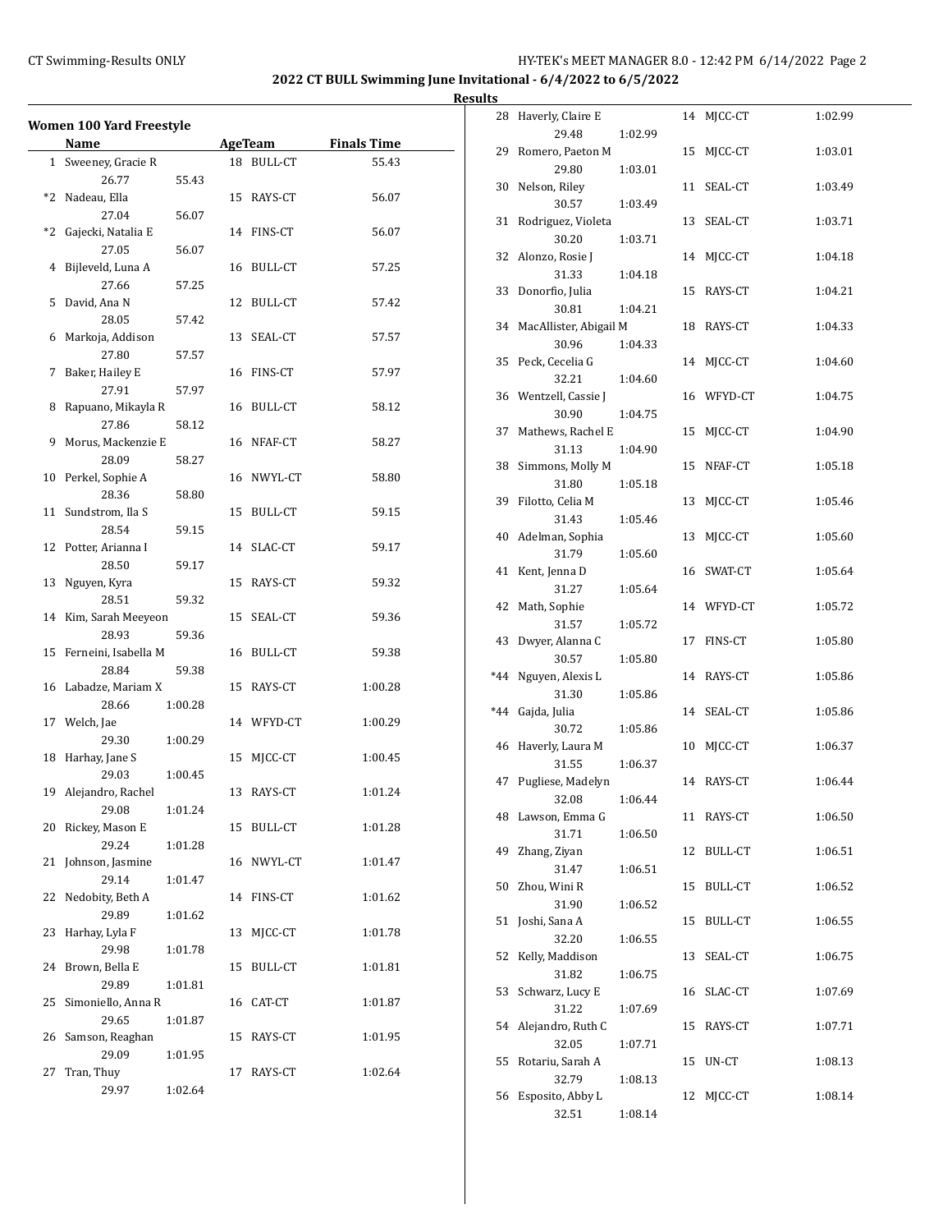## 2022 CT BULL Swimming June Invitational - 6/4/2022 to 6/5/2022

### Results

#### Women 100 Yard Freestyle

| | Name | | AgeTeam | | Finals Time |
|---|---|---|---|---|---|
| 1 | Sweeney, Gracie R | | 18 | BULL-CT | 55.43 |
| | 26.77 | 55.43 | | | |
| *2 | Nadeau, Ella | | 15 | RAYS-CT | 56.07 |
| | 27.04 | 56.07 | | | |
| *2 | Gajecki, Natalia E | | 14 | FINS-CT | 56.07 |
| | 27.05 | 56.07 | | | |
| 4 | Bijleveld, Luna A | | 16 | BULL-CT | 57.25 |
| | 27.66 | 57.25 | | | |
| 5 | David, Ana N | | 12 | BULL-CT | 57.42 |
| | 28.05 | 57.42 | | | |
| 6 | Markoja, Addison | | 13 | SEAL-CT | 57.57 |
| | 27.80 | 57.57 | | | |
| 7 | Baker, Hailey E | | 16 | FINS-CT | 57.97 |
| | 27.91 | 57.97 | | | |
| 8 | Rapuano, Mikayla R | | 16 | BULL-CT | 58.12 |
| | 27.86 | 58.12 | | | |
| 9 | Morus, Mackenzie E | | 16 | NFAF-CT | 58.27 |
| | 28.09 | 58.27 | | | |
| 10 | Perkel, Sophie A | | 16 | NWYL-CT | 58.80 |
| | 28.36 | 58.80 | | | |
| 11 | Sundstrom, Ila S | | 15 | BULL-CT | 59.15 |
| | 28.54 | 59.15 | | | |
| 12 | Potter, Arianna I | | 14 | SLAC-CT | 59.17 |
| | 28.50 | 59.17 | | | |
| 13 | Nguyen, Kyra | | 15 | RAYS-CT | 59.32 |
| | 28.51 | 59.32 | | | |
| 14 | Kim, Sarah Meeyeon | | 15 | SEAL-CT | 59.36 |
| | 28.93 | 59.36 | | | |
| 15 | Ferneini, Isabella M | | 16 | BULL-CT | 59.38 |
| | 28.84 | 59.38 | | | |
| 16 | Labadze, Mariam X | | 15 | RAYS-CT | 1:00.28 |
| | 28.66 | 1:00.28 | | | |
| 17 | Welch, Jae | | 14 | WFYD-CT | 1:00.29 |
| | 29.30 | 1:00.29 | | | |
| 18 | Harhay, Jane S | | 15 | MJCC-CT | 1:00.45 |
| | 29.03 | 1:00.45 | | | |
| 19 | Alejandro, Rachel | | 13 | RAYS-CT | 1:01.24 |
| | 29.08 | 1:01.24 | | | |
| 20 | Rickey, Mason E | | 15 | BULL-CT | 1:01.28 |
| | 29.24 | 1:01.28 | | | |
| 21 | Johnson, Jasmine | | 16 | NWYL-CT | 1:01.47 |
| | 29.14 | 1:01.47 | | | |
| 22 | Nedobity, Beth A | | 14 | FINS-CT | 1:01.62 |
| | 29.89 | 1:01.62 | | | |
| 23 | Harhay, Lyla F | | 13 | MJCC-CT | 1:01.78 |
| | 29.98 | 1:01.78 | | | |
| 24 | Brown, Bella E | | 15 | BULL-CT | 1:01.81 |
| | 29.89 | 1:01.81 | | | |
| 25 | Simoniello, Anna R | | 16 | CAT-CT | 1:01.87 |
| | 29.65 | 1:01.87 | | | |
| 26 | Samson, Reaghan | | 15 | RAYS-CT | 1:01.95 |
| | 29.09 | 1:01.95 | | | |
| 27 | Tran, Thuy | | 17 | RAYS-CT | 1:02.64 |
| | 29.97 | 1:02.64 | | | |
| 28 | Haverly, Claire E | | 14 | MJCC-CT | 1:02.99 |
| | 29.48 | 1:02.99 | | | |
| 29 | Romero, Paeton M | | 15 | MJCC-CT | 1:03.01 |
| | 29.80 | 1:03.01 | | | |
| 30 | Nelson, Riley | | 11 | SEAL-CT | 1:03.49 |
| | 30.57 | 1:03.49 | | | |
| 31 | Rodriguez, Violeta | | 13 | SEAL-CT | 1:03.71 |
| | 30.20 | 1:03.71 | | | |
| 32 | Alonzo, Rosie J | | 14 | MJCC-CT | 1:04.18 |
| | 31.33 | 1:04.18 | | | |
| 33 | Donorfio, Julia | | 15 | RAYS-CT | 1:04.21 |
| | 30.81 | 1:04.21 | | | |
| 34 | MacAllister, Abigail M | | 18 | RAYS-CT | 1:04.33 |
| | 30.96 | 1:04.33 | | | |
| 35 | Peck, Cecelia G | | 14 | MJCC-CT | 1:04.60 |
| | 32.21 | 1:04.60 | | | |
| 36 | Wentzell, Cassie J | | 16 | WFYD-CT | 1:04.75 |
| | 30.90 | 1:04.75 | | | |
| 37 | Mathews, Rachel E | | 15 | MJCC-CT | 1:04.90 |
| | 31.13 | 1:04.90 | | | |
| 38 | Simmons, Molly M | | 15 | NFAF-CT | 1:05.18 |
| | 31.80 | 1:05.18 | | | |
| 39 | Filotto, Celia M | | 13 | MJCC-CT | 1:05.46 |
| | 31.43 | 1:05.46 | | | |
| 40 | Adelman, Sophia | | 13 | MJCC-CT | 1:05.60 |
| | 31.79 | 1:05.60 | | | |
| 41 | Kent, Jenna D | | 16 | SWAT-CT | 1:05.64 |
| | 31.27 | 1:05.64 | | | |
| 42 | Math, Sophie | | 14 | WFYD-CT | 1:05.72 |
| | 31.57 | 1:05.72 | | | |
| 43 | Dwyer, Alanna C | | 17 | FINS-CT | 1:05.80 |
| | 30.57 | 1:05.80 | | | |
| *44 | Nguyen, Alexis L | | 14 | RAYS-CT | 1:05.86 |
| | 31.30 | 1:05.86 | | | |
| *44 | Gajda, Julia | | 14 | SEAL-CT | 1:05.86 |
| | 30.72 | 1:05.86 | | | |
| 46 | Haverly, Laura M | | 10 | MJCC-CT | 1:06.37 |
| | 31.55 | 1:06.37 | | | |
| 47 | Pugliese, Madelyn | | 14 | RAYS-CT | 1:06.44 |
| | 32.08 | 1:06.44 | | | |
| 48 | Lawson, Emma G | | 11 | RAYS-CT | 1:06.50 |
| | 31.71 | 1:06.50 | | | |
| 49 | Zhang, Ziyan | | 12 | BULL-CT | 1:06.51 |
| | 31.47 | 1:06.51 | | | |
| 50 | Zhou, Wini R | | 15 | BULL-CT | 1:06.52 |
| | 31.90 | 1:06.52 | | | |
| 51 | Joshi, Sana A | | 15 | BULL-CT | 1:06.55 |
| | 32.20 | 1:06.55 | | | |
| 52 | Kelly, Maddison | | 13 | SEAL-CT | 1:06.75 |
| | 31.82 | 1:06.75 | | | |
| 53 | Schwarz, Lucy E | | 16 | SLAC-CT | 1:07.69 |
| | 31.22 | 1:07.69 | | | |
| 54 | Alejandro, Ruth C | | 15 | RAYS-CT | 1:07.71 |
| | 32.05 | 1:07.71 | | | |
| 55 | Rotariu, Sarah A | | 15 | UN-CT | 1:08.13 |
| | 32.79 | 1:08.13 | | | |
| 56 | Esposito, Abby L | | 12 | MJCC-CT | 1:08.14 |
| | 32.51 | 1:08.14 | | | |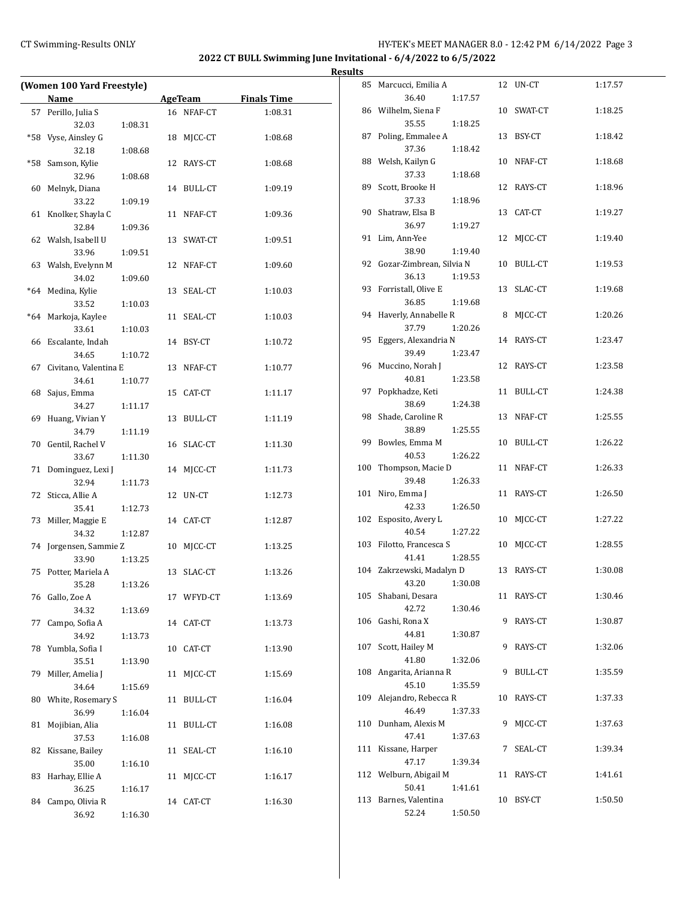## 2022 CT BULL Swimming June Invitational - 6/4/2022 to 6/5/2022

### Results

**(Women 100 Yard Freestyle)**

| | Name | Age | Team | Finals Time |
|---|---|---|---|---|
| 57 | Perillo, Julia S | 16 | NFAF-CT | 1:08.31 |
| | 32.03 1:08.31 | | | |
| *58 | Vyse, Ainsley G | 18 | MJCC-CT | 1:08.68 |
| | 32.18 1:08.68 | | | |
| *58 | Samson, Kylie | 12 | RAYS-CT | 1:08.68 |
| | 32.96 1:08.68 | | | |
| 60 | Melnyk, Diana | 14 | BULL-CT | 1:09.19 |
| | 33.22 1:09.19 | | | |
| 61 | Knolker, Shayla C | 11 | NFAF-CT | 1:09.36 |
| | 32.84 1:09.36 | | | |
| 62 | Walsh, Isabell U | 13 | SWAT-CT | 1:09.51 |
| | 33.96 1:09.51 | | | |
| 63 | Walsh, Evelynn M | 12 | NFAF-CT | 1:09.60 |
| | 34.02 1:09.60 | | | |
| *64 | Medina, Kylie | 13 | SEAL-CT | 1:10.03 |
| | 33.52 1:10.03 | | | |
| *64 | Markoja, Kaylee | 11 | SEAL-CT | 1:10.03 |
| | 33.61 1:10.03 | | | |
| 66 | Escalante, Indah | 14 | BSY-CT | 1:10.72 |
| | 34.65 1:10.72 | | | |
| 67 | Civitano, Valentina E | 13 | NFAF-CT | 1:10.77 |
| | 34.61 1:10.77 | | | |
| 68 | Sajus, Emma | 15 | CAT-CT | 1:11.17 |
| | 34.27 1:11.17 | | | |
| 69 | Huang, Vivian Y | 13 | BULL-CT | 1:11.19 |
| | 34.79 1:11.19 | | | |
| 70 | Gentil, Rachel V | 16 | SLAC-CT | 1:11.30 |
| | 33.67 1:11.30 | | | |
| 71 | Dominguez, Lexi J | 14 | MJCC-CT | 1:11.73 |
| | 32.94 1:11.73 | | | |
| 72 | Sticca, Allie A | 12 | UN-CT | 1:12.73 |
| | 35.41 1:12.73 | | | |
| 73 | Miller, Maggie E | 14 | CAT-CT | 1:12.87 |
| | 34.32 1:12.87 | | | |
| 74 | Jorgensen, Sammie Z | 10 | MJCC-CT | 1:13.25 |
| | 33.90 1:13.25 | | | |
| 75 | Potter, Mariela A | 13 | SLAC-CT | 1:13.26 |
| | 35.28 1:13.26 | | | |
| 76 | Gallo, Zoe A | 17 | WFYD-CT | 1:13.69 |
| | 34.32 1:13.69 | | | |
| 77 | Campo, Sofia A | 14 | CAT-CT | 1:13.73 |
| | 34.92 1:13.73 | | | |
| 78 | Yumbla, Sofia I | 10 | CAT-CT | 1:13.90 |
| | 35.51 1:13.90 | | | |
| 79 | Miller, Amelia J | 11 | MJCC-CT | 1:15.69 |
| | 34.64 1:15.69 | | | |
| 80 | White, Rosemary S | 11 | BULL-CT | 1:16.04 |
| | 36.99 1:16.04 | | | |
| 81 | Mojibian, Alia | 11 | BULL-CT | 1:16.08 |
| | 37.53 1:16.08 | | | |
| 82 | Kissane, Bailey | 11 | SEAL-CT | 1:16.10 |
| | 35.00 1:16.10 | | | |
| 83 | Harhay, Ellie A | 11 | MJCC-CT | 1:16.17 |
| | 36.25 1:16.17 | | | |
| 84 | Campo, Olivia R | 14 | CAT-CT | 1:16.30 |
| | 36.92 1:16.30 | | | |
| 85 | Marcucci, Emilia A | 12 | UN-CT | 1:17.57 |
| | 36.40 1:17.57 | | | |
| 86 | Wilhelm, Siena F | 10 | SWAT-CT | 1:18.25 |
| | 35.55 1:18.25 | | | |
| 87 | Poling, Emmalee A | 13 | BSY-CT | 1:18.42 |
| | 37.36 1:18.42 | | | |
| 88 | Welsh, Kailyn G | 10 | NFAF-CT | 1:18.68 |
| | 37.33 1:18.68 | | | |
| 89 | Scott, Brooke H | 12 | RAYS-CT | 1:18.96 |
| | 37.33 1:18.96 | | | |
| 90 | Shatraw, Elsa B | 13 | CAT-CT | 1:19.27 |
| | 36.97 1:19.27 | | | |
| 91 | Lim, Ann-Yee | 12 | MJCC-CT | 1:19.40 |
| | 38.90 1:19.40 | | | |
| 92 | Gozar-Zimbrean, Silvia N | 10 | BULL-CT | 1:19.53 |
| | 36.13 1:19.53 | | | |
| 93 | Forristall, Olive E | 13 | SLAC-CT | 1:19.68 |
| | 36.85 1:19.68 | | | |
| 94 | Haverly, Annabelle R | 8 | MJCC-CT | 1:20.26 |
| | 37.79 1:20.26 | | | |
| 95 | Eggers, Alexandria N | 14 | RAYS-CT | 1:23.47 |
| | 39.49 1:23.47 | | | |
| 96 | Muccino, Norah J | 12 | RAYS-CT | 1:23.58 |
| | 40.81 1:23.58 | | | |
| 97 | Popkhadze, Keti | 11 | BULL-CT | 1:24.38 |
| | 38.69 1:24.38 | | | |
| 98 | Shade, Caroline R | 13 | NFAF-CT | 1:25.55 |
| | 38.89 1:25.55 | | | |
| 99 | Bowles, Emma M | 10 | BULL-CT | 1:26.22 |
| | 40.53 1:26.22 | | | |
| 100 | Thompson, Macie D | 11 | NFAF-CT | 1:26.33 |
| | 39.48 1:26.33 | | | |
| 101 | Niro, Emma J | 11 | RAYS-CT | 1:26.50 |
| | 42.33 1:26.50 | | | |
| 102 | Esposito, Avery L | 10 | MJCC-CT | 1:27.22 |
| | 40.54 1:27.22 | | | |
| 103 | Filotto, Francesca S | 10 | MJCC-CT | 1:28.55 |
| | 41.41 1:28.55 | | | |
| 104 | Zakrzewski, Madalyn D | 13 | RAYS-CT | 1:30.08 |
| | 43.20 1:30.08 | | | |
| 105 | Shabani, Desara | 11 | RAYS-CT | 1:30.46 |
| | 42.72 1:30.46 | | | |
| 106 | Gashi, Rona X | 9 | RAYS-CT | 1:30.87 |
| | 44.81 1:30.87 | | | |
| 107 | Scott, Hailey M | 9 | RAYS-CT | 1:32.06 |
| | 41.80 1:32.06 | | | |
| 108 | Angarita, Arianna R | 9 | BULL-CT | 1:35.59 |
| | 45.10 1:35.59 | | | |
| 109 | Alejandro, Rebecca R | 10 | RAYS-CT | 1:37.33 |
| | 46.49 1:37.33 | | | |
| 110 | Dunham, Alexis M | 9 | MJCC-CT | 1:37.63 |
| | 47.41 1:37.63 | | | |
| 111 | Kissane, Harper | 7 | SEAL-CT | 1:39.34 |
| | 47.17 1:39.34 | | | |
| 112 | Welburn, Abigail M | 11 | RAYS-CT | 1:41.61 |
| | 50.41 1:41.61 | | | |
| 113 | Barnes, Valentina | 10 | BSY-CT | 1:50.50 |
| | 52.24 1:50.50 | | | |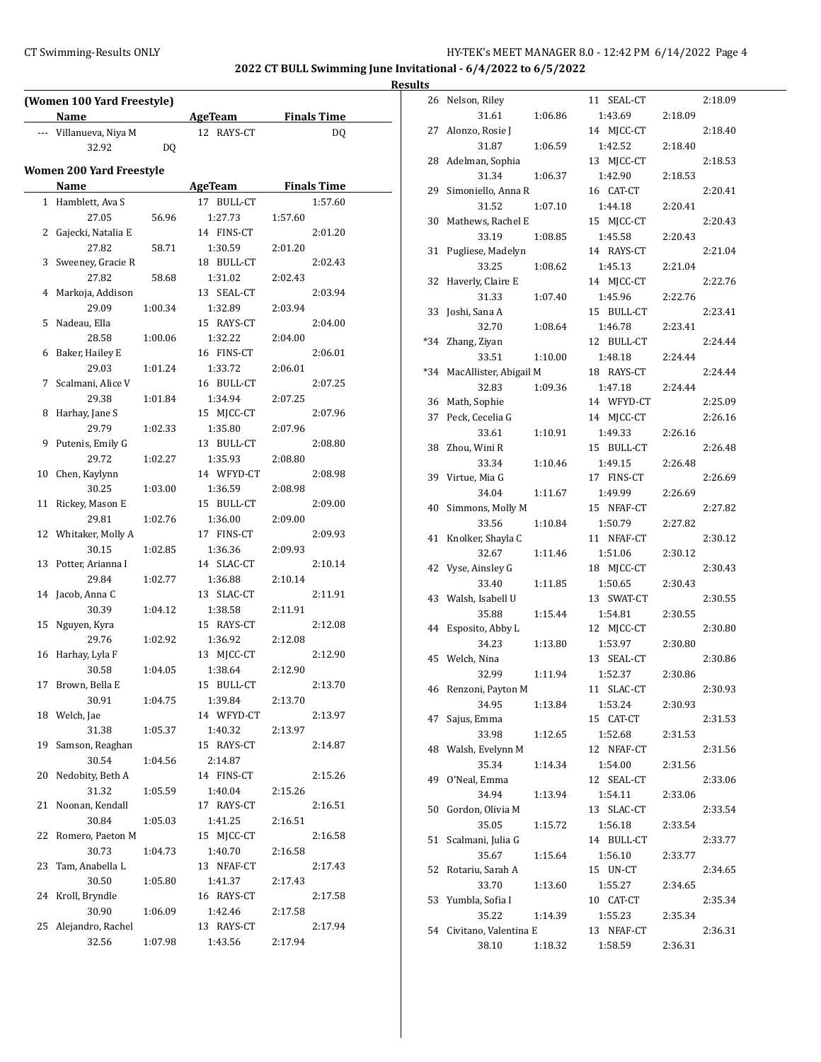## 2022 CT BULL Swimming June Invitational - 6/4/2022 to 6/5/2022

### Results

**(Women 100 Yard Freestyle)**

| | Name | AgeTeam | Finals Time |
|---|---|---|---|
| --- | Villanueva, Niya M | 12 RAYS-CT | DQ |
| | 32.92 DQ | | |

### Women 200 Yard Freestyle

| | Name | Age | Team | Finals Time |
|---|---|---|---|---|
| 1 | Hamblett, Ava S | 17 | BULL-CT | 1:57.60 |
| | 27.05 56.96 1:27.73 1:57.60 | | | |
| 2 | Gajecki, Natalia E | 14 | FINS-CT | 2:01.20 |
| | 27.82 58.71 1:30.59 2:01.20 | | | |
| 3 | Sweeney, Gracie R | 18 | BULL-CT | 2:02.43 |
| | 27.82 58.68 1:31.02 2:02.43 | | | |
| 4 | Markoja, Addison | 13 | SEAL-CT | 2:03.94 |
| | 29.09 1:00.34 1:32.89 2:03.94 | | | |
| 5 | Nadeau, Ella | 15 | RAYS-CT | 2:04.00 |
| | 28.58 1:00.06 1:32.22 2:04.00 | | | |
| 6 | Baker, Hailey E | 16 | FINS-CT | 2:06.01 |
| | 29.03 1:01.24 1:33.72 2:06.01 | | | |
| 7 | Scalmani, Alice V | 16 | BULL-CT | 2:07.25 |
| | 29.38 1:01.84 1:34.94 2:07.25 | | | |
| 8 | Harhay, Jane S | 15 | MJCC-CT | 2:07.96 |
| | 29.79 1:02.33 1:35.80 2:07.96 | | | |
| 9 | Putenis, Emily G | 13 | BULL-CT | 2:08.80 |
| | 29.72 1:02.27 1:35.93 2:08.80 | | | |
| 10 | Chen, Kaylynn | 14 | WFYD-CT | 2:08.98 |
| | 30.25 1:03.00 1:36.59 2:08.98 | | | |
| 11 | Rickey, Mason E | 15 | BULL-CT | 2:09.00 |
| | 29.81 1:02.76 1:36.00 2:09.00 | | | |
| 12 | Whitaker, Molly A | 17 | FINS-CT | 2:09.93 |
| | 30.15 1:02.85 1:36.36 2:09.93 | | | |
| 13 | Potter, Arianna I | 14 | SLAC-CT | 2:10.14 |
| | 29.84 1:02.77 1:36.88 2:10.14 | | | |
| 14 | Jacob, Anna C | 13 | SLAC-CT | 2:11.91 |
| | 30.39 1:04.12 1:38.58 2:11.91 | | | |
| 15 | Nguyen, Kyra | 15 | RAYS-CT | 2:12.08 |
| | 29.76 1:02.92 1:36.92 2:12.08 | | | |
| 16 | Harhay, Lyla F | 13 | MJCC-CT | 2:12.90 |
| | 30.58 1:04.05 1:38.64 2:12.90 | | | |
| 17 | Brown, Bella E | 15 | BULL-CT | 2:13.70 |
| | 30.91 1:04.75 1:39.84 2:13.70 | | | |
| 18 | Welch, Jae | 14 | WFYD-CT | 2:13.97 |
| | 31.38 1:05.37 1:40.32 2:13.97 | | | |
| 19 | Samson, Reaghan | 15 | RAYS-CT | 2:14.87 |
| | 30.54 1:04.56 2:14.87 | | | |
| 20 | Nedobity, Beth A | 14 | FINS-CT | 2:15.26 |
| | 31.32 1:05.59 1:40.04 2:15.26 | | | |
| 21 | Noonan, Kendall | 17 | RAYS-CT | 2:16.51 |
| | 30.84 1:05.03 1:41.25 2:16.51 | | | |
| 22 | Romero, Paeton M | 15 | MJCC-CT | 2:16.58 |
| | 30.73 1:04.73 1:40.70 2:16.58 | | | |
| 23 | Tam, Anabella L | 13 | NFAF-CT | 2:17.43 |
| | 30.50 1:05.80 1:41.37 2:17.43 | | | |
| 24 | Kroll, Bryndle | 16 | RAYS-CT | 2:17.58 |
| | 30.90 1:06.09 1:42.46 2:17.58 | | | |
| 25 | Alejandro, Rachel | 13 | RAYS-CT | 2:17.94 |
| | 32.56 1:07.98 1:43.56 2:17.94 | | | |
| 26 | Nelson, Riley | 11 | SEAL-CT | 2:18.09 |
| | 31.61 1:06.86 1:43.69 2:18.09 | | | |
| 27 | Alonzo, Rosie J | 14 | MJCC-CT | 2:18.40 |
| | 31.87 1:06.59 1:42.52 2:18.40 | | | |
| 28 | Adelman, Sophia | 13 | MJCC-CT | 2:18.53 |
| | 31.34 1:06.37 1:42.90 2:18.53 | | | |
| 29 | Simoniello, Anna R | 16 | CAT-CT | 2:20.41 |
| | 31.52 1:07.10 1:44.18 2:20.41 | | | |
| 30 | Mathews, Rachel E | 15 | MJCC-CT | 2:20.43 |
| | 33.19 1:08.85 1:45.58 2:20.43 | | | |
| 31 | Pugliese, Madelyn | 14 | RAYS-CT | 2:21.04 |
| | 33.25 1:08.62 1:45.13 2:21.04 | | | |
| 32 | Haverly, Claire E | 14 | MJCC-CT | 2:22.76 |
| | 31.33 1:07.40 1:45.96 2:22.76 | | | |
| 33 | Joshi, Sana A | 15 | BULL-CT | 2:23.41 |
| | 32.70 1:08.64 1:46.78 2:23.41 | | | |
| *34 | Zhang, Ziyan | 12 | BULL-CT | 2:24.44 |
| | 33.51 1:10.00 1:48.18 2:24.44 | | | |
| *34 | MacAllister, Abigail M | 18 | RAYS-CT | 2:24.44 |
| | 32.83 1:09.36 1:47.18 2:24.44 | | | |
| 36 | Math, Sophie | 14 | WFYD-CT | 2:25.09 |
| 37 | Peck, Cecelia G | 14 | MJCC-CT | 2:26.16 |
| | 33.61 1:10.91 1:49.33 2:26.16 | | | |
| 38 | Zhou, Wini R | 15 | BULL-CT | 2:26.48 |
| | 33.34 1:10.46 1:49.15 2:26.48 | | | |
| 39 | Virtue, Mia G | 17 | FINS-CT | 2:26.69 |
| | 34.04 1:11.67 1:49.99 2:26.69 | | | |
| 40 | Simmons, Molly M | 15 | NFAF-CT | 2:27.82 |
| | 33.56 1:10.84 1:50.79 2:27.82 | | | |
| 41 | Knolker, Shayla C | 11 | NFAF-CT | 2:30.12 |
| | 32.67 1:11.46 1:51.06 2:30.12 | | | |
| 42 | Vyse, Ainsley G | 18 | MJCC-CT | 2:30.43 |
| | 33.40 1:11.85 1:50.65 2:30.43 | | | |
| 43 | Walsh, Isabell U | 13 | SWAT-CT | 2:30.55 |
| | 35.88 1:15.44 1:54.81 2:30.55 | | | |
| 44 | Esposito, Abby L | 12 | MJCC-CT | 2:30.80 |
| | 34.23 1:13.80 1:53.97 2:30.80 | | | |
| 45 | Welch, Nina | 13 | SEAL-CT | 2:30.86 |
| | 32.99 1:11.94 1:52.37 2:30.86 | | | |
| 46 | Renzoni, Payton M | 11 | SLAC-CT | 2:30.93 |
| | 34.95 1:13.84 1:53.24 2:30.93 | | | |
| 47 | Sajus, Emma | 15 | CAT-CT | 2:31.53 |
| | 33.98 1:12.65 1:52.68 2:31.53 | | | |
| 48 | Walsh, Evelynn M | 12 | NFAF-CT | 2:31.56 |
| | 35.34 1:14.34 1:54.00 2:31.56 | | | |
| 49 | O'Neal, Emma | 12 | SEAL-CT | 2:33.06 |
| | 34.94 1:13.94 1:54.11 2:33.06 | | | |
| 50 | Gordon, Olivia M | 13 | SLAC-CT | 2:33.54 |
| | 35.05 1:15.72 1:56.18 2:33.54 | | | |
| 51 | Scalmani, Julia G | 14 | BULL-CT | 2:33.77 |
| | 35.67 1:15.64 1:56.10 2:33.77 | | | |
| 52 | Rotariu, Sarah A | 15 | UN-CT | 2:34.65 |
| | 33.70 1:13.60 1:55.27 2:34.65 | | | |
| 53 | Yumbla, Sofia I | 10 | CAT-CT | 2:35.34 |
| | 35.22 1:14.39 1:55.23 2:35.34 | | | |
| 54 | Civitano, Valentina E | 13 | NFAF-CT | 2:36.31 |
| | 38.10 1:18.32 1:58.59 2:36.31 | | | |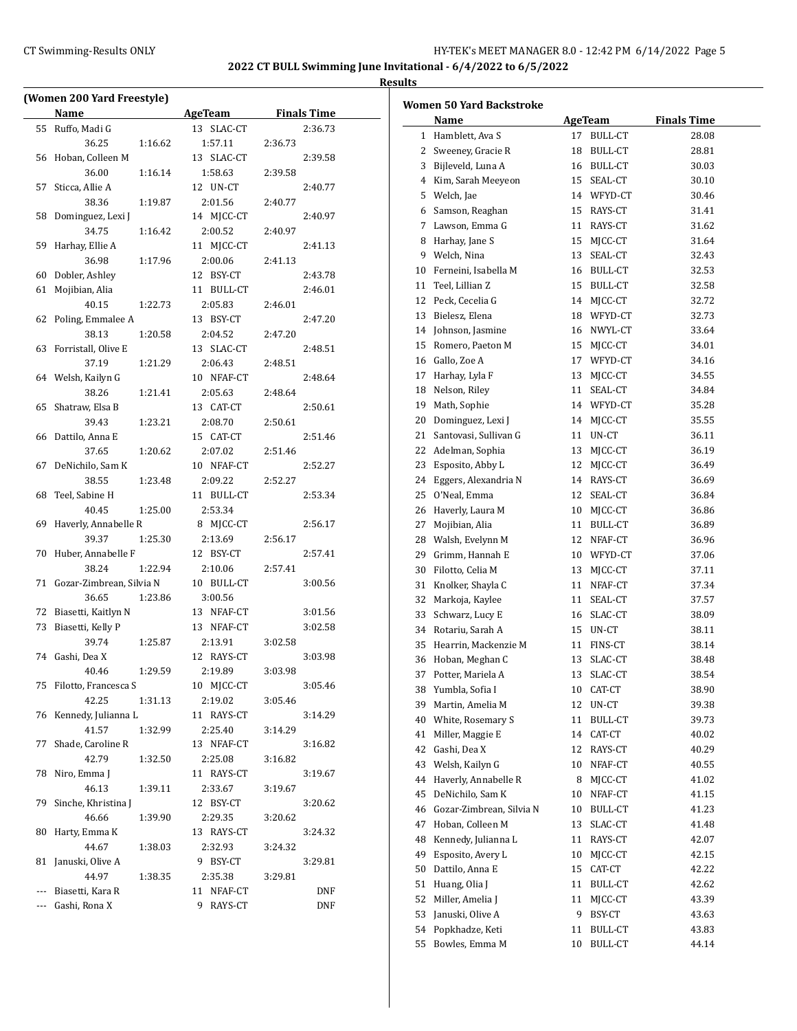## 2022 CT BULL Swimming June Invitational - 6/4/2022 to 6/5/2022

### Results

**(Women 200 Yard Freestyle)**

| | Name | AgeTeam | | Finals Time |
|---|---|---|---|---|
| 55 | Ruffo, Madi G | 13 | SLAC-CT | 2:36.73 |
| | 36.25 | 1:16.62 | 1:57.11 | 2:36.73 |
| 56 | Hoban, Colleen M | 13 | SLAC-CT | 2:39.58 |
| | 36.00 | 1:16.14 | 1:58.63 | 2:39.58 |
| 57 | Sticca, Allie A | 12 | UN-CT | 2:40.77 |
| | 38.36 | 1:19.87 | 2:01.56 | 2:40.77 |
| 58 | Dominguez, Lexi J | 14 | MJCC-CT | 2:40.97 |
| | 34.75 | 1:16.42 | 2:00.52 | 2:40.97 |
| 59 | Harhay, Ellie A | 11 | MJCC-CT | 2:41.13 |
| | 36.98 | 1:17.96 | 2:00.06 | 2:41.13 |
| 60 | Dobler, Ashley | 12 | BSY-CT | 2:43.78 |
| 61 | Mojibian, Alia | 11 | BULL-CT | 2:46.01 |
| | 40.15 | 1:22.73 | 2:05.83 | 2:46.01 |
| 62 | Poling, Emmalee A | 13 | BSY-CT | 2:47.20 |
| | 38.13 | 1:20.58 | 2:04.52 | 2:47.20 |
| 63 | Forristall, Olive E | 13 | SLAC-CT | 2:48.51 |
| | 37.19 | 1:21.29 | 2:06.43 | 2:48.51 |
| 64 | Welsh, Kailyn G | 10 | NFAF-CT | 2:48.64 |
| | 38.26 | 1:21.41 | 2:05.63 | 2:48.64 |
| 65 | Shatraw, Elsa B | 13 | CAT-CT | 2:50.61 |
| | 39.43 | 1:23.21 | 2:08.70 | 2:50.61 |
| 66 | Dattilo, Anna E | 15 | CAT-CT | 2:51.46 |
| | 37.65 | 1:20.62 | 2:07.02 | 2:51.46 |
| 67 | DeNichilo, Sam K | 10 | NFAF-CT | 2:52.27 |
| | 38.55 | 1:23.48 | 2:09.22 | 2:52.27 |
| 68 | Teel, Sabine H | 11 | BULL-CT | 2:53.34 |
| | 40.45 | 1:25.00 | 2:53.34 | |
| 69 | Haverly, Annabelle R | 8 | MJCC-CT | 2:56.17 |
| | 39.37 | 1:25.30 | 2:13.69 | 2:56.17 |
| 70 | Huber, Annabelle F | 12 | BSY-CT | 2:57.41 |
| | 38.24 | 1:22.94 | 2:10.06 | 2:57.41 |
| 71 | Gozar-Zimbrean, Silvia N | 10 | BULL-CT | 3:00.56 |
| | 36.65 | 1:23.86 | 3:00.56 | |
| 72 | Biasetti, Kaitlyn N | 13 | NFAF-CT | 3:01.56 |
| 73 | Biasetti, Kelly P | 13 | NFAF-CT | 3:02.58 |
| | 39.74 | 1:25.87 | 2:13.91 | 3:02.58 |
| 74 | Gashi, Dea X | 12 | RAYS-CT | 3:03.98 |
| | 40.46 | 1:29.59 | 2:19.89 | 3:03.98 |
| 75 | Filotto, Francesca S | 10 | MJCC-CT | 3:05.46 |
| | 42.25 | 1:31.13 | 2:19.02 | 3:05.46 |
| 76 | Kennedy, Julianna L | 11 | RAYS-CT | 3:14.29 |
| | 41.57 | 1:32.99 | 2:25.40 | 3:14.29 |
| 77 | Shade, Caroline R | 13 | NFAF-CT | 3:16.82 |
| | 42.79 | 1:32.50 | 2:25.08 | 3:16.82 |
| 78 | Niro, Emma J | 11 | RAYS-CT | 3:19.67 |
| | 46.13 | 1:39.11 | 2:33.67 | 3:19.67 |
| 79 | Sinche, Khristina J | 12 | BSY-CT | 3:20.62 |
| | 46.66 | 1:39.90 | 2:29.35 | 3:20.62 |
| 80 | Harty, Emma K | 13 | RAYS-CT | 3:24.32 |
| | 44.67 | 1:38.03 | 2:32.93 | 3:24.32 |
| 81 | Januski, Olive A | 9 | BSY-CT | 3:29.81 |
| | 44.97 | 1:38.35 | 2:35.38 | 3:29.81 |
| --- | Biasetti, Kara R | 11 | NFAF-CT | DNF |
| --- | Gashi, Rona X | 9 | RAYS-CT | DNF |

**Women 50 Yard Backstroke**

| | Name | Age | Team | Finals Time |
|---|---|---|---|---|
| 1 | Hamblett, Ava S | 17 | BULL-CT | 28.08 |
| 2 | Sweeney, Gracie R | 18 | BULL-CT | 28.81 |
| 3 | Bijleveld, Luna A | 16 | BULL-CT | 30.03 |
| 4 | Kim, Sarah Meeyeon | 15 | SEAL-CT | 30.10 |
| 5 | Welch, Jae | 14 | WFYD-CT | 30.46 |
| 6 | Samson, Reaghan | 15 | RAYS-CT | 31.41 |
| 7 | Lawson, Emma G | 11 | RAYS-CT | 31.62 |
| 8 | Harhay, Jane S | 15 | MJCC-CT | 31.64 |
| 9 | Welch, Nina | 13 | SEAL-CT | 32.43 |
| 10 | Ferneini, Isabella M | 16 | BULL-CT | 32.53 |
| 11 | Teel, Lillian Z | 15 | BULL-CT | 32.58 |
| 12 | Peck, Cecelia G | 14 | MJCC-CT | 32.72 |
| 13 | Bielesz, Elena | 18 | WFYD-CT | 32.73 |
| 14 | Johnson, Jasmine | 16 | NWYL-CT | 33.64 |
| 15 | Romero, Paeton M | 15 | MJCC-CT | 34.01 |
| 16 | Gallo, Zoe A | 17 | WFYD-CT | 34.16 |
| 17 | Harhay, Lyla F | 13 | MJCC-CT | 34.55 |
| 18 | Nelson, Riley | 11 | SEAL-CT | 34.84 |
| 19 | Math, Sophie | 14 | WFYD-CT | 35.28 |
| 20 | Dominguez, Lexi J | 14 | MJCC-CT | 35.55 |
| 21 | Santovasi, Sullivan G | 11 | UN-CT | 36.11 |
| 22 | Adelman, Sophia | 13 | MJCC-CT | 36.19 |
| 23 | Esposito, Abby L | 12 | MJCC-CT | 36.49 |
| 24 | Eggers, Alexandria N | 14 | RAYS-CT | 36.69 |
| 25 | O'Neal, Emma | 12 | SEAL-CT | 36.84 |
| 26 | Haverly, Laura M | 10 | MJCC-CT | 36.86 |
| 27 | Mojibian, Alia | 11 | BULL-CT | 36.89 |
| 28 | Walsh, Evelynn M | 12 | NFAF-CT | 36.96 |
| 29 | Grimm, Hannah E | 10 | WFYD-CT | 37.06 |
| 30 | Filotto, Celia M | 13 | MJCC-CT | 37.11 |
| 31 | Knolker, Shayla C | 11 | NFAF-CT | 37.34 |
| 32 | Markoja, Kaylee | 11 | SEAL-CT | 37.57 |
| 33 | Schwarz, Lucy E | 16 | SLAC-CT | 38.09 |
| 34 | Rotariu, Sarah A | 15 | UN-CT | 38.11 |
| 35 | Hearrin, Mackenzie M | 11 | FINS-CT | 38.14 |
| 36 | Hoban, Meghan C | 13 | SLAC-CT | 38.48 |
| 37 | Potter, Mariela A | 13 | SLAC-CT | 38.54 |
| 38 | Yumbla, Sofia I | 10 | CAT-CT | 38.90 |
| 39 | Martin, Amelia M | 12 | UN-CT | 39.38 |
| 40 | White, Rosemary S | 11 | BULL-CT | 39.73 |
| 41 | Miller, Maggie E | 14 | CAT-CT | 40.02 |
| 42 | Gashi, Dea X | 12 | RAYS-CT | 40.29 |
| 43 | Welsh, Kailyn G | 10 | NFAF-CT | 40.55 |
| 44 | Haverly, Annabelle R | 8 | MJCC-CT | 41.02 |
| 45 | DeNichilo, Sam K | 10 | NFAF-CT | 41.15 |
| 46 | Gozar-Zimbrean, Silvia N | 10 | BULL-CT | 41.23 |
| 47 | Hoban, Colleen M | 13 | SLAC-CT | 41.48 |
| 48 | Kennedy, Julianna L | 11 | RAYS-CT | 42.07 |
| 49 | Esposito, Avery L | 10 | MJCC-CT | 42.15 |
| 50 | Dattilo, Anna E | 15 | CAT-CT | 42.22 |
| 51 | Huang, Olia J | 11 | BULL-CT | 42.62 |
| 52 | Miller, Amelia J | 11 | MJCC-CT | 43.39 |
| 53 | Januski, Olive A | 9 | BSY-CT | 43.63 |
| 54 | Popkhadze, Keti | 11 | BULL-CT | 43.83 |
| 55 | Bowles, Emma M | 10 | BULL-CT | 44.14 |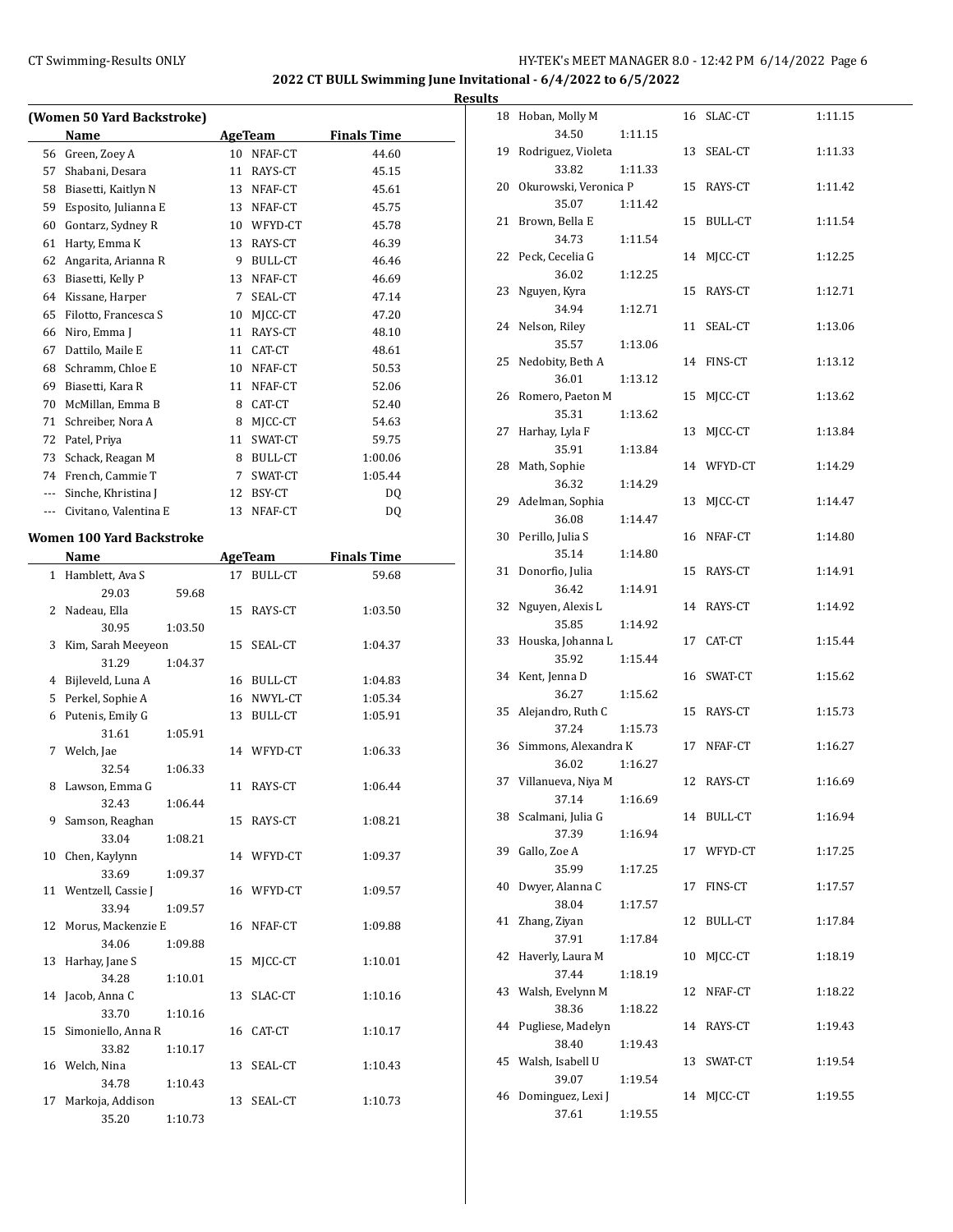## 2022 CT BULL Swimming June Invitational - 6/4/2022 to 6/5/2022

### Results

#### (Women 50 Yard Backstroke)

| | Name | Age | Team | Finals Time |
|---|---|---|---|---|
| 56 | Green, Zoey A | 10 | NFAF-CT | 44.60 |
| 57 | Shabani, Desara | 11 | RAYS-CT | 45.15 |
| 58 | Biasetti, Kaitlyn N | 13 | NFAF-CT | 45.61 |
| 59 | Esposito, Julianna E | 13 | NFAF-CT | 45.75 |
| 60 | Gontarz, Sydney R | 10 | WFYD-CT | 45.78 |
| 61 | Harty, Emma K | 13 | RAYS-CT | 46.39 |
| 62 | Angarita, Arianna R | 9 | BULL-CT | 46.46 |
| 63 | Biasetti, Kelly P | 13 | NFAF-CT | 46.69 |
| 64 | Kissane, Harper | 7 | SEAL-CT | 47.14 |
| 65 | Filotto, Francesca S | 10 | MJCC-CT | 47.20 |
| 66 | Niro, Emma J | 11 | RAYS-CT | 48.10 |
| 67 | Dattilo, Maile E | 11 | CAT-CT | 48.61 |
| 68 | Schramm, Chloe E | 10 | NFAF-CT | 50.53 |
| 69 | Biasetti, Kara R | 11 | NFAF-CT | 52.06 |
| 70 | McMillan, Emma B | 8 | CAT-CT | 52.40 |
| 71 | Schreiber, Nora A | 8 | MJCC-CT | 54.63 |
| 72 | Patel, Priya | 11 | SWAT-CT | 59.75 |
| 73 | Schack, Reagan M | 8 | BULL-CT | 1:00.06 |
| 74 | French, Cammie T | 7 | SWAT-CT | 1:05.44 |
| --- | Sinche, Khristina J | 12 | BSY-CT | DQ |
| --- | Civitano, Valentina E | 13 | NFAF-CT | DQ |

#### Women 100 Yard Backstroke

| | Name | Age | Team | Finals Time | Splits |
|---|---|---|---|---|---|
| 1 | Hamblett, Ava S | 17 | BULL-CT | 59.68 | 29.03 59.68 |
| 2 | Nadeau, Ella | 15 | RAYS-CT | 1:03.50 | 30.95 1:03.50 |
| 3 | Kim, Sarah Meeyeon | 15 | SEAL-CT | 1:04.37 | 31.29 1:04.37 |
| 4 | Bijleveld, Luna A | 16 | BULL-CT | 1:04.83 | |
| 5 | Perkel, Sophie A | 16 | NWYL-CT | 1:05.34 | |
| 6 | Putenis, Emily G | 13 | BULL-CT | 1:05.91 | 31.61 1:05.91 |
| 7 | Welch, Jae | 14 | WFYD-CT | 1:06.33 | 32.54 1:06.33 |
| 8 | Lawson, Emma G | 11 | RAYS-CT | 1:06.44 | 32.43 1:06.44 |
| 9 | Samson, Reaghan | 15 | RAYS-CT | 1:08.21 | 33.04 1:08.21 |
| 10 | Chen, Kaylynn | 14 | WFYD-CT | 1:09.37 | 33.69 1:09.37 |
| 11 | Wentzell, Cassie J | 16 | WFYD-CT | 1:09.57 | 33.94 1:09.57 |
| 12 | Morus, Mackenzie E | 16 | NFAF-CT | 1:09.88 | 34.06 1:09.88 |
| 13 | Harhay, Jane S | 15 | MJCC-CT | 1:10.01 | 34.28 1:10.01 |
| 14 | Jacob, Anna C | 13 | SLAC-CT | 1:10.16 | 33.70 1:10.16 |
| 15 | Simoniello, Anna R | 16 | CAT-CT | 1:10.17 | 33.82 1:10.17 |
| 16 | Welch, Nina | 13 | SEAL-CT | 1:10.43 | 34.78 1:10.43 |
| 17 | Markoja, Addison | 13 | SEAL-CT | 1:10.73 | 35.20 1:10.73 |
| 18 | Hoban, Molly M | 16 | SLAC-CT | 1:11.15 | 34.50 1:11.15 |
| 19 | Rodriguez, Violeta | 13 | SEAL-CT | 1:11.33 | 33.82 1:11.33 |
| 20 | Okurowski, Veronica P | 15 | RAYS-CT | 1:11.42 | 35.07 1:11.42 |
| 21 | Brown, Bella E | 15 | BULL-CT | 1:11.54 | 34.73 1:11.54 |
| 22 | Peck, Cecelia G | 14 | MJCC-CT | 1:12.25 | 36.02 1:12.25 |
| 23 | Nguyen, Kyra | 15 | RAYS-CT | 1:12.71 | 34.94 1:12.71 |
| 24 | Nelson, Riley | 11 | SEAL-CT | 1:13.06 | 35.57 1:13.06 |
| 25 | Nedobity, Beth A | 14 | FINS-CT | 1:13.12 | 36.01 1:13.12 |
| 26 | Romero, Paeton M | 15 | MJCC-CT | 1:13.62 | 35.31 1:13.62 |
| 27 | Harhay, Lyla F | 13 | MJCC-CT | 1:13.84 | 35.91 1:13.84 |
| 28 | Math, Sophie | 14 | WFYD-CT | 1:14.29 | 36.32 1:14.29 |
| 29 | Adelman, Sophia | 13 | MJCC-CT | 1:14.47 | 36.08 1:14.47 |
| 30 | Perillo, Julia S | 16 | NFAF-CT | 1:14.80 | 35.14 1:14.80 |
| 31 | Donorfio, Julia | 15 | RAYS-CT | 1:14.91 | 36.42 1:14.91 |
| 32 | Nguyen, Alexis L | 14 | RAYS-CT | 1:14.92 | 35.85 1:14.92 |
| 33 | Houska, Johanna L | 17 | CAT-CT | 1:15.44 | 35.92 1:15.44 |
| 34 | Kent, Jenna D | 16 | SWAT-CT | 1:15.62 | 36.27 1:15.62 |
| 35 | Alejandro, Ruth C | 15 | RAYS-CT | 1:15.73 | 37.24 1:15.73 |
| 36 | Simmons, Alexandra K | 17 | NFAF-CT | 1:16.27 | 36.02 1:16.27 |
| 37 | Villanueva, Niya M | 12 | RAYS-CT | 1:16.69 | 37.14 1:16.69 |
| 38 | Scalmani, Julia G | 14 | BULL-CT | 1:16.94 | 37.39 1:16.94 |
| 39 | Gallo, Zoe A | 17 | WFYD-CT | 1:17.25 | 35.99 1:17.25 |
| 40 | Dwyer, Alanna C | 17 | FINS-CT | 1:17.57 | 38.04 1:17.57 |
| 41 | Zhang, Ziyan | 12 | BULL-CT | 1:17.84 | 37.91 1:17.84 |
| 42 | Haverly, Laura M | 10 | MJCC-CT | 1:18.19 | 37.44 1:18.19 |
| 43 | Walsh, Evelynn M | 12 | NFAF-CT | 1:18.22 | 38.36 1:18.22 |
| 44 | Pugliese, Madelyn | 14 | RAYS-CT | 1:19.43 | 38.40 1:19.43 |
| 45 | Walsh, Isabell U | 13 | SWAT-CT | 1:19.54 | 39.07 1:19.54 |
| 46 | Dominguez, Lexi J | 14 | MJCC-CT | 1:19.55 | 37.61 1:19.55 |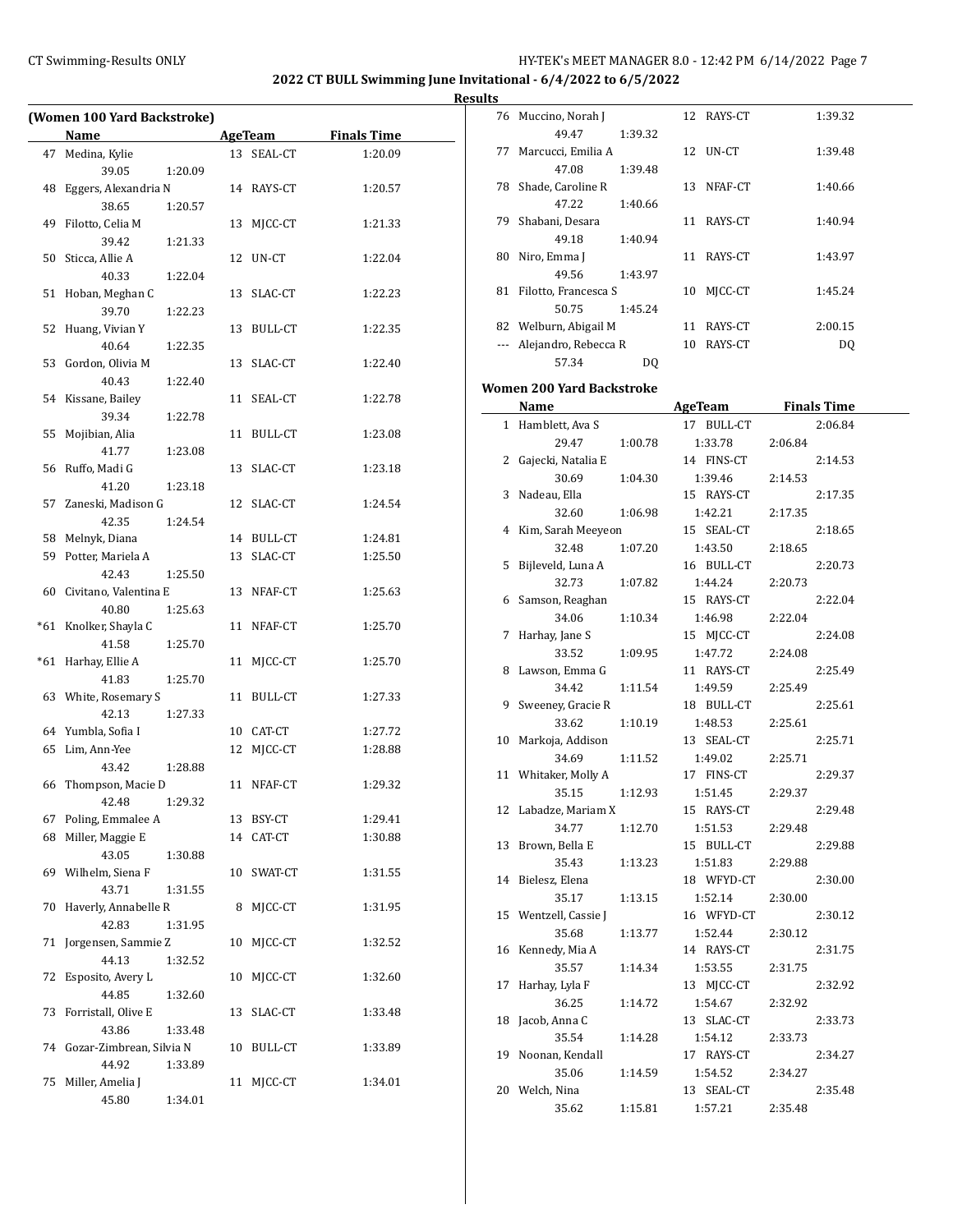**2022 CT BULL Swimming June Invitational - 6/4/2022 to 6/5/2022**

**Results**

### (Women 100 Yard Backstroke)

| | Name | AgeTeam | | Finals Time |
|---|---|---|---|---|
| 47 | Medina, Kylie | 13 | SEAL-CT | 1:20.09 |
| | 39.05 1:20.09 | | | |
| 48 | Eggers, Alexandria N | 14 | RAYS-CT | 1:20.57 |
| | 38.65 1:20.57 | | | |
| 49 | Filotto, Celia M | 13 | MJCC-CT | 1:21.33 |
| | 39.42 1:21.33 | | | |
| 50 | Sticca, Allie A | 12 | UN-CT | 1:22.04 |
| | 40.33 1:22.04 | | | |
| 51 | Hoban, Meghan C | 13 | SLAC-CT | 1:22.23 |
| | 39.70 1:22.23 | | | |
| 52 | Huang, Vivian Y | 13 | BULL-CT | 1:22.35 |
| | 40.64 1:22.35 | | | |
| 53 | Gordon, Olivia M | 13 | SLAC-CT | 1:22.40 |
| | 40.43 1:22.40 | | | |
| 54 | Kissane, Bailey | 11 | SEAL-CT | 1:22.78 |
| | 39.34 1:22.78 | | | |
| 55 | Mojibian, Alia | 11 | BULL-CT | 1:23.08 |
| | 41.77 1:23.08 | | | |
| 56 | Ruffo, Madi G | 13 | SLAC-CT | 1:23.18 |
| | 41.20 1:23.18 | | | |
| 57 | Zaneski, Madison G | 12 | SLAC-CT | 1:24.54 |
| | 42.35 1:24.54 | | | |
| 58 | Melnyk, Diana | 14 | BULL-CT | 1:24.81 |
| 59 | Potter, Mariela A | 13 | SLAC-CT | 1:25.50 |
| | 42.43 1:25.50 | | | |
| 60 | Civitano, Valentina E | 13 | NFAF-CT | 1:25.63 |
| | 40.80 1:25.63 | | | |
| *61 | Knolker, Shayla C | 11 | NFAF-CT | 1:25.70 |
| | 41.58 1:25.70 | | | |
| *61 | Harhay, Ellie A | 11 | MJCC-CT | 1:25.70 |
| | 41.83 1:25.70 | | | |
| 63 | White, Rosemary S | 11 | BULL-CT | 1:27.33 |
| | 42.13 1:27.33 | | | |
| 64 | Yumbla, Sofia I | 10 | CAT-CT | 1:27.72 |
| 65 | Lim, Ann-Yee | 12 | MJCC-CT | 1:28.88 |
| | 43.42 1:28.88 | | | |
| 66 | Thompson, Macie D | 11 | NFAF-CT | 1:29.32 |
| | 42.48 1:29.32 | | | |
| 67 | Poling, Emmalee A | 13 | BSY-CT | 1:29.41 |
| 68 | Miller, Maggie E | 14 | CAT-CT | 1:30.88 |
| | 43.05 1:30.88 | | | |
| 69 | Wilhelm, Siena F | 10 | SWAT-CT | 1:31.55 |
| | 43.71 1:31.55 | | | |
| 70 | Haverly, Annabelle R | 8 | MJCC-CT | 1:31.95 |
| | 42.83 1:31.95 | | | |
| 71 | Jorgensen, Sammie Z | 10 | MJCC-CT | 1:32.52 |
| | 44.13 1:32.52 | | | |
| 72 | Esposito, Avery L | 10 | MJCC-CT | 1:32.60 |
| | 44.85 1:32.60 | | | |
| 73 | Forristall, Olive E | 13 | SLAC-CT | 1:33.48 |
| | 43.86 1:33.48 | | | |
| 74 | Gozar-Zimbrean, Silvia N | 10 | BULL-CT | 1:33.89 |
| | 44.92 1:33.89 | | | |
| 75 | Miller, Amelia J | 11 | MJCC-CT | 1:34.01 |
| | 45.80 1:34.01 | | | |
| 76 | Muccino, Norah J | 12 | RAYS-CT | 1:39.32 |
| | 49.47 1:39.32 | | | |
| 77 | Marcucci, Emilia A | 12 | UN-CT | 1:39.48 |
| | 47.08 1:39.48 | | | |
| 78 | Shade, Caroline R | 13 | NFAF-CT | 1:40.66 |
| | 47.22 1:40.66 | | | |
| 79 | Shabani, Desara | 11 | RAYS-CT | 1:40.94 |
| | 49.18 1:40.94 | | | |
| 80 | Niro, Emma J | 11 | RAYS-CT | 1:43.97 |
| | 49.56 1:43.97 | | | |
| 81 | Filotto, Francesca S | 10 | MJCC-CT | 1:45.24 |
| | 50.75 1:45.24 | | | |
| 82 | Welburn, Abigail M | 11 | RAYS-CT | 2:00.15 |
| --- | Alejandro, Rebecca R | 10 | RAYS-CT | DQ |
| | 57.34 DQ | | | |

### Women 200 Yard Backstroke

| | Name | AgeTeam | | Finals Time |
|---|---|---|---|---|
| 1 | Hamblett, Ava S | 17 | BULL-CT | 2:06.84 |
| | 29.47 1:00.78 1:33.78 2:06.84 | | | |
| 2 | Gajecki, Natalia E | 14 | FINS-CT | 2:14.53 |
| | 30.69 1:04.30 1:39.46 2:14.53 | | | |
| 3 | Nadeau, Ella | 15 | RAYS-CT | 2:17.35 |
| | 32.60 1:06.98 1:42.21 2:17.35 | | | |
| 4 | Kim, Sarah Meeyeon | 15 | SEAL-CT | 2:18.65 |
| | 32.48 1:07.20 1:43.50 2:18.65 | | | |
| 5 | Bijleveld, Luna A | 16 | BULL-CT | 2:20.73 |
| | 32.73 1:07.82 1:44.24 2:20.73 | | | |
| 6 | Samson, Reaghan | 15 | RAYS-CT | 2:22.04 |
| | 34.06 1:10.34 1:46.98 2:22.04 | | | |
| 7 | Harhay, Jane S | 15 | MJCC-CT | 2:24.08 |
| | 33.52 1:09.95 1:47.72 2:24.08 | | | |
| 8 | Lawson, Emma G | 11 | RAYS-CT | 2:25.49 |
| | 34.42 1:11.54 1:49.59 2:25.49 | | | |
| 9 | Sweeney, Gracie R | 18 | BULL-CT | 2:25.61 |
| | 33.62 1:10.19 1:48.53 2:25.61 | | | |
| 10 | Markoja, Addison | 13 | SEAL-CT | 2:25.71 |
| | 34.69 1:11.52 1:49.02 2:25.71 | | | |
| 11 | Whitaker, Molly A | 17 | FINS-CT | 2:29.37 |
| | 35.15 1:12.93 1:51.45 2:29.37 | | | |
| 12 | Labadze, Mariam X | 15 | RAYS-CT | 2:29.48 |
| | 34.77 1:12.70 1:51.53 2:29.48 | | | |
| 13 | Brown, Bella E | 15 | BULL-CT | 2:29.88 |
| | 35.43 1:13.23 1:51.83 2:29.88 | | | |
| 14 | Bielesz, Elena | 18 | WFYD-CT | 2:30.00 |
| | 35.17 1:13.15 1:52.14 2:30.00 | | | |
| 15 | Wentzell, Cassie J | 16 | WFYD-CT | 2:30.12 |
| | 35.68 1:13.77 1:52.44 2:30.12 | | | |
| 16 | Kennedy, Mia A | 14 | RAYS-CT | 2:31.75 |
| | 35.57 1:14.34 1:53.55 2:31.75 | | | |
| 17 | Harhay, Lyla F | 13 | MJCC-CT | 2:32.92 |
| | 36.25 1:14.72 1:54.67 2:32.92 | | | |
| 18 | Jacob, Anna C | 13 | SLAC-CT | 2:33.73 |
| | 35.54 1:14.28 1:54.12 2:33.73 | | | |
| 19 | Noonan, Kendall | 17 | RAYS-CT | 2:34.27 |
| | 35.06 1:14.59 1:54.52 2:34.27 | | | |
| 20 | Welch, Nina | 13 | SEAL-CT | 2:35.48 |
| | 35.62 1:15.81 1:57.21 2:35.48 | | | |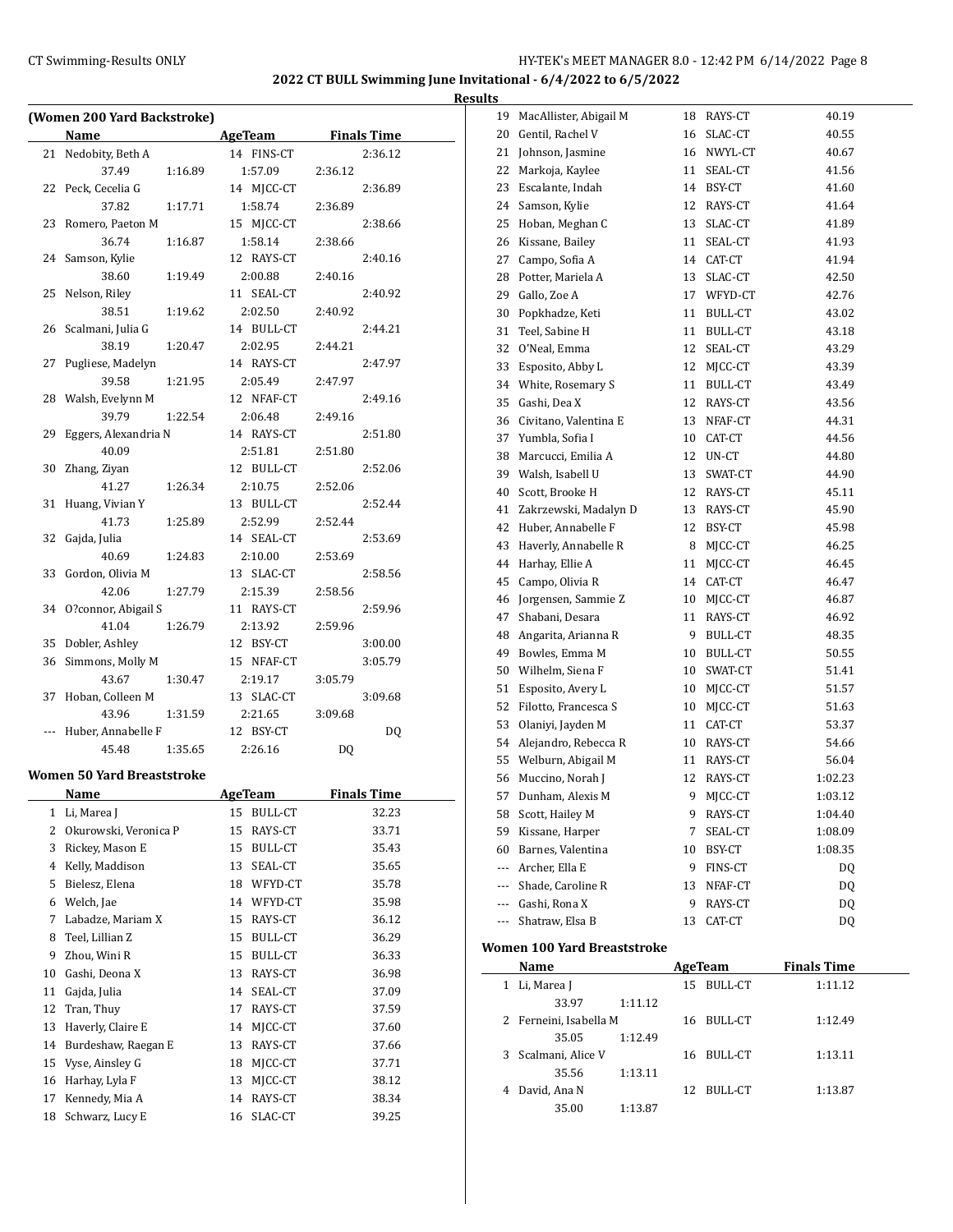**2022 CT BULL Swimming June Invitational - 6/4/2022 to 6/5/2022**

**Results**

### (Women 200 Yard Backstroke)

| | Name | Age | Team | Finals Time |
|---|---|---|---|---|
| 21 | Nedobity, Beth A | 14 | FINS-CT | 2:36.12 |
| | 37.49 1:16.89 1:57.09 2:36.12 | | | |
| 22 | Peck, Cecelia G | 14 | MJCC-CT | 2:36.89 |
| | 37.82 1:17.71 1:58.74 2:36.89 | | | |
| 23 | Romero, Paeton M | 15 | MJCC-CT | 2:38.66 |
| | 36.74 1:16.87 1:58.14 2:38.66 | | | |
| 24 | Samson, Kylie | 12 | RAYS-CT | 2:40.16 |
| | 38.60 1:19.49 2:00.88 2:40.16 | | | |
| 25 | Nelson, Riley | 11 | SEAL-CT | 2:40.92 |
| | 38.51 1:19.62 2:02.50 2:40.92 | | | |
| 26 | Scalmani, Julia G | 14 | BULL-CT | 2:44.21 |
| | 38.19 1:20.47 2:02.95 2:44.21 | | | |
| 27 | Pugliese, Madelyn | 14 | RAYS-CT | 2:47.97 |
| | 39.58 1:21.95 2:05.49 2:47.97 | | | |
| 28 | Walsh, Evelynn M | 12 | NFAF-CT | 2:49.16 |
| | 39.79 1:22.54 2:06.48 2:49.16 | | | |
| 29 | Eggers, Alexandria N | 14 | RAYS-CT | 2:51.80 |
| | 40.09 2:51.81 2:51.80 | | | |
| 30 | Zhang, Ziyan | 12 | BULL-CT | 2:52.06 |
| | 41.27 1:26.34 2:10.75 2:52.06 | | | |
| 31 | Huang, Vivian Y | 13 | BULL-CT | 2:52.44 |
| | 41.73 1:25.89 2:52.99 2:52.44 | | | |
| 32 | Gajda, Julia | 14 | SEAL-CT | 2:53.69 |
| | 40.69 1:24.83 2:10.00 2:53.69 | | | |
| 33 | Gordon, Olivia M | 13 | SLAC-CT | 2:58.56 |
| | 42.06 1:27.79 2:15.39 2:58.56 | | | |
| 34 | O?connor, Abigail S | 11 | RAYS-CT | 2:59.96 |
| | 41.04 1:26.79 2:13.92 2:59.96 | | | |
| 35 | Dobler, Ashley | 12 | BSY-CT | 3:00.00 |
| 36 | Simmons, Molly M | 15 | NFAF-CT | 3:05.79 |
| | 43.67 1:30.47 2:19.17 3:05.79 | | | |
| 37 | Hoban, Colleen M | 13 | SLAC-CT | 3:09.68 |
| | 43.96 1:31.59 2:21.65 3:09.68 | | | |
| --- | Huber, Annabelle F | 12 | BSY-CT | DQ |
| | 45.48 1:35.65 2:26.16 DQ | | | |

### Women 50 Yard Breaststroke

| | Name | Age | Team | Finals Time |
|---|---|---|---|---|
| 1 | Li, Marea J | 15 | BULL-CT | 32.23 |
| 2 | Okurowski, Veronica P | 15 | RAYS-CT | 33.71 |
| 3 | Rickey, Mason E | 15 | BULL-CT | 35.43 |
| 4 | Kelly, Maddison | 13 | SEAL-CT | 35.65 |
| 5 | Bielesz, Elena | 18 | WFYD-CT | 35.78 |
| 6 | Welch, Jae | 14 | WFYD-CT | 35.98 |
| 7 | Labadze, Mariam X | 15 | RAYS-CT | 36.12 |
| 8 | Teel, Lillian Z | 15 | BULL-CT | 36.29 |
| 9 | Zhou, Wini R | 15 | BULL-CT | 36.33 |
| 10 | Gashi, Deona X | 13 | RAYS-CT | 36.98 |
| 11 | Gajda, Julia | 14 | SEAL-CT | 37.09 |
| 12 | Tran, Thuy | 17 | RAYS-CT | 37.59 |
| 13 | Haverly, Claire E | 14 | MJCC-CT | 37.60 |
| 14 | Burdeshaw, Raegan E | 13 | RAYS-CT | 37.66 |
| 15 | Vyse, Ainsley G | 18 | MJCC-CT | 37.71 |
| 16 | Harhay, Lyla F | 13 | MJCC-CT | 38.12 |
| 17 | Kennedy, Mia A | 14 | RAYS-CT | 38.34 |
| 18 | Schwarz, Lucy E | 16 | SLAC-CT | 39.25 |
| 19 | MacAllister, Abigail M | 18 | RAYS-CT | 40.19 |
| 20 | Gentil, Rachel V | 16 | SLAC-CT | 40.55 |
| 21 | Johnson, Jasmine | 16 | NWYL-CT | 40.67 |
| 22 | Markoja, Kaylee | 11 | SEAL-CT | 41.56 |
| 23 | Escalante, Indah | 14 | BSY-CT | 41.60 |
| 24 | Samson, Kylie | 12 | RAYS-CT | 41.64 |
| 25 | Hoban, Meghan C | 13 | SLAC-CT | 41.89 |
| 26 | Kissane, Bailey | 11 | SEAL-CT | 41.93 |
| 27 | Campo, Sofia A | 14 | CAT-CT | 41.94 |
| 28 | Potter, Mariela A | 13 | SLAC-CT | 42.50 |
| 29 | Gallo, Zoe A | 17 | WFYD-CT | 42.76 |
| 30 | Popkhadze, Keti | 11 | BULL-CT | 43.02 |
| 31 | Teel, Sabine H | 11 | BULL-CT | 43.18 |
| 32 | O'Neal, Emma | 12 | SEAL-CT | 43.29 |
| 33 | Esposito, Abby L | 12 | MJCC-CT | 43.39 |
| 34 | White, Rosemary S | 11 | BULL-CT | 43.49 |
| 35 | Gashi, Dea X | 12 | RAYS-CT | 43.56 |
| 36 | Civitano, Valentina E | 13 | NFAF-CT | 44.31 |
| 37 | Yumbla, Sofia I | 10 | CAT-CT | 44.56 |
| 38 | Marcucci, Emilia A | 12 | UN-CT | 44.80 |
| 39 | Walsh, Isabell U | 13 | SWAT-CT | 44.90 |
| 40 | Scott, Brooke H | 12 | RAYS-CT | 45.11 |
| 41 | Zakrzewski, Madalyn D | 13 | RAYS-CT | 45.90 |
| 42 | Huber, Annabelle F | 12 | BSY-CT | 45.98 |
| 43 | Haverly, Annabelle R | 8 | MJCC-CT | 46.25 |
| 44 | Harhay, Ellie A | 11 | MJCC-CT | 46.45 |
| 45 | Campo, Olivia R | 14 | CAT-CT | 46.47 |
| 46 | Jorgensen, Sammie Z | 10 | MJCC-CT | 46.87 |
| 47 | Shabani, Desara | 11 | RAYS-CT | 46.92 |
| 48 | Angarita, Arianna R | 9 | BULL-CT | 48.35 |
| 49 | Bowles, Emma M | 10 | BULL-CT | 50.55 |
| 50 | Wilhelm, Siena F | 10 | SWAT-CT | 51.41 |
| 51 | Esposito, Avery L | 10 | MJCC-CT | 51.57 |
| 52 | Filotto, Francesca S | 10 | MJCC-CT | 51.63 |
| 53 | Olaniyi, Jayden M | 11 | CAT-CT | 53.37 |
| 54 | Alejandro, Rebecca R | 10 | RAYS-CT | 54.66 |
| 55 | Welburn, Abigail M | 11 | RAYS-CT | 56.04 |
| 56 | Muccino, Norah J | 12 | RAYS-CT | 1:02.23 |
| 57 | Dunham, Alexis M | 9 | MJCC-CT | 1:03.12 |
| 58 | Scott, Hailey M | 9 | RAYS-CT | 1:04.40 |
| 59 | Kissane, Harper | 7 | SEAL-CT | 1:08.09 |
| 60 | Barnes, Valentina | 10 | BSY-CT | 1:08.35 |
| --- | Archer, Ella E | 9 | FINS-CT | DQ |
| --- | Shade, Caroline R | 13 | NFAF-CT | DQ |
| --- | Gashi, Rona X | 9 | RAYS-CT | DQ |
| --- | Shatraw, Elsa B | 13 | CAT-CT | DQ |

### Women 100 Yard Breaststroke

| | Name | Age | Team | Finals Time |
|---|---|---|---|---|
| 1 | Li, Marea J | 15 | BULL-CT | 1:11.12 |
| | 33.97 1:11.12 | | | |
| 2 | Ferneini, Isabella M | 16 | BULL-CT | 1:12.49 |
| | 35.05 1:12.49 | | | |
| 3 | Scalmani, Alice V | 16 | BULL-CT | 1:13.11 |
| | 35.56 1:13.11 | | | |
| 4 | David, Ana N | 12 | BULL-CT | 1:13.87 |
| | 35.00 1:13.87 | | | |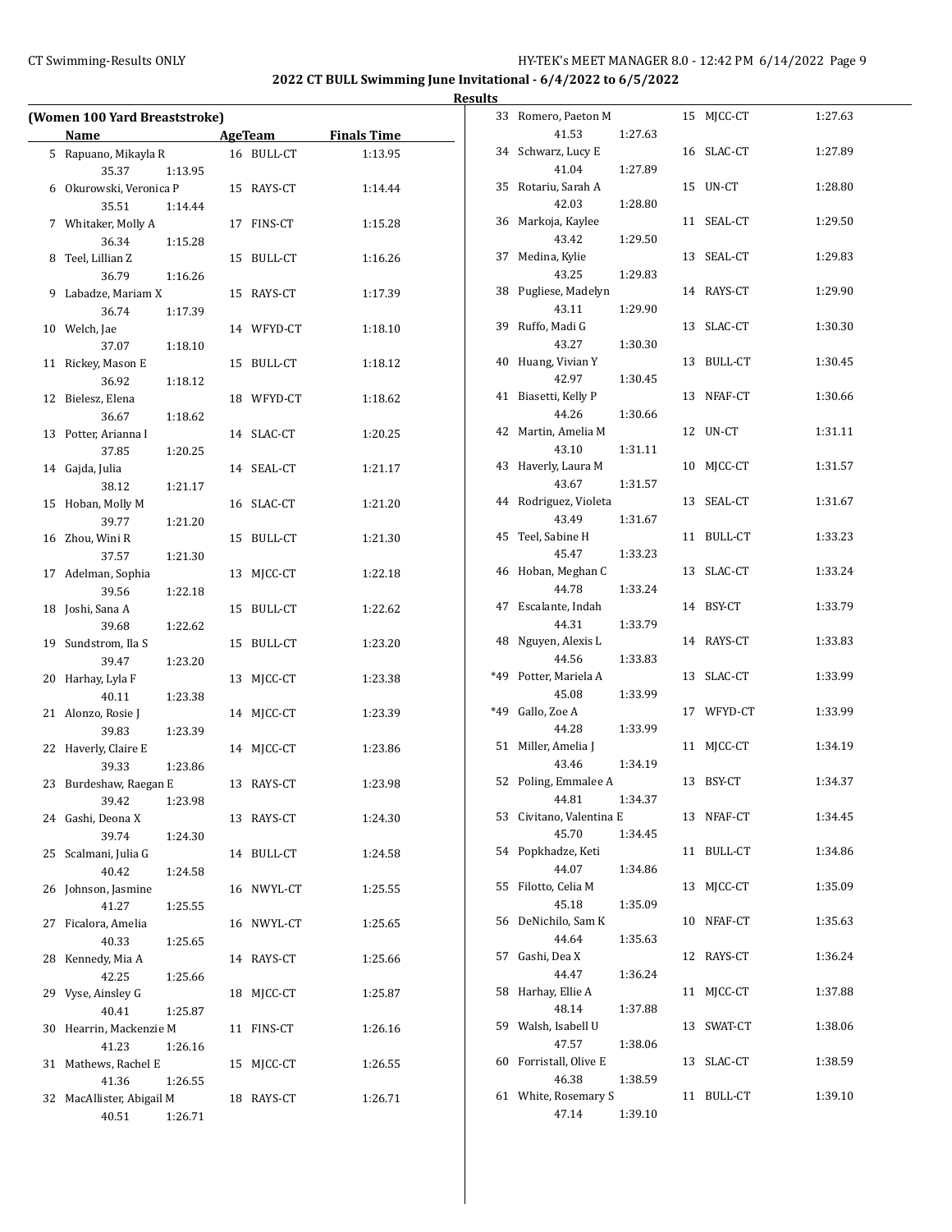## 2022 CT BULL Swimming June Invitational - 6/4/2022 to 6/5/2022

### Results

**(Women 100 Yard Breaststroke)**

| | Name | Age | Team | Finals Time |
|---|---|---|---|---|
| 5 | Rapuano, Mikayla R | 16 | BULL-CT | 1:13.95 |
| | 35.37 1:13.95 | | | |
| 6 | Okurowski, Veronica P | 15 | RAYS-CT | 1:14.44 |
| | 35.51 1:14.44 | | | |
| 7 | Whitaker, Molly A | 17 | FINS-CT | 1:15.28 |
| | 36.34 1:15.28 | | | |
| 8 | Teel, Lillian Z | 15 | BULL-CT | 1:16.26 |
| | 36.79 1:16.26 | | | |
| 9 | Labadze, Mariam X | 15 | RAYS-CT | 1:17.39 |
| | 36.74 1:17.39 | | | |
| 10 | Welch, Jae | 14 | WFYD-CT | 1:18.10 |
| | 37.07 1:18.10 | | | |
| 11 | Rickey, Mason E | 15 | BULL-CT | 1:18.12 |
| | 36.92 1:18.12 | | | |
| 12 | Bielesz, Elena | 18 | WFYD-CT | 1:18.62 |
| | 36.67 1:18.62 | | | |
| 13 | Potter, Arianna I | 14 | SLAC-CT | 1:20.25 |
| | 37.85 1:20.25 | | | |
| 14 | Gajda, Julia | 14 | SEAL-CT | 1:21.17 |
| | 38.12 1:21.17 | | | |
| 15 | Hoban, Molly M | 16 | SLAC-CT | 1:21.20 |
| | 39.77 1:21.20 | | | |
| 16 | Zhou, Wini R | 15 | BULL-CT | 1:21.30 |
| | 37.57 1:21.30 | | | |
| 17 | Adelman, Sophia | 13 | MJCC-CT | 1:22.18 |
| | 39.56 1:22.18 | | | |
| 18 | Joshi, Sana A | 15 | BULL-CT | 1:22.62 |
| | 39.68 1:22.62 | | | |
| 19 | Sundstrom, Ila S | 15 | BULL-CT | 1:23.20 |
| | 39.47 1:23.20 | | | |
| 20 | Harhay, Lyla F | 13 | MJCC-CT | 1:23.38 |
| | 40.11 1:23.38 | | | |
| 21 | Alonzo, Rosie J | 14 | MJCC-CT | 1:23.39 |
| | 39.83 1:23.39 | | | |
| 22 | Haverly, Claire E | 14 | MJCC-CT | 1:23.86 |
| | 39.33 1:23.86 | | | |
| 23 | Burdeshaw, Raegan E | 13 | RAYS-CT | 1:23.98 |
| | 39.42 1:23.98 | | | |
| 24 | Gashi, Deona X | 13 | RAYS-CT | 1:24.30 |
| | 39.74 1:24.30 | | | |
| 25 | Scalmani, Julia G | 14 | BULL-CT | 1:24.58 |
| | 40.42 1:24.58 | | | |
| 26 | Johnson, Jasmine | 16 | NWYL-CT | 1:25.55 |
| | 41.27 1:25.55 | | | |
| 27 | Ficalora, Amelia | 16 | NWYL-CT | 1:25.65 |
| | 40.33 1:25.65 | | | |
| 28 | Kennedy, Mia A | 14 | RAYS-CT | 1:25.66 |
| | 42.25 1:25.66 | | | |
| 29 | Vyse, Ainsley G | 18 | MJCC-CT | 1:25.87 |
| | 40.41 1:25.87 | | | |
| 30 | Hearrin, Mackenzie M | 11 | FINS-CT | 1:26.16 |
| | 41.23 1:26.16 | | | |
| 31 | Mathews, Rachel E | 15 | MJCC-CT | 1:26.55 |
| | 41.36 1:26.55 | | | |
| 32 | MacAllister, Abigail M | 18 | RAYS-CT | 1:26.71 |
| | 40.51 1:26.71 | | | |
| 33 | Romero, Paeton M | 15 | MJCC-CT | 1:27.63 |
| | 41.53 1:27.63 | | | |
| 34 | Schwarz, Lucy E | 16 | SLAC-CT | 1:27.89 |
| | 41.04 1:27.89 | | | |
| 35 | Rotariu, Sarah A | 15 | UN-CT | 1:28.80 |
| | 42.03 1:28.80 | | | |
| 36 | Markoja, Kaylee | 11 | SEAL-CT | 1:29.50 |
| | 43.42 1:29.50 | | | |
| 37 | Medina, Kylie | 13 | SEAL-CT | 1:29.83 |
| | 43.25 1:29.83 | | | |
| 38 | Pugliese, Madelyn | 14 | RAYS-CT | 1:29.90 |
| | 43.11 1:29.90 | | | |
| 39 | Ruffo, Madi G | 13 | SLAC-CT | 1:30.30 |
| | 43.27 1:30.30 | | | |
| 40 | Huang, Vivian Y | 13 | BULL-CT | 1:30.45 |
| | 42.97 1:30.45 | | | |
| 41 | Biasetti, Kelly P | 13 | NFAF-CT | 1:30.66 |
| | 44.26 1:30.66 | | | |
| 42 | Martin, Amelia M | 12 | UN-CT | 1:31.11 |
| | 43.10 1:31.11 | | | |
| 43 | Haverly, Laura M | 10 | MJCC-CT | 1:31.57 |
| | 43.67 1:31.57 | | | |
| 44 | Rodriguez, Violeta | 13 | SEAL-CT | 1:31.67 |
| | 43.49 1:31.67 | | | |
| 45 | Teel, Sabine H | 11 | BULL-CT | 1:33.23 |
| | 45.47 1:33.23 | | | |
| 46 | Hoban, Meghan C | 13 | SLAC-CT | 1:33.24 |
| | 44.78 1:33.24 | | | |
| 47 | Escalante, Indah | 14 | BSY-CT | 1:33.79 |
| | 44.31 1:33.79 | | | |
| 48 | Nguyen, Alexis L | 14 | RAYS-CT | 1:33.83 |
| | 44.56 1:33.83 | | | |
| *49 | Potter, Mariela A | 13 | SLAC-CT | 1:33.99 |
| | 45.08 1:33.99 | | | |
| *49 | Gallo, Zoe A | 17 | WFYD-CT | 1:33.99 |
| | 44.28 1:33.99 | | | |
| 51 | Miller, Amelia J | 11 | MJCC-CT | 1:34.19 |
| | 43.46 1:34.19 | | | |
| 52 | Poling, Emmalee A | 13 | BSY-CT | 1:34.37 |
| | 44.81 1:34.37 | | | |
| 53 | Civitano, Valentina E | 13 | NFAF-CT | 1:34.45 |
| | 45.70 1:34.45 | | | |
| 54 | Popkhadze, Keti | 11 | BULL-CT | 1:34.86 |
| | 44.07 1:34.86 | | | |
| 55 | Filotto, Celia M | 13 | MJCC-CT | 1:35.09 |
| | 45.18 1:35.09 | | | |
| 56 | DeNichilo, Sam K | 10 | NFAF-CT | 1:35.63 |
| | 44.64 1:35.63 | | | |
| 57 | Gashi, Dea X | 12 | RAYS-CT | 1:36.24 |
| | 44.47 1:36.24 | | | |
| 58 | Harhay, Ellie A | 11 | MJCC-CT | 1:37.88 |
| | 48.14 1:37.88 | | | |
| 59 | Walsh, Isabell U | 13 | SWAT-CT | 1:38.06 |
| | 47.57 1:38.06 | | | |
| 60 | Forristall, Olive E | 13 | SLAC-CT | 1:38.59 |
| | 46.38 1:38.59 | | | |
| 61 | White, Rosemary S | 11 | BULL-CT | 1:39.10 |
| | 47.14 1:39.10 | | | |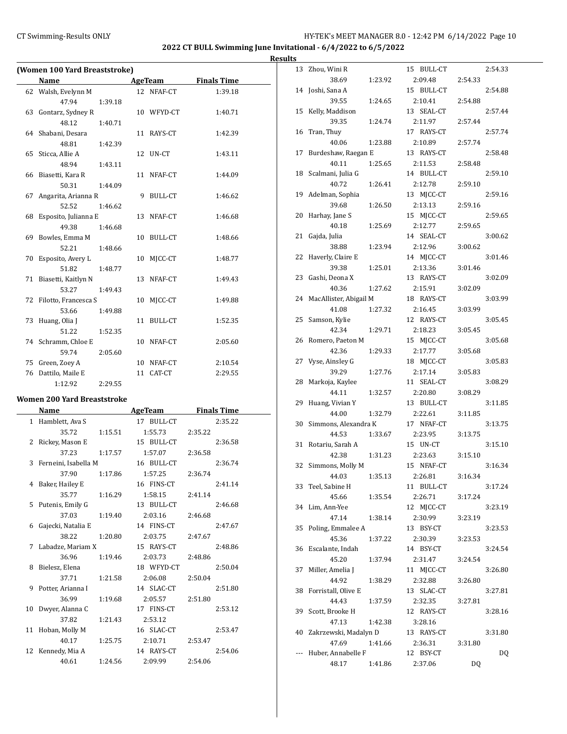# 2022 CT BULL Swimming June Invitational - 6/4/2022 to 6/5/2022

## Results

### (Women 100 Yard Breaststroke)

| | Name | Age | Team | Finals Time |
|---|---|---|---|---|
| 62 | Walsh, Evelynn M | 12 | NFAF-CT | 1:39.18 |
| | 47.94 1:39.18 | | | |
| 63 | Gontarz, Sydney R | 10 | WFYD-CT | 1:40.71 |
| | 48.12 1:40.71 | | | |
| 64 | Shabani, Desara | 11 | RAYS-CT | 1:42.39 |
| | 48.81 1:42.39 | | | |
| 65 | Sticca, Allie A | 12 | UN-CT | 1:43.11 |
| | 48.94 1:43.11 | | | |
| 66 | Biasetti, Kara R | 11 | NFAF-CT | 1:44.09 |
| | 50.31 1:44.09 | | | |
| 67 | Angarita, Arianna R | 9 | BULL-CT | 1:46.62 |
| | 52.52 1:46.62 | | | |
| 68 | Esposito, Julianna E | 13 | NFAF-CT | 1:46.68 |
| | 49.38 1:46.68 | | | |
| 69 | Bowles, Emma M | 10 | BULL-CT | 1:48.66 |
| | 52.21 1:48.66 | | | |
| 70 | Esposito, Avery L | 10 | MJCC-CT | 1:48.77 |
| | 51.82 1:48.77 | | | |
| 71 | Biasetti, Kaitlyn N | 13 | NFAF-CT | 1:49.43 |
| | 53.27 1:49.43 | | | |
| 72 | Filotto, Francesca S | 10 | MJCC-CT | 1:49.88 |
| | 53.66 1:49.88 | | | |
| 73 | Huang, Olia J | 11 | BULL-CT | 1:52.35 |
| | 51.22 1:52.35 | | | |
| 74 | Schramm, Chloe E | 10 | NFAF-CT | 2:05.60 |
| | 59.74 2:05.60 | | | |
| 75 | Green, Zoey A | 10 | NFAF-CT | 2:10.54 |
| 76 | Dattilo, Maile E | 11 | CAT-CT | 2:29.55 |
| | 1:12.92 2:29.55 | | | |

### Women 200 Yard Breaststroke

| | Name | Age | Team | Finals Time |
|---|---|---|---|---|
| 1 | Hamblett, Ava S | 17 | BULL-CT | 2:35.22 |
| | 35.72 1:15.51 1:55.73 2:35.22 | | | |
| 2 | Rickey, Mason E | 15 | BULL-CT | 2:36.58 |
| | 37.23 1:17.57 1:57.07 2:36.58 | | | |
| 3 | Ferneini, Isabella M | 16 | BULL-CT | 2:36.74 |
| | 37.90 1:17.86 1:57.25 2:36.74 | | | |
| 4 | Baker, Hailey E | 16 | FINS-CT | 2:41.14 |
| | 35.77 1:16.29 1:58.15 2:41.14 | | | |
| 5 | Putenis, Emily G | 13 | BULL-CT | 2:46.68 |
| | 37.03 1:19.40 2:03.16 2:46.68 | | | |
| 6 | Gajecki, Natalia E | 14 | FINS-CT | 2:47.67 |
| | 38.22 1:20.80 2:03.75 2:47.67 | | | |
| 7 | Labadze, Mariam X | 15 | RAYS-CT | 2:48.86 |
| | 36.96 1:19.46 2:03.73 2:48.86 | | | |
| 8 | Bielesz, Elena | 18 | WFYD-CT | 2:50.04 |
| | 37.71 1:21.58 2:06.08 2:50.04 | | | |
| 9 | Potter, Arianna I | 14 | SLAC-CT | 2:51.80 |
| | 36.99 1:19.68 2:05.57 2:51.80 | | | |
| 10 | Dwyer, Alanna C | 17 | FINS-CT | 2:53.12 |
| | 37.82 1:21.43 2:53.12 | | | |
| 11 | Hoban, Molly M | 16 | SLAC-CT | 2:53.47 |
| | 40.17 1:25.75 2:10.71 2:53.47 | | | |
| 12 | Kennedy, Mia A | 14 | RAYS-CT | 2:54.06 |
| | 40.61 1:24.56 2:09.99 2:54.06 | | | |
| 13 | Zhou, Wini R | 15 | BULL-CT | 2:54.33 |
| | 38.69 1:23.92 2:09.48 2:54.33 | | | |
| 14 | Joshi, Sana A | 15 | BULL-CT | 2:54.88 |
| | 39.55 1:24.65 2:10.41 2:54.88 | | | |
| 15 | Kelly, Maddison | 13 | SEAL-CT | 2:57.44 |
| | 39.35 1:24.74 2:11.97 2:57.44 | | | |
| 16 | Tran, Thuy | 17 | RAYS-CT | 2:57.74 |
| | 40.06 1:23.88 2:10.89 2:57.74 | | | |
| 17 | Burdeshaw, Raegan E | 13 | RAYS-CT | 2:58.48 |
| | 40.11 1:25.65 2:11.53 2:58.48 | | | |
| 18 | Scalmani, Julia G | 14 | BULL-CT | 2:59.10 |
| | 40.72 1:26.41 2:12.78 2:59.10 | | | |
| 19 | Adelman, Sophia | 13 | MJCC-CT | 2:59.16 |
| | 39.68 1:26.50 2:13.13 2:59.16 | | | |
| 20 | Harhay, Jane S | 15 | MJCC-CT | 2:59.65 |
| | 40.18 1:25.69 2:12.77 2:59.65 | | | |
| 21 | Gajda, Julia | 14 | SEAL-CT | 3:00.62 |
| | 38.88 1:23.94 2:12.96 3:00.62 | | | |
| 22 | Haverly, Claire E | 14 | MJCC-CT | 3:01.46 |
| | 39.38 1:25.01 2:13.36 3:01.46 | | | |
| 23 | Gashi, Deona X | 13 | RAYS-CT | 3:02.09 |
| | 40.36 1:27.62 2:15.91 3:02.09 | | | |
| 24 | MacAllister, Abigail M | 18 | RAYS-CT | 3:03.99 |
| | 41.08 1:27.32 2:16.45 3:03.99 | | | |
| 25 | Samson, Kylie | 12 | RAYS-CT | 3:05.45 |
| | 42.34 1:29.71 2:18.23 3:05.45 | | | |
| 26 | Romero, Paeton M | 15 | MJCC-CT | 3:05.68 |
| | 42.36 1:29.33 2:17.77 3:05.68 | | | |
| 27 | Vyse, Ainsley G | 18 | MJCC-CT | 3:05.83 |
| | 39.29 1:27.76 2:17.14 3:05.83 | | | |
| 28 | Markoja, Kaylee | 11 | SEAL-CT | 3:08.29 |
| | 44.11 1:32.57 2:20.80 3:08.29 | | | |
| 29 | Huang, Vivian Y | 13 | BULL-CT | 3:11.85 |
| | 44.00 1:32.79 2:22.61 3:11.85 | | | |
| 30 | Simmons, Alexandra K | 17 | NFAF-CT | 3:13.75 |
| | 44.53 1:33.67 2:23.95 3:13.75 | | | |
| 31 | Rotariu, Sarah A | 15 | UN-CT | 3:15.10 |
| | 42.38 1:31.23 2:23.63 3:15.10 | | | |
| 32 | Simmons, Molly M | 15 | NFAF-CT | 3:16.34 |
| | 44.03 1:35.13 2:26.81 3:16.34 | | | |
| 33 | Teel, Sabine H | 11 | BULL-CT | 3:17.24 |
| | 45.66 1:35.54 2:26.71 3:17.24 | | | |
| 34 | Lim, Ann-Yee | 12 | MJCC-CT | 3:23.19 |
| | 47.14 1:38.14 2:30.99 3:23.19 | | | |
| 35 | Poling, Emmalee A | 13 | BSY-CT | 3:23.53 |
| | 45.36 1:37.22 2:30.39 3:23.53 | | | |
| 36 | Escalante, Indah | 14 | BSY-CT | 3:24.54 |
| | 45.20 1:37.94 2:31.47 3:24.54 | | | |
| 37 | Miller, Amelia J | 11 | MJCC-CT | 3:26.80 |
| | 44.92 1:38.29 2:32.88 3:26.80 | | | |
| 38 | Forristall, Olive E | 13 | SLAC-CT | 3:27.81 |
| | 44.43 1:37.59 2:32.35 3:27.81 | | | |
| 39 | Scott, Brooke H | 12 | RAYS-CT | 3:28.16 |
| | 47.13 1:42.38 3:28.16 | | | |
| 40 | Zakrzewski, Madalyn D | 13 | RAYS-CT | 3:31.80 |
| | 47.69 1:41.66 2:36.31 3:31.80 | | | |
| --- | Huber, Annabelle F | 12 | BSY-CT | DQ |
| | 48.17 1:41.86 2:37.06 DQ | | | |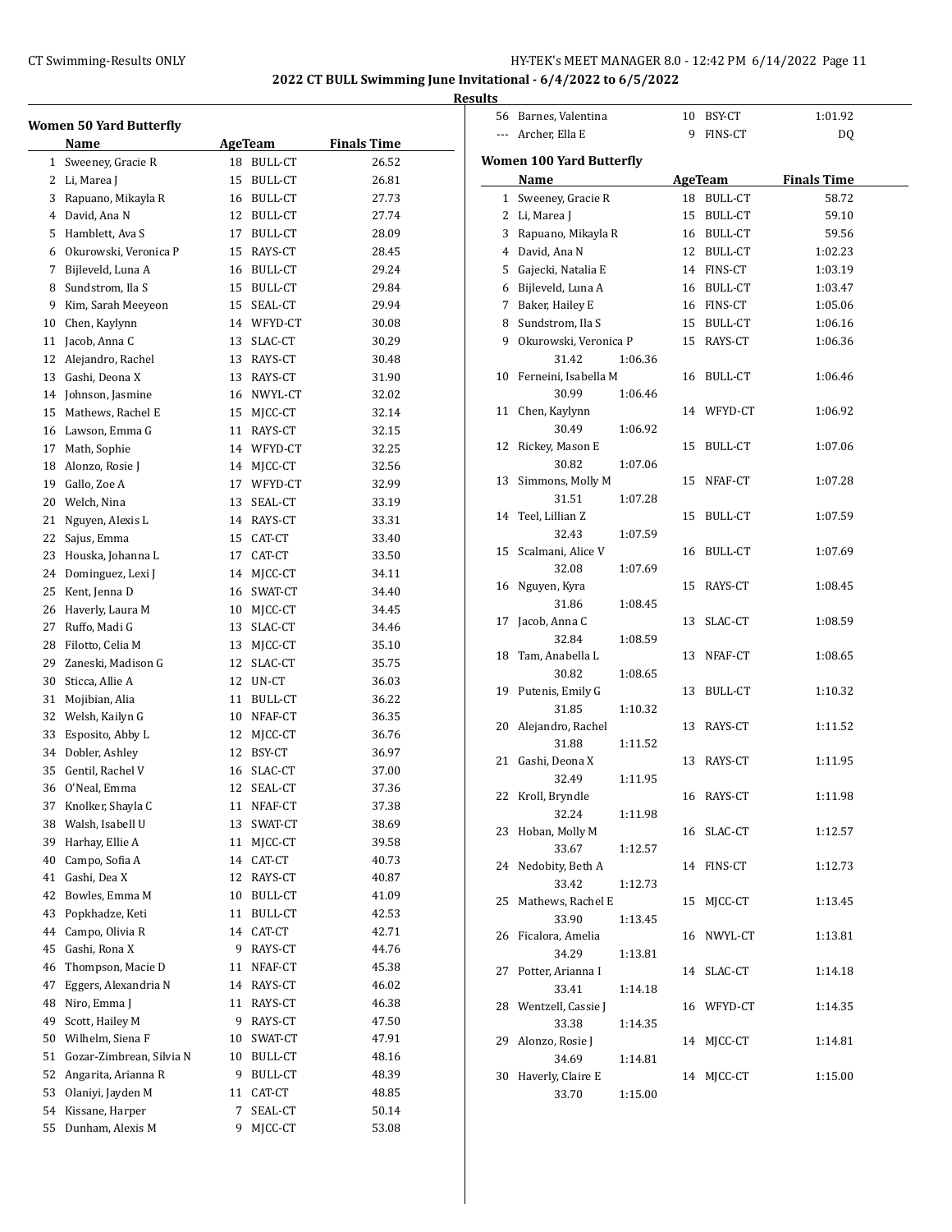## 2022 CT BULL Swimming June Invitational - 6/4/2022 to 6/5/2022

### Results

#### Women 50 Yard Butterfly

| | Name | Age | Team | Finals Time |
|---|---|---|---|---|
| 1 | Sweeney, Gracie R | 18 | BULL-CT | 26.52 |
| 2 | Li, Marea J | 15 | BULL-CT | 26.81 |
| 3 | Rapuano, Mikayla R | 16 | BULL-CT | 27.73 |
| 4 | David, Ana N | 12 | BULL-CT | 27.74 |
| 5 | Hamblett, Ava S | 17 | BULL-CT | 28.09 |
| 6 | Okurowski, Veronica P | 15 | RAYS-CT | 28.45 |
| 7 | Bijleveld, Luna A | 16 | BULL-CT | 29.24 |
| 8 | Sundstrom, Ila S | 15 | BULL-CT | 29.84 |
| 9 | Kim, Sarah Meeyeon | 15 | SEAL-CT | 29.94 |
| 10 | Chen, Kaylynn | 14 | WFYD-CT | 30.08 |
| 11 | Jacob, Anna C | 13 | SLAC-CT | 30.29 |
| 12 | Alejandro, Rachel | 13 | RAYS-CT | 30.48 |
| 13 | Gashi, Deona X | 13 | RAYS-CT | 31.90 |
| 14 | Johnson, Jasmine | 16 | NWYL-CT | 32.02 |
| 15 | Mathews, Rachel E | 15 | MJCC-CT | 32.14 |
| 16 | Lawson, Emma G | 11 | RAYS-CT | 32.15 |
| 17 | Math, Sophie | 14 | WFYD-CT | 32.25 |
| 18 | Alonzo, Rosie J | 14 | MJCC-CT | 32.56 |
| 19 | Gallo, Zoe A | 17 | WFYD-CT | 32.99 |
| 20 | Welch, Nina | 13 | SEAL-CT | 33.19 |
| 21 | Nguyen, Alexis L | 14 | RAYS-CT | 33.31 |
| 22 | Sajus, Emma | 15 | CAT-CT | 33.40 |
| 23 | Houska, Johanna L | 17 | CAT-CT | 33.50 |
| 24 | Dominguez, Lexi J | 14 | MJCC-CT | 34.11 |
| 25 | Kent, Jenna D | 16 | SWAT-CT | 34.40 |
| 26 | Haverly, Laura M | 10 | MJCC-CT | 34.45 |
| 27 | Ruffo, Madi G | 13 | SLAC-CT | 34.46 |
| 28 | Filotto, Celia M | 13 | MJCC-CT | 35.10 |
| 29 | Zaneski, Madison G | 12 | SLAC-CT | 35.75 |
| 30 | Sticca, Allie A | 12 | UN-CT | 36.03 |
| 31 | Mojibian, Alia | 11 | BULL-CT | 36.22 |
| 32 | Welsh, Kailyn G | 10 | NFAF-CT | 36.35 |
| 33 | Esposito, Abby L | 12 | MJCC-CT | 36.76 |
| 34 | Dobler, Ashley | 12 | BSY-CT | 36.97 |
| 35 | Gentil, Rachel V | 16 | SLAC-CT | 37.00 |
| 36 | O'Neal, Emma | 12 | SEAL-CT | 37.36 |
| 37 | Knolker, Shayla C | 11 | NFAF-CT | 37.38 |
| 38 | Walsh, Isabell U | 13 | SWAT-CT | 38.69 |
| 39 | Harhay, Ellie A | 11 | MJCC-CT | 39.58 |
| 40 | Campo, Sofia A | 14 | CAT-CT | 40.73 |
| 41 | Gashi, Dea X | 12 | RAYS-CT | 40.87 |
| 42 | Bowles, Emma M | 10 | BULL-CT | 41.09 |
| 43 | Popkhadze, Keti | 11 | BULL-CT | 42.53 |
| 44 | Campo, Olivia R | 14 | CAT-CT | 42.71 |
| 45 | Gashi, Rona X | 9 | RAYS-CT | 44.76 |
| 46 | Thompson, Macie D | 11 | NFAF-CT | 45.38 |
| 47 | Eggers, Alexandria N | 14 | RAYS-CT | 46.02 |
| 48 | Niro, Emma J | 11 | RAYS-CT | 46.38 |
| 49 | Scott, Hailey M | 9 | RAYS-CT | 47.50 |
| 50 | Wilhelm, Siena F | 10 | SWAT-CT | 47.91 |
| 51 | Gozar-Zimbrean, Silvia N | 10 | BULL-CT | 48.16 |
| 52 | Angarita, Arianna R | 9 | BULL-CT | 48.39 |
| 53 | Olaniyi, Jayden M | 11 | CAT-CT | 48.85 |
| 54 | Kissane, Harper | 7 | SEAL-CT | 50.14 |
| 55 | Dunham, Alexis M | 9 | MJCC-CT | 53.08 |
| 56 | Barnes, Valentina | 10 | BSY-CT | 1:01.92 |
| --- | Archer, Ella E | 9 | FINS-CT | DQ |

#### Women 100 Yard Butterfly

| | Name | Age | Team | Finals Time |
|---|---|---|---|---|
| 1 | Sweeney, Gracie R | 18 | BULL-CT | 58.72 |
| 2 | Li, Marea J | 15 | BULL-CT | 59.10 |
| 3 | Rapuano, Mikayla R | 16 | BULL-CT | 59.56 |
| 4 | David, Ana N | 12 | BULL-CT | 1:02.23 |
| 5 | Gajecki, Natalia E | 14 | FINS-CT | 1:03.19 |
| 6 | Bijleveld, Luna A | 16 | BULL-CT | 1:03.47 |
| 7 | Baker, Hailey E | 16 | FINS-CT | 1:05.06 |
| 8 | Sundstrom, Ila S | 15 | BULL-CT | 1:06.16 |
| 9 | Okurowski, Veronica P | 15 | RAYS-CT | 1:06.36 |
| | 31.42 1:06.36 | | | |
| 10 | Ferneini, Isabella M | 16 | BULL-CT | 1:06.46 |
| | 30.99 1:06.46 | | | |
| 11 | Chen, Kaylynn | 14 | WFYD-CT | 1:06.92 |
| | 30.49 1:06.92 | | | |
| 12 | Rickey, Mason E | 15 | BULL-CT | 1:07.06 |
| | 30.82 1:07.06 | | | |
| 13 | Simmons, Molly M | 15 | NFAF-CT | 1:07.28 |
| | 31.51 1:07.28 | | | |
| 14 | Teel, Lillian Z | 15 | BULL-CT | 1:07.59 |
| | 32.43 1:07.59 | | | |
| 15 | Scalmani, Alice V | 16 | BULL-CT | 1:07.69 |
| | 32.08 1:07.69 | | | |
| 16 | Nguyen, Kyra | 15 | RAYS-CT | 1:08.45 |
| | 31.86 1:08.45 | | | |
| 17 | Jacob, Anna C | 13 | SLAC-CT | 1:08.59 |
| | 32.84 1:08.59 | | | |
| 18 | Tam, Anabella L | 13 | NFAF-CT | 1:08.65 |
| | 30.82 1:08.65 | | | |
| 19 | Putenis, Emily G | 13 | BULL-CT | 1:10.32 |
| | 31.85 1:10.32 | | | |
| 20 | Alejandro, Rachel | 13 | RAYS-CT | 1:11.52 |
| | 31.88 1:11.52 | | | |
| 21 | Gashi, Deona X | 13 | RAYS-CT | 1:11.95 |
| | 32.49 1:11.95 | | | |
| 22 | Kroll, Bryndle | 16 | RAYS-CT | 1:11.98 |
| | 32.24 1:11.98 | | | |
| 23 | Hoban, Molly M | 16 | SLAC-CT | 1:12.57 |
| | 33.67 1:12.57 | | | |
| 24 | Nedobity, Beth A | 14 | FINS-CT | 1:12.73 |
| | 33.42 1:12.73 | | | |
| 25 | Mathews, Rachel E | 15 | MJCC-CT | 1:13.45 |
| | 33.90 1:13.45 | | | |
| 26 | Ficalora, Amelia | 16 | NWYL-CT | 1:13.81 |
| | 34.29 1:13.81 | | | |
| 27 | Potter, Arianna I | 14 | SLAC-CT | 1:14.18 |
| | 33.41 1:14.18 | | | |
| 28 | Wentzell, Cassie J | 16 | WFYD-CT | 1:14.35 |
| | 33.38 1:14.35 | | | |
| 29 | Alonzo, Rosie J | 14 | MJCC-CT | 1:14.81 |
| | 34.69 1:14.81 | | | |
| 30 | Haverly, Claire E | 14 | MJCC-CT | 1:15.00 |
| | 33.70 1:15.00 | | | |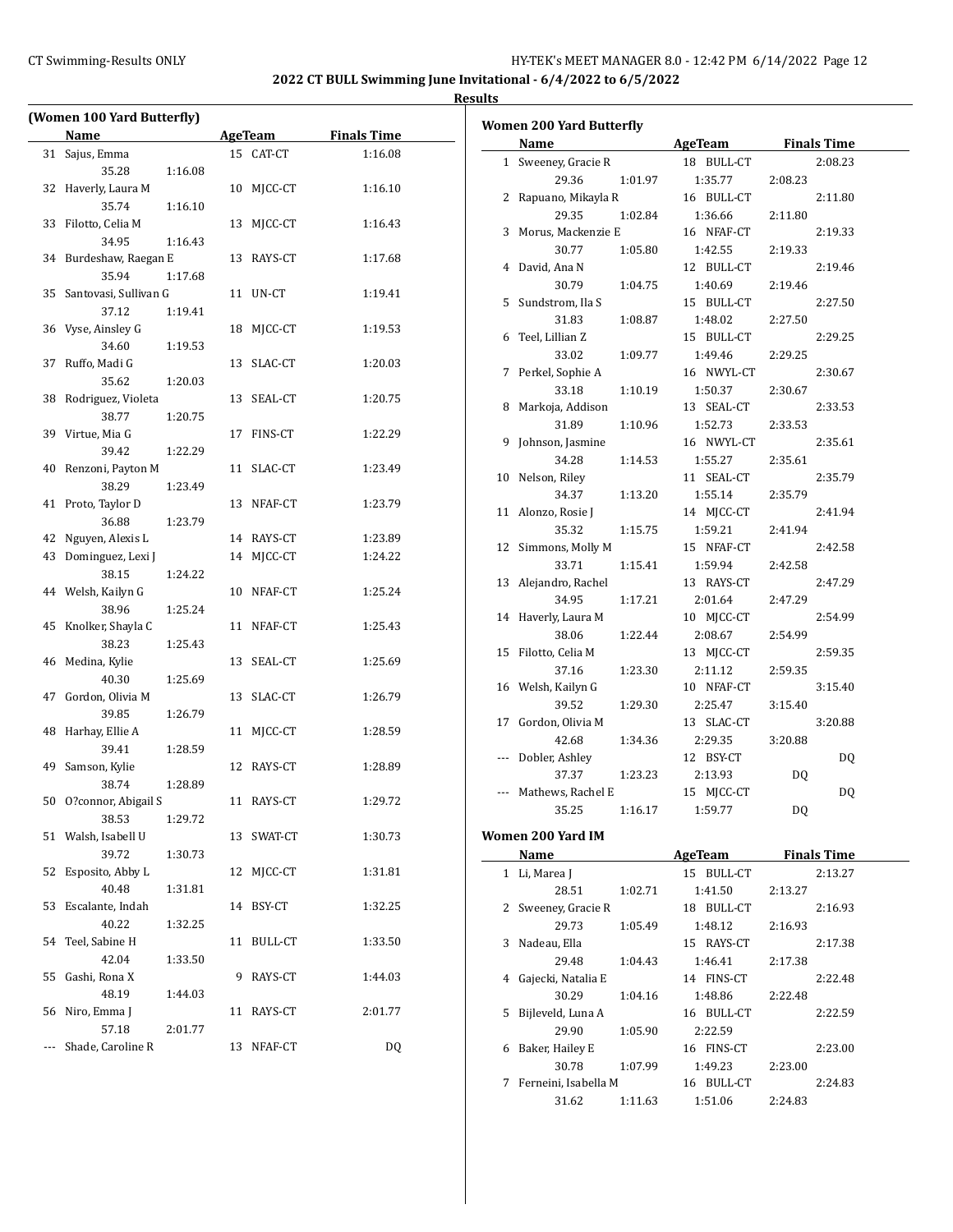## 2022 CT BULL Swimming June Invitational - 6/4/2022 to 6/5/2022

**Results**

### (Women 100 Yard Butterfly)

| | Name | Age | Team | Finals Time |
|---|---|---|---|---|
| 31 | Sajus, Emma | 15 | CAT-CT | 1:16.08 |
| | 35.28 1:16.08 | | | |
| 32 | Haverly, Laura M | 10 | MJCC-CT | 1:16.10 |
| | 35.74 1:16.10 | | | |
| 33 | Filotto, Celia M | 13 | MJCC-CT | 1:16.43 |
| | 34.95 1:16.43 | | | |
| 34 | Burdeshaw, Raegan E | 13 | RAYS-CT | 1:17.68 |
| | 35.94 1:17.68 | | | |
| 35 | Santovasi, Sullivan G | 11 | UN-CT | 1:19.41 |
| | 37.12 1:19.41 | | | |
| 36 | Vyse, Ainsley G | 18 | MJCC-CT | 1:19.53 |
| | 34.60 1:19.53 | | | |
| 37 | Ruffo, Madi G | 13 | SLAC-CT | 1:20.03 |
| | 35.62 1:20.03 | | | |
| 38 | Rodriguez, Violeta | 13 | SEAL-CT | 1:20.75 |
| | 38.77 1:20.75 | | | |
| 39 | Virtue, Mia G | 17 | FINS-CT | 1:22.29 |
| | 39.42 1:22.29 | | | |
| 40 | Renzoni, Payton M | 11 | SLAC-CT | 1:23.49 |
| | 38.29 1:23.49 | | | |
| 41 | Proto, Taylor D | 13 | NFAF-CT | 1:23.79 |
| | 36.88 1:23.79 | | | |
| 42 | Nguyen, Alexis L | 14 | RAYS-CT | 1:23.89 |
| 43 | Dominguez, Lexi J | 14 | MJCC-CT | 1:24.22 |
| | 38.15 1:24.22 | | | |
| 44 | Welsh, Kailyn G | 10 | NFAF-CT | 1:25.24 |
| | 38.96 1:25.24 | | | |
| 45 | Knolker, Shayla C | 11 | NFAF-CT | 1:25.43 |
| | 38.23 1:25.43 | | | |
| 46 | Medina, Kylie | 13 | SEAL-CT | 1:25.69 |
| | 40.30 1:25.69 | | | |
| 47 | Gordon, Olivia M | 13 | SLAC-CT | 1:26.79 |
| | 39.85 1:26.79 | | | |
| 48 | Harhay, Ellie A | 11 | MJCC-CT | 1:28.59 |
| | 39.41 1:28.59 | | | |
| 49 | Samson, Kylie | 12 | RAYS-CT | 1:28.89 |
| | 38.74 1:28.89 | | | |
| 50 | O?connor, Abigail S | 11 | RAYS-CT | 1:29.72 |
| | 38.53 1:29.72 | | | |
| 51 | Walsh, Isabell U | 13 | SWAT-CT | 1:30.73 |
| | 39.72 1:30.73 | | | |
| 52 | Esposito, Abby L | 12 | MJCC-CT | 1:31.81 |
| | 40.48 1:31.81 | | | |
| 53 | Escalante, Indah | 14 | BSY-CT | 1:32.25 |
| | 40.22 1:32.25 | | | |
| 54 | Teel, Sabine H | 11 | BULL-CT | 1:33.50 |
| | 42.04 1:33.50 | | | |
| 55 | Gashi, Rona X | 9 | RAYS-CT | 1:44.03 |
| | 48.19 1:44.03 | | | |
| 56 | Niro, Emma J | 11 | RAYS-CT | 2:01.77 |
| | 57.18 2:01.77 | | | |
| --- | Shade, Caroline R | 13 | NFAF-CT | DQ |

### Women 200 Yard Butterfly

| | Name | Age | Team | Finals Time |
|---|---|---|---|---|
| 1 | Sweeney, Gracie R | 18 | BULL-CT | 2:08.23 |
| | 29.36 1:01.97 1:35.77 2:08.23 | | | |
| 2 | Rapuano, Mikayla R | 16 | BULL-CT | 2:11.80 |
| | 29.35 1:02.84 1:36.66 2:11.80 | | | |
| 3 | Morus, Mackenzie E | 16 | NFAF-CT | 2:19.33 |
| | 30.77 1:05.80 1:42.55 2:19.33 | | | |
| 4 | David, Ana N | 12 | BULL-CT | 2:19.46 |
| | 30.79 1:04.75 1:40.69 2:19.46 | | | |
| 5 | Sundstrom, Ila S | 15 | BULL-CT | 2:27.50 |
| | 31.83 1:08.87 1:48.02 2:27.50 | | | |
| 6 | Teel, Lillian Z | 15 | BULL-CT | 2:29.25 |
| | 33.02 1:09.77 1:49.46 2:29.25 | | | |
| 7 | Perkel, Sophie A | 16 | NWYL-CT | 2:30.67 |
| | 33.18 1:10.19 1:50.37 2:30.67 | | | |
| 8 | Markoja, Addison | 13 | SEAL-CT | 2:33.53 |
| | 31.89 1:10.96 1:52.73 2:33.53 | | | |
| 9 | Johnson, Jasmine | 16 | NWYL-CT | 2:35.61 |
| | 34.28 1:14.53 1:55.27 2:35.61 | | | |
| 10 | Nelson, Riley | 11 | SEAL-CT | 2:35.79 |
| | 34.37 1:13.20 1:55.14 2:35.79 | | | |
| 11 | Alonzo, Rosie J | 14 | MJCC-CT | 2:41.94 |
| | 35.32 1:15.75 1:59.21 2:41.94 | | | |
| 12 | Simmons, Molly M | 15 | NFAF-CT | 2:42.58 |
| | 33.71 1:15.41 1:59.94 2:42.58 | | | |
| 13 | Alejandro, Rachel | 13 | RAYS-CT | 2:47.29 |
| | 34.95 1:17.21 2:01.64 2:47.29 | | | |
| 14 | Haverly, Laura M | 10 | MJCC-CT | 2:54.99 |
| | 38.06 1:22.44 2:08.67 2:54.99 | | | |
| 15 | Filotto, Celia M | 13 | MJCC-CT | 2:59.35 |
| | 37.16 1:23.30 2:11.12 2:59.35 | | | |
| 16 | Welsh, Kailyn G | 10 | NFAF-CT | 3:15.40 |
| | 39.52 1:29.30 2:25.47 3:15.40 | | | |
| 17 | Gordon, Olivia M | 13 | SLAC-CT | 3:20.88 |
| | 42.68 1:34.36 2:29.35 3:20.88 | | | |
| --- | Dobler, Ashley | 12 | BSY-CT | DQ |
| | 37.37 1:23.23 2:13.93 DQ | | | |
| --- | Mathews, Rachel E | 15 | MJCC-CT | DQ |
| | 35.25 1:16.17 1:59.77 DQ | | | |

### Women 200 Yard IM

| | Name | Age | Team | Finals Time |
|---|---|---|---|---|
| 1 | Li, Marea J | 15 | BULL-CT | 2:13.27 |
| | 28.51 1:02.71 1:41.50 2:13.27 | | | |
| 2 | Sweeney, Gracie R | 18 | BULL-CT | 2:16.93 |
| | 29.73 1:05.49 1:48.12 2:16.93 | | | |
| 3 | Nadeau, Ella | 15 | RAYS-CT | 2:17.38 |
| | 29.48 1:04.43 1:46.41 2:17.38 | | | |
| 4 | Gajecki, Natalia E | 14 | FINS-CT | 2:22.48 |
| | 30.29 1:04.16 1:48.86 2:22.48 | | | |
| 5 | Bijleveld, Luna A | 16 | BULL-CT | 2:22.59 |
| | 29.90 1:05.90 2:22.59 | | | |
| 6 | Baker, Hailey E | 16 | FINS-CT | 2:23.00 |
| | 30.78 1:07.99 1:49.23 2:23.00 | | | |
| 7 | Ferneini, Isabella M | 16 | BULL-CT | 2:24.83 |
| | 31.62 1:11.63 1:51.06 2:24.83 | | | |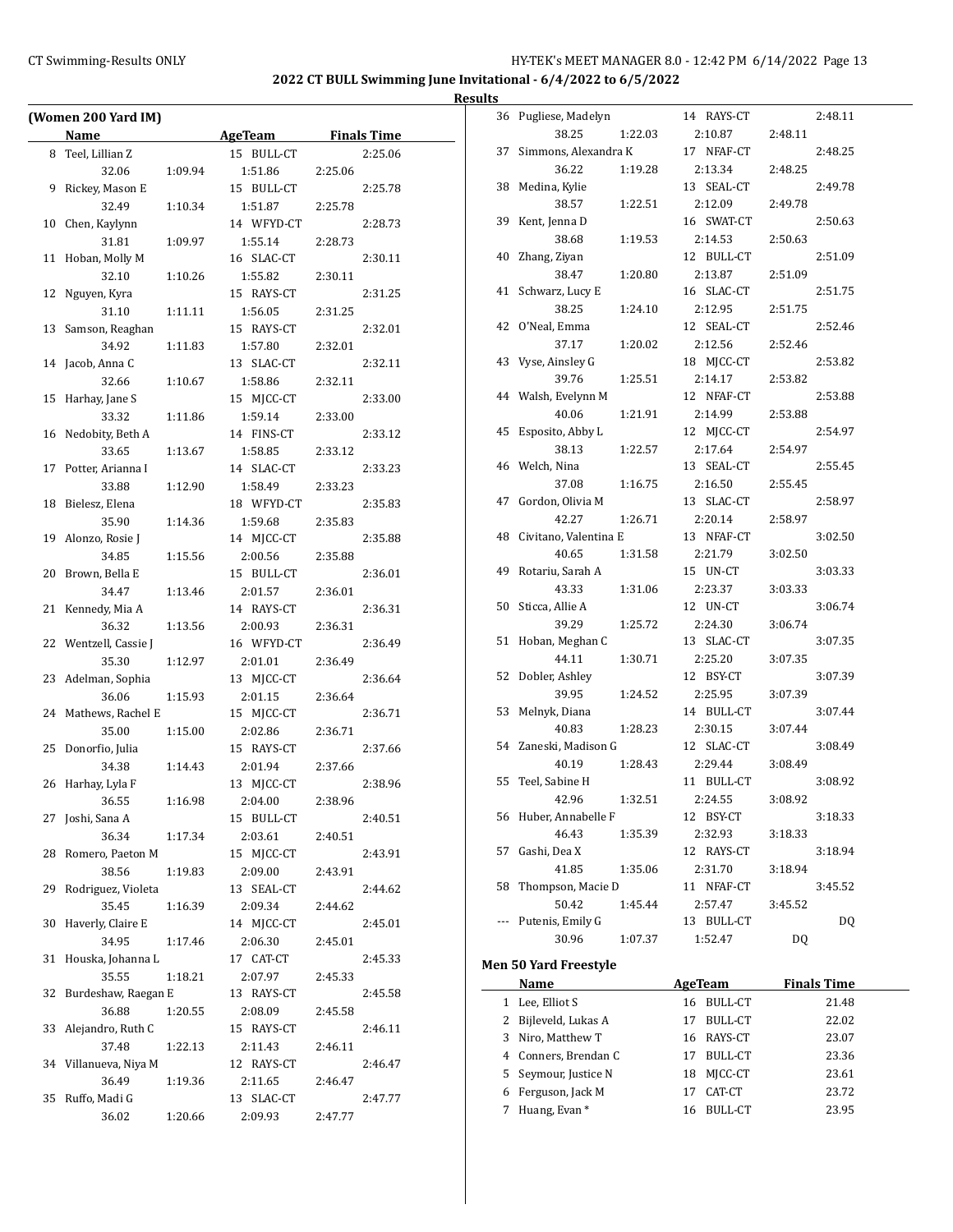## 2022 CT BULL Swimming June Invitational - 6/4/2022 to 6/5/2022

### Results

### (Women 200 Yard IM)

| | Name | AgeTeam | | Finals Time |
|---|---|---|---|---|
| 8 | Teel, Lillian Z | 15 BULL-CT | | 2:25.06 |
| | 32.06 | 1:09.94 | 1:51.86 | 2:25.06 |
| 9 | Rickey, Mason E | 15 BULL-CT | | 2:25.78 |
| | 32.49 | 1:10.34 | 1:51.87 | 2:25.78 |
| 10 | Chen, Kaylynn | 14 WFYD-CT | | 2:28.73 |
| | 31.81 | 1:09.97 | 1:55.14 | 2:28.73 |
| 11 | Hoban, Molly M | 16 SLAC-CT | | 2:30.11 |
| | 32.10 | 1:10.26 | 1:55.82 | 2:30.11 |
| 12 | Nguyen, Kyra | 15 RAYS-CT | | 2:31.25 |
| | 31.10 | 1:11.11 | 1:56.05 | 2:31.25 |
| 13 | Samson, Reaghan | 15 RAYS-CT | | 2:32.01 |
| | 34.92 | 1:11.83 | 1:57.80 | 2:32.01 |
| 14 | Jacob, Anna C | 13 SLAC-CT | | 2:32.11 |
| | 32.66 | 1:10.67 | 1:58.86 | 2:32.11 |
| 15 | Harhay, Jane S | 15 MJCC-CT | | 2:33.00 |
| | 33.32 | 1:11.86 | 1:59.14 | 2:33.00 |
| 16 | Nedobity, Beth A | 14 FINS-CT | | 2:33.12 |
| | 33.65 | 1:13.67 | 1:58.85 | 2:33.12 |
| 17 | Potter, Arianna I | 14 SLAC-CT | | 2:33.23 |
| | 33.88 | 1:12.90 | 1:58.49 | 2:33.23 |
| 18 | Bielesz, Elena | 18 WFYD-CT | | 2:35.83 |
| | 35.90 | 1:14.36 | 1:59.68 | 2:35.83 |
| 19 | Alonzo, Rosie J | 14 MJCC-CT | | 2:35.88 |
| | 34.85 | 1:15.56 | 2:00.56 | 2:35.88 |
| 20 | Brown, Bella E | 15 BULL-CT | | 2:36.01 |
| | 34.47 | 1:13.46 | 2:01.57 | 2:36.01 |
| 21 | Kennedy, Mia A | 14 RAYS-CT | | 2:36.31 |
| | 36.32 | 1:13.56 | 2:00.93 | 2:36.31 |
| 22 | Wentzell, Cassie J | 16 WFYD-CT | | 2:36.49 |
| | 35.30 | 1:12.97 | 2:01.01 | 2:36.49 |
| 23 | Adelman, Sophia | 13 MJCC-CT | | 2:36.64 |
| | 36.06 | 1:15.93 | 2:01.15 | 2:36.64 |
| 24 | Mathews, Rachel E | 15 MJCC-CT | | 2:36.71 |
| | 35.00 | 1:15.00 | 2:02.86 | 2:36.71 |
| 25 | Donorfio, Julia | 15 RAYS-CT | | 2:37.66 |
| | 34.38 | 1:14.43 | 2:01.94 | 2:37.66 |
| 26 | Harhay, Lyla F | 13 MJCC-CT | | 2:38.96 |
| | 36.55 | 1:16.98 | 2:04.00 | 2:38.96 |
| 27 | Joshi, Sana A | 15 BULL-CT | | 2:40.51 |
| | 36.34 | 1:17.34 | 2:03.61 | 2:40.51 |
| 28 | Romero, Paeton M | 15 MJCC-CT | | 2:43.91 |
| | 38.56 | 1:19.83 | 2:09.00 | 2:43.91 |
| 29 | Rodriguez, Violeta | 13 SEAL-CT | | 2:44.62 |
| | 35.45 | 1:16.39 | 2:09.34 | 2:44.62 |
| 30 | Haverly, Claire E | 14 MJCC-CT | | 2:45.01 |
| | 34.95 | 1:17.46 | 2:06.30 | 2:45.01 |
| 31 | Houska, Johanna L | 17 CAT-CT | | 2:45.33 |
| | 35.55 | 1:18.21 | 2:07.97 | 2:45.33 |
| 32 | Burdeshaw, Raegan E | 13 RAYS-CT | | 2:45.58 |
| | 36.88 | 1:20.55 | 2:08.09 | 2:45.58 |
| 33 | Alejandro, Ruth C | 15 RAYS-CT | | 2:46.11 |
| | 37.48 | 1:22.13 | 2:11.43 | 2:46.11 |
| 34 | Villanueva, Niya M | 12 RAYS-CT | | 2:46.47 |
| | 36.49 | 1:19.36 | 2:11.65 | 2:46.47 |
| 35 | Ruffo, Madi G | 13 SLAC-CT | | 2:47.77 |
| | 36.02 | 1:20.66 | 2:09.93 | 2:47.77 |
| 36 | Pugliese, Madelyn | 14 RAYS-CT | | 2:48.11 |
| | 38.25 | 1:22.03 | 2:10.87 | 2:48.11 |
| 37 | Simmons, Alexandra K | 17 NFAF-CT | | 2:48.25 |
| | 36.22 | 1:19.28 | 2:13.34 | 2:48.25 |
| 38 | Medina, Kylie | 13 SEAL-CT | | 2:49.78 |
| | 38.57 | 1:22.51 | 2:12.09 | 2:49.78 |
| 39 | Kent, Jenna D | 16 SWAT-CT | | 2:50.63 |
| | 38.68 | 1:19.53 | 2:14.53 | 2:50.63 |
| 40 | Zhang, Ziyan | 12 BULL-CT | | 2:51.09 |
| | 38.47 | 1:20.80 | 2:13.87 | 2:51.09 |
| 41 | Schwarz, Lucy E | 16 SLAC-CT | | 2:51.75 |
| | 38.25 | 1:24.10 | 2:12.95 | 2:51.75 |
| 42 | O'Neal, Emma | 12 SEAL-CT | | 2:52.46 |
| | 37.17 | 1:20.02 | 2:12.56 | 2:52.46 |
| 43 | Vyse, Ainsley G | 18 MJCC-CT | | 2:53.82 |
| | 39.76 | 1:25.51 | 2:14.17 | 2:53.82 |
| 44 | Walsh, Evelynn M | 12 NFAF-CT | | 2:53.88 |
| | 40.06 | 1:21.91 | 2:14.99 | 2:53.88 |
| 45 | Esposito, Abby L | 12 MJCC-CT | | 2:54.97 |
| | 38.13 | 1:22.57 | 2:17.64 | 2:54.97 |
| 46 | Welch, Nina | 13 SEAL-CT | | 2:55.45 |
| | 37.08 | 1:16.75 | 2:16.50 | 2:55.45 |
| 47 | Gordon, Olivia M | 13 SLAC-CT | | 2:58.97 |
| | 42.27 | 1:26.71 | 2:20.14 | 2:58.97 |
| 48 | Civitano, Valentina E | 13 NFAF-CT | | 3:02.50 |
| | 40.65 | 1:31.58 | 2:21.79 | 3:02.50 |
| 49 | Rotariu, Sarah A | 15 UN-CT | | 3:03.33 |
| | 43.33 | 1:31.06 | 2:23.37 | 3:03.33 |
| 50 | Sticca, Allie A | 12 UN-CT | | 3:06.74 |
| | 39.29 | 1:25.72 | 2:24.30 | 3:06.74 |
| 51 | Hoban, Meghan C | 13 SLAC-CT | | 3:07.35 |
| | 44.11 | 1:30.71 | 2:25.20 | 3:07.35 |
| 52 | Dobler, Ashley | 12 BSY-CT | | 3:07.39 |
| | 39.95 | 1:24.52 | 2:25.95 | 3:07.39 |
| 53 | Melnyk, Diana | 14 BULL-CT | | 3:07.44 |
| | 40.83 | 1:28.23 | 2:30.15 | 3:07.44 |
| 54 | Zaneski, Madison G | 12 SLAC-CT | | 3:08.49 |
| | 40.19 | 1:28.43 | 2:29.44 | 3:08.49 |
| 55 | Teel, Sabine H | 11 BULL-CT | | 3:08.92 |
| | 42.96 | 1:32.51 | 2:24.55 | 3:08.92 |
| 56 | Huber, Annabelle F | 12 BSY-CT | | 3:18.33 |
| | 46.43 | 1:35.39 | 2:32.93 | 3:18.33 |
| 57 | Gashi, Dea X | 12 RAYS-CT | | 3:18.94 |
| | 41.85 | 1:35.06 | 2:31.70 | 3:18.94 |
| 58 | Thompson, Macie D | 11 NFAF-CT | | 3:45.52 |
| | 50.42 | 1:45.44 | 2:57.47 | 3:45.52 |
| --- | Putenis, Emily G | 13 BULL-CT | | DQ |
| | 30.96 | 1:07.37 | 1:52.47 | DQ |

### Men 50 Yard Freestyle

| | Name | AgeTeam | Finals Time |
|---|---|---|---|
| 1 | Lee, Elliot S | 16 BULL-CT | 21.48 |
| 2 | Bijleveld, Lukas A | 17 BULL-CT | 22.02 |
| 3 | Niro, Matthew T | 16 RAYS-CT | 23.07 |
| 4 | Conners, Brendan C | 17 BULL-CT | 23.36 |
| 5 | Seymour, Justice N | 18 MJCC-CT | 23.61 |
| 6 | Ferguson, Jack M | 17 CAT-CT | 23.72 |
| 7 | Huang, Evan * | 16 BULL-CT | 23.95 |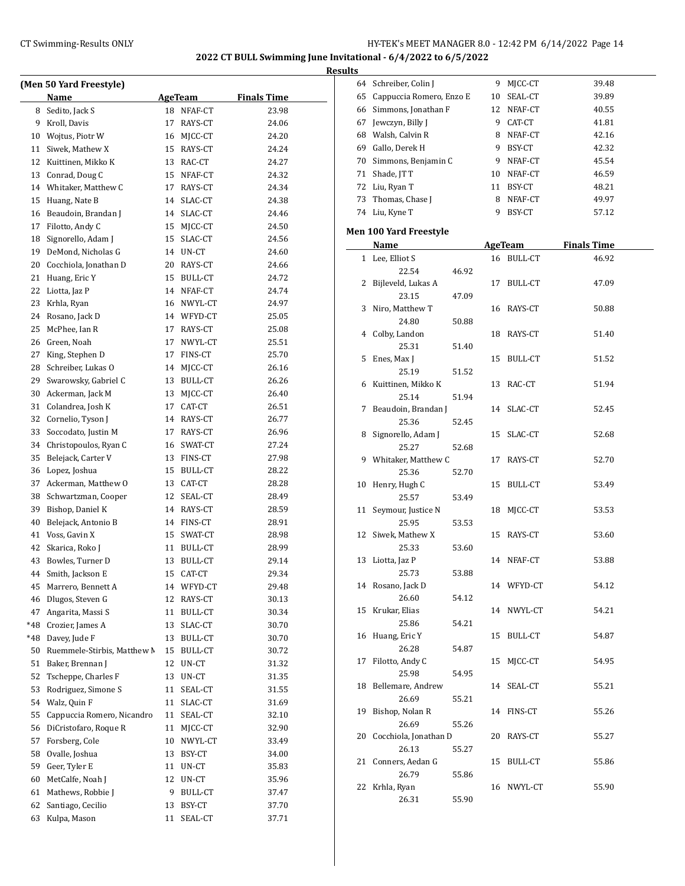## 2022 CT BULL Swimming June Invitational - 6/4/2022 to 6/5/2022

### Results

### (Men 50 Yard Freestyle)

| | Name | Age | Team | Finals Time |
|---|---|---|---|---|
| 8 | Sedito, Jack S | 18 | NFAF-CT | 23.98 |
| 9 | Kroll, Davis | 17 | RAYS-CT | 24.06 |
| 10 | Wojtus, Piotr W | 16 | MJCC-CT | 24.20 |
| 11 | Siwek, Mathew X | 15 | RAYS-CT | 24.24 |
| 12 | Kuittinen, Mikko K | 13 | RAC-CT | 24.27 |
| 13 | Conrad, Doug C | 15 | NFAF-CT | 24.32 |
| 14 | Whitaker, Matthew C | 17 | RAYS-CT | 24.34 |
| 15 | Huang, Nate B | 14 | SLAC-CT | 24.38 |
| 16 | Beaudoin, Brandan J | 14 | SLAC-CT | 24.46 |
| 17 | Filotto, Andy C | 15 | MJCC-CT | 24.50 |
| 18 | Signorello, Adam J | 15 | SLAC-CT | 24.56 |
| 19 | DeMond, Nicholas G | 14 | UN-CT | 24.60 |
| 20 | Cocchiola, Jonathan D | 20 | RAYS-CT | 24.66 |
| 21 | Huang, Eric Y | 15 | BULL-CT | 24.72 |
| 22 | Liotta, Jaz P | 14 | NFAF-CT | 24.74 |
| 23 | Krhla, Ryan | 16 | NWYL-CT | 24.97 |
| 24 | Rosano, Jack D | 14 | WFYD-CT | 25.05 |
| 25 | McPhee, Ian R | 17 | RAYS-CT | 25.08 |
| 26 | Green, Noah | 17 | NWYL-CT | 25.51 |
| 27 | King, Stephen D | 17 | FINS-CT | 25.70 |
| 28 | Schreiber, Lukas O | 14 | MJCC-CT | 26.16 |
| 29 | Swarowsky, Gabriel C | 13 | BULL-CT | 26.26 |
| 30 | Ackerman, Jack M | 13 | MJCC-CT | 26.40 |
| 31 | Colandrea, Josh K | 17 | CAT-CT | 26.51 |
| 32 | Cornelio, Tyson J | 14 | RAYS-CT | 26.77 |
| 33 | Soccodato, Justin M | 17 | RAYS-CT | 26.96 |
| 34 | Christopoulos, Ryan C | 16 | SWAT-CT | 27.24 |
| 35 | Belejack, Carter V | 13 | FINS-CT | 27.98 |
| 36 | Lopez, Joshua | 15 | BULL-CT | 28.22 |
| 37 | Ackerman, Matthew O | 13 | CAT-CT | 28.28 |
| 38 | Schwartzman, Cooper | 12 | SEAL-CT | 28.49 |
| 39 | Bishop, Daniel K | 14 | RAYS-CT | 28.59 |
| 40 | Belejack, Antonio B | 14 | FINS-CT | 28.91 |
| 41 | Voss, Gavin X | 15 | SWAT-CT | 28.98 |
| 42 | Skarica, Roko J | 11 | BULL-CT | 28.99 |
| 43 | Bowles, Turner D | 13 | BULL-CT | 29.14 |
| 44 | Smith, Jackson E | 15 | CAT-CT | 29.34 |
| 45 | Marrero, Bennett A | 14 | WFYD-CT | 29.48 |
| 46 | Dlugos, Steven G | 12 | RAYS-CT | 30.13 |
| 47 | Angarita, Massi S | 11 | BULL-CT | 30.34 |
| *48 | Crozier, James A | 13 | SLAC-CT | 30.70 |
| *48 | Davey, Jude F | 13 | BULL-CT | 30.70 |
| 50 | Ruemmele-Stirbis, Matthew M | 15 | BULL-CT | 30.72 |
| 51 | Baker, Brennan J | 12 | UN-CT | 31.32 |
| 52 | Tscheppe, Charles F | 13 | UN-CT | 31.35 |
| 53 | Rodriguez, Simone S | 11 | SEAL-CT | 31.55 |
| 54 | Walz, Quin F | 11 | SLAC-CT | 31.69 |
| 55 | Cappuccia Romero, Nicandro | 11 | SEAL-CT | 32.10 |
| 56 | DiCristofaro, Roque R | 11 | MJCC-CT | 32.90 |
| 57 | Forsberg, Cole | 10 | NWYL-CT | 33.49 |
| 58 | Ovalle, Joshua | 13 | BSY-CT | 34.00 |
| 59 | Geer, Tyler E | 11 | UN-CT | 35.83 |
| 60 | MetCalfe, Noah J | 12 | UN-CT | 35.96 |
| 61 | Mathews, Robbie J | 9 | BULL-CT | 37.47 |
| 62 | Santiago, Cecilio | 13 | BSY-CT | 37.70 |
| 63 | Kulpa, Mason | 11 | SEAL-CT | 37.71 |
| 64 | Schreiber, Colin J | 9 | MJCC-CT | 39.48 |
| 65 | Cappuccia Romero, Enzo E | 10 | SEAL-CT | 39.89 |
| 66 | Simmons, Jonathan F | 12 | NFAF-CT | 40.55 |
| 67 | Jewczyn, Billy J | 9 | CAT-CT | 41.81 |
| 68 | Walsh, Calvin R | 8 | NFAF-CT | 42.16 |
| 69 | Gallo, Derek H | 9 | BSY-CT | 42.32 |
| 70 | Simmons, Benjamin C | 9 | NFAF-CT | 45.54 |
| 71 | Shade, JT T | 10 | NFAF-CT | 46.59 |
| 72 | Liu, Ryan T | 11 | BSY-CT | 48.21 |
| 73 | Thomas, Chase J | 8 | NFAF-CT | 49.97 |
| 74 | Liu, Kyne T | 9 | BSY-CT | 57.12 |

### Men 100 Yard Freestyle

| | Name | Age | Team | Finals Time | Splits |
|---|---|---|---|---|---|
| 1 | Lee, Elliot S | 16 | BULL-CT | 46.92 | 22.54, 46.92 |
| 2 | Bijleveld, Lukas A | 17 | BULL-CT | 47.09 | 23.15, 47.09 |
| 3 | Niro, Matthew T | 16 | RAYS-CT | 50.88 | 24.80, 50.88 |
| 4 | Colby, Landon | 18 | RAYS-CT | 51.40 | 25.31, 51.40 |
| 5 | Enes, Max J | 15 | BULL-CT | 51.52 | 25.19, 51.52 |
| 6 | Kuittinen, Mikko K | 13 | RAC-CT | 51.94 | 25.14, 51.94 |
| 7 | Beaudoin, Brandan J | 14 | SLAC-CT | 52.45 | 25.36, 52.45 |
| 8 | Signorello, Adam J | 15 | SLAC-CT | 52.68 | 25.27, 52.68 |
| 9 | Whitaker, Matthew C | 17 | RAYS-CT | 52.70 | 25.36, 52.70 |
| 10 | Henry, Hugh C | 15 | BULL-CT | 53.49 | 25.57, 53.49 |
| 11 | Seymour, Justice N | 18 | MJCC-CT | 53.53 | 25.95, 53.53 |
| 12 | Siwek, Mathew X | 15 | RAYS-CT | 53.60 | 25.33, 53.60 |
| 13 | Liotta, Jaz P | 14 | NFAF-CT | 53.88 | 25.73, 53.88 |
| 14 | Rosano, Jack D | 14 | WFYD-CT | 54.12 | 26.60, 54.12 |
| 15 | Krukar, Elias | 14 | NWYL-CT | 54.21 | 25.86, 54.21 |
| 16 | Huang, Eric Y | 15 | BULL-CT | 54.87 | 26.28, 54.87 |
| 17 | Filotto, Andy C | 15 | MJCC-CT | 54.95 | 25.98, 54.95 |
| 18 | Bellemare, Andrew | 14 | SEAL-CT | 55.21 | 26.69, 55.21 |
| 19 | Bishop, Nolan R | 14 | FINS-CT | 55.26 | 26.69, 55.26 |
| 20 | Cocchiola, Jonathan D | 20 | RAYS-CT | 55.27 | 26.13, 55.27 |
| 21 | Conners, Aedan G | 15 | BULL-CT | 55.86 | 26.79, 55.86 |
| 22 | Krhla, Ryan | 16 | NWYL-CT | 55.90 | 26.31, 55.90 |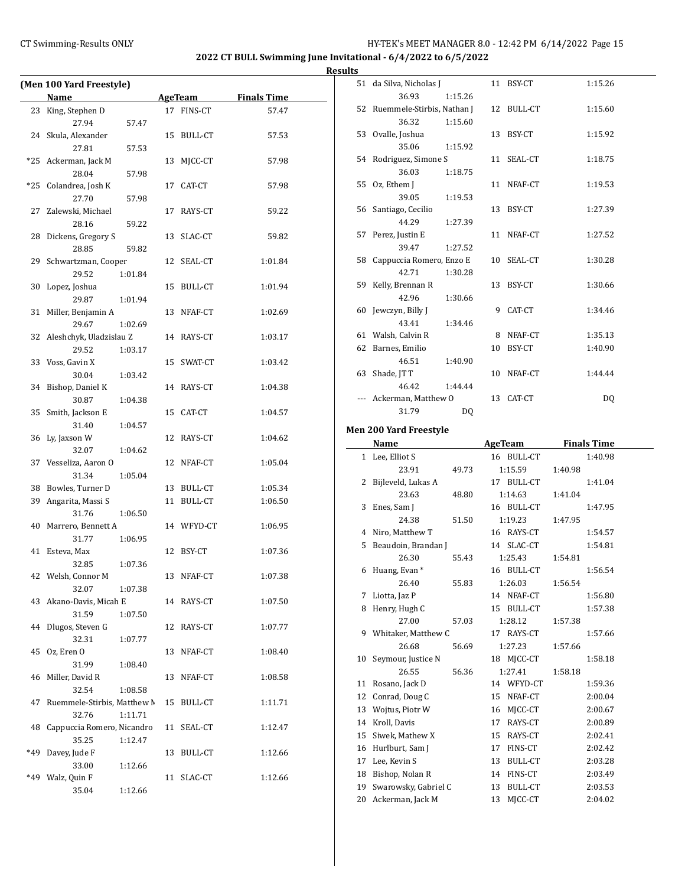**2022 CT BULL Swimming June Invitational - 6/4/2022 to 6/5/2022**

**Results**

### (Men 100 Yard Freestyle)

| | Name | Age | Team | Finals Time |
|---|---|---|---|---|
| 23 | King, Stephen D | 17 | FINS-CT | 57.47 |
| | 27.94 57.47 | | | |
| 24 | Skula, Alexander | 15 | BULL-CT | 57.53 |
| | 27.81 57.53 | | | |
| *25 | Ackerman, Jack M | 13 | MJCC-CT | 57.98 |
| | 28.04 57.98 | | | |
| *25 | Colandrea, Josh K | 17 | CAT-CT | 57.98 |
| | 27.70 57.98 | | | |
| 27 | Zalewski, Michael | 17 | RAYS-CT | 59.22 |
| | 28.16 59.22 | | | |
| 28 | Dickens, Gregory S | 13 | SLAC-CT | 59.82 |
| | 28.85 59.82 | | | |
| 29 | Schwartzman, Cooper | 12 | SEAL-CT | 1:01.84 |
| | 29.52 1:01.84 | | | |
| 30 | Lopez, Joshua | 15 | BULL-CT | 1:01.94 |
| | 29.87 1:01.94 | | | |
| 31 | Miller, Benjamin A | 13 | NFAF-CT | 1:02.69 |
| | 29.67 1:02.69 | | | |
| 32 | Aleshchyk, Uladzislau Z | 14 | RAYS-CT | 1:03.17 |
| | 29.52 1:03.17 | | | |
| 33 | Voss, Gavin X | 15 | SWAT-CT | 1:03.42 |
| | 30.04 1:03.42 | | | |
| 34 | Bishop, Daniel K | 14 | RAYS-CT | 1:04.38 |
| | 30.87 1:04.38 | | | |
| 35 | Smith, Jackson E | 15 | CAT-CT | 1:04.57 |
| | 31.40 1:04.57 | | | |
| 36 | Ly, Jaxson W | 12 | RAYS-CT | 1:04.62 |
| | 32.07 1:04.62 | | | |
| 37 | Vesseliza, Aaron O | 12 | NFAF-CT | 1:05.04 |
| | 31.34 1:05.04 | | | |
| 38 | Bowles, Turner D | 13 | BULL-CT | 1:05.34 |
| 39 | Angarita, Massi S | 11 | BULL-CT | 1:06.50 |
| | 31.76 1:06.50 | | | |
| 40 | Marrero, Bennett A | 14 | WFYD-CT | 1:06.95 |
| | 31.77 1:06.95 | | | |
| 41 | Esteva, Max | 12 | BSY-CT | 1:07.36 |
| | 32.85 1:07.36 | | | |
| 42 | Welsh, Connor M | 13 | NFAF-CT | 1:07.38 |
| | 32.07 1:07.38 | | | |
| 43 | Akano-Davis, Micah E | 14 | RAYS-CT | 1:07.50 |
| | 31.59 1:07.50 | | | |
| 44 | Dlugos, Steven G | 12 | RAYS-CT | 1:07.77 |
| | 32.31 1:07.77 | | | |
| 45 | Oz, Eren O | 13 | NFAF-CT | 1:08.40 |
| | 31.99 1:08.40 | | | |
| 46 | Miller, David R | 13 | NFAF-CT | 1:08.58 |
| | 32.54 1:08.58 | | | |
| 47 | Ruemmele-Stirbis, Matthew M | 15 | BULL-CT | 1:11.71 |
| | 32.76 1:11.71 | | | |
| 48 | Cappuccia Romero, Nicandro | 11 | SEAL-CT | 1:12.47 |
| | 35.25 1:12.47 | | | |
| *49 | Davey, Jude F | 13 | BULL-CT | 1:12.66 |
| | 33.00 1:12.66 | | | |
| *49 | Walz, Quin F | 11 | SLAC-CT | 1:12.66 |
| | 35.04 1:12.66 | | | |
| 51 | da Silva, Nicholas J | 11 | BSY-CT | 1:15.26 |
| | 36.93 1:15.26 | | | |
| 52 | Ruemmele-Stirbis, Nathan J | 12 | BULL-CT | 1:15.60 |
| | 36.32 1:15.60 | | | |
| 53 | Ovalle, Joshua | 13 | BSY-CT | 1:15.92 |
| | 35.06 1:15.92 | | | |
| 54 | Rodriguez, Simone S | 11 | SEAL-CT | 1:18.75 |
| | 36.03 1:18.75 | | | |
| 55 | Oz, Ethem J | 11 | NFAF-CT | 1:19.53 |
| | 39.05 1:19.53 | | | |
| 56 | Santiago, Cecilio | 13 | BSY-CT | 1:27.39 |
| | 44.29 1:27.39 | | | |
| 57 | Perez, Justin E | 11 | NFAF-CT | 1:27.52 |
| | 39.47 1:27.52 | | | |
| 58 | Cappuccia Romero, Enzo E | 10 | SEAL-CT | 1:30.28 |
| | 42.71 1:30.28 | | | |
| 59 | Kelly, Brennan R | 13 | BSY-CT | 1:30.66 |
| | 42.96 1:30.66 | | | |
| 60 | Jewczyn, Billy J | 9 | CAT-CT | 1:34.46 |
| | 43.41 1:34.46 | | | |
| 61 | Walsh, Calvin R | 8 | NFAF-CT | 1:35.13 |
| 62 | Barnes, Emilio | 10 | BSY-CT | 1:40.90 |
| | 46.51 1:40.90 | | | |
| 63 | Shade, JT T | 10 | NFAF-CT | 1:44.44 |
| | 46.42 1:44.44 | | | |
| --- | Ackerman, Matthew O | 13 | CAT-CT | DQ |
| | 31.79 DQ | | | |

### Men 200 Yard Freestyle

| | Name | Age | Team | Finals Time |
|---|---|---|---|---|
| 1 | Lee, Elliot S | 16 | BULL-CT | 1:40.98 |
| | 23.91 49.73 1:15.59 1:40.98 | | | |
| 2 | Bijleveld, Lukas A | 17 | BULL-CT | 1:41.04 |
| | 23.63 48.80 1:14.63 1:41.04 | | | |
| 3 | Enes, Sam J | 16 | BULL-CT | 1:47.95 |
| | 24.38 51.50 1:19.23 1:47.95 | | | |
| 4 | Niro, Matthew T | 16 | RAYS-CT | 1:54.57 |
| 5 | Beaudoin, Brandan J | 14 | SLAC-CT | 1:54.81 |
| | 26.30 55.43 1:25.43 1:54.81 | | | |
| 6 | Huang, Evan * | 16 | BULL-CT | 1:56.54 |
| | 26.40 55.83 1:26.03 1:56.54 | | | |
| 7 | Liotta, Jaz P | 14 | NFAF-CT | 1:56.80 |
| 8 | Henry, Hugh C | 15 | BULL-CT | 1:57.38 |
| | 27.00 57.03 1:28.12 1:57.38 | | | |
| 9 | Whitaker, Matthew C | 17 | RAYS-CT | 1:57.66 |
| | 26.68 56.69 1:27.23 1:57.66 | | | |
| 10 | Seymour, Justice N | 18 | MJCC-CT | 1:58.18 |
| | 26.55 56.36 1:27.41 1:58.18 | | | |
| 11 | Rosano, Jack D | 14 | WFYD-CT | 1:59.36 |
| 12 | Conrad, Doug C | 15 | NFAF-CT | 2:00.04 |
| 13 | Wojtus, Piotr W | 16 | MJCC-CT | 2:00.67 |
| 14 | Kroll, Davis | 17 | RAYS-CT | 2:00.89 |
| 15 | Siwek, Mathew X | 15 | RAYS-CT | 2:02.41 |
| 16 | Hurlburt, Sam J | 17 | FINS-CT | 2:02.42 |
| 17 | Lee, Kevin S | 13 | BULL-CT | 2:03.28 |
| 18 | Bishop, Nolan R | 14 | FINS-CT | 2:03.49 |
| 19 | Swarowsky, Gabriel C | 13 | BULL-CT | 2:03.53 |
| 20 | Ackerman, Jack M | 13 | MJCC-CT | 2:04.02 |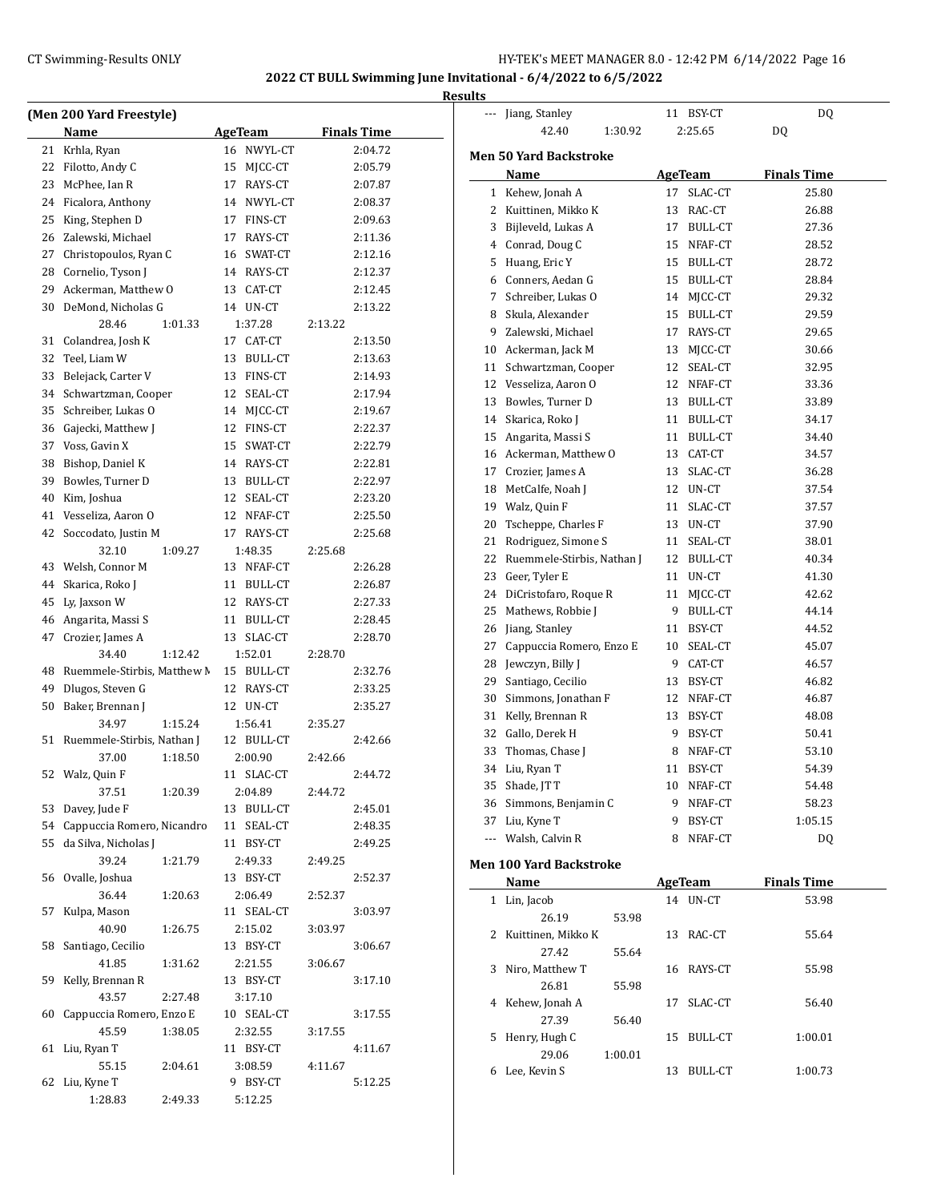## 2022 CT BULL Swimming June Invitational - 6/4/2022 to 6/5/2022

### Results

**(Men 200 Yard Freestyle)**

| | Name | Age | Team | Finals Time |
|---|---|---|---|---|
| 21 | Krhla, Ryan | 16 | NWYL-CT | 2:04.72 |
| 22 | Filotto, Andy C | 15 | MJCC-CT | 2:05.79 |
| 23 | McPhee, Ian R | 17 | RAYS-CT | 2:07.87 |
| 24 | Ficalora, Anthony | 14 | NWYL-CT | 2:08.37 |
| 25 | King, Stephen D | 17 | FINS-CT | 2:09.63 |
| 26 | Zalewski, Michael | 17 | RAYS-CT | 2:11.36 |
| 27 | Christopoulos, Ryan C | 16 | SWAT-CT | 2:12.16 |
| 28 | Cornelio, Tyson J | 14 | RAYS-CT | 2:12.37 |
| 29 | Ackerman, Matthew O | 13 | CAT-CT | 2:12.45 |
| 30 | DeMond, Nicholas G | 14 | UN-CT | 2:13.22 |
| | 28.46 1:01.33 1:37.28 2:13.22 | | | |
| 31 | Colandrea, Josh K | 17 | CAT-CT | 2:13.50 |
| 32 | Teel, Liam W | 13 | BULL-CT | 2:13.63 |
| 33 | Belejack, Carter V | 13 | FINS-CT | 2:14.93 |
| 34 | Schwartzman, Cooper | 12 | SEAL-CT | 2:17.94 |
| 35 | Schreiber, Lukas O | 14 | MJCC-CT | 2:19.67 |
| 36 | Gajecki, Matthew J | 12 | FINS-CT | 2:22.37 |
| 37 | Voss, Gavin X | 15 | SWAT-CT | 2:22.79 |
| 38 | Bishop, Daniel K | 14 | RAYS-CT | 2:22.81 |
| 39 | Bowles, Turner D | 13 | BULL-CT | 2:22.97 |
| 40 | Kim, Joshua | 12 | SEAL-CT | 2:23.20 |
| 41 | Vesseliza, Aaron O | 12 | NFAF-CT | 2:25.50 |
| 42 | Soccodato, Justin M | 17 | RAYS-CT | 2:25.68 |
| | 32.10 1:09.27 1:48.35 2:25.68 | | | |
| 43 | Welsh, Connor M | 13 | NFAF-CT | 2:26.28 |
| 44 | Skarica, Roko J | 11 | BULL-CT | 2:26.87 |
| 45 | Ly, Jaxson W | 12 | RAYS-CT | 2:27.33 |
| 46 | Angarita, Massi S | 11 | BULL-CT | 2:28.45 |
| 47 | Crozier, James A | 13 | SLAC-CT | 2:28.70 |
| | 34.40 1:12.42 1:52.01 2:28.70 | | | |
| 48 | Ruemmele-Stirbis, Matthew M | 15 | BULL-CT | 2:32.76 |
| 49 | Dlugos, Steven G | 12 | RAYS-CT | 2:33.25 |
| 50 | Baker, Brennan J | 12 | UN-CT | 2:35.27 |
| | 34.97 1:15.24 1:56.41 2:35.27 | | | |
| 51 | Ruemmele-Stirbis, Nathan J | 12 | BULL-CT | 2:42.66 |
| | 37.00 1:18.50 2:00.90 2:42.66 | | | |
| 52 | Walz, Quin F | 11 | SLAC-CT | 2:44.72 |
| | 37.51 1:20.39 2:04.89 2:44.72 | | | |
| 53 | Davey, Jude F | 13 | BULL-CT | 2:45.01 |
| 54 | Cappuccia Romero, Nicandro | 11 | SEAL-CT | 2:48.35 |
| 55 | da Silva, Nicholas J | 11 | BSY-CT | 2:49.25 |
| | 39.24 1:21.79 2:49.33 2:49.25 | | | |
| 56 | Ovalle, Joshua | 13 | BSY-CT | 2:52.37 |
| | 36.44 1:20.63 2:06.49 2:52.37 | | | |
| 57 | Kulpa, Mason | 11 | SEAL-CT | 3:03.97 |
| | 40.90 1:26.75 2:15.02 3:03.97 | | | |
| 58 | Santiago, Cecilio | 13 | BSY-CT | 3:06.67 |
| | 41.85 1:31.62 2:21.55 3:06.67 | | | |
| 59 | Kelly, Brennan R | 13 | BSY-CT | 3:17.10 |
| | 43.57 2:27.48 3:17.10 | | | |
| 60 | Cappuccia Romero, Enzo E | 10 | SEAL-CT | 3:17.55 |
| | 45.59 1:38.05 2:32.55 3:17.55 | | | |
| 61 | Liu, Ryan T | 11 | BSY-CT | 4:11.67 |
| | 55.15 2:04.61 3:08.59 4:11.67 | | | |
| 62 | Liu, Kyne T | 9 | BSY-CT | 5:12.25 |
| | 1:28.83 2:49.33 5:12.25 | | | |
| --- | Jiang, Stanley | 11 | BSY-CT | DQ |
| | 42.40 1:30.92 2:25.65 DQ | | | |

**Men 50 Yard Backstroke**

| | Name | Age | Team | Finals Time |
|---|---|---|---|---|
| 1 | Kehew, Jonah A | 17 | SLAC-CT | 25.80 |
| 2 | Kuittinen, Mikko K | 13 | RAC-CT | 26.88 |
| 3 | Bijleveld, Lukas A | 17 | BULL-CT | 27.36 |
| 4 | Conrad, Doug C | 15 | NFAF-CT | 28.52 |
| 5 | Huang, Eric Y | 15 | BULL-CT | 28.72 |
| 6 | Conners, Aedan G | 15 | BULL-CT | 28.84 |
| 7 | Schreiber, Lukas O | 14 | MJCC-CT | 29.32 |
| 8 | Skula, Alexander | 15 | BULL-CT | 29.59 |
| 9 | Zalewski, Michael | 17 | RAYS-CT | 29.65 |
| 10 | Ackerman, Jack M | 13 | MJCC-CT | 30.66 |
| 11 | Schwartzman, Cooper | 12 | SEAL-CT | 32.95 |
| 12 | Vesseliza, Aaron O | 12 | NFAF-CT | 33.36 |
| 13 | Bowles, Turner D | 13 | BULL-CT | 33.89 |
| 14 | Skarica, Roko J | 11 | BULL-CT | 34.17 |
| 15 | Angarita, Massi S | 11 | BULL-CT | 34.40 |
| 16 | Ackerman, Matthew O | 13 | CAT-CT | 34.57 |
| 17 | Crozier, James A | 13 | SLAC-CT | 36.28 |
| 18 | MetCalfe, Noah J | 12 | UN-CT | 37.54 |
| 19 | Walz, Quin F | 11 | SLAC-CT | 37.57 |
| 20 | Tscheppe, Charles F | 13 | UN-CT | 37.90 |
| 21 | Rodriguez, Simone S | 11 | SEAL-CT | 38.01 |
| 22 | Ruemmele-Stirbis, Nathan J | 12 | BULL-CT | 40.34 |
| 23 | Geer, Tyler E | 11 | UN-CT | 41.30 |
| 24 | DiCristofaro, Roque R | 11 | MJCC-CT | 42.62 |
| 25 | Mathews, Robbie J | 9 | BULL-CT | 44.14 |
| 26 | Jiang, Stanley | 11 | BSY-CT | 44.52 |
| 27 | Cappuccia Romero, Enzo E | 10 | SEAL-CT | 45.07 |
| 28 | Jewczyn, Billy J | 9 | CAT-CT | 46.57 |
| 29 | Santiago, Cecilio | 13 | BSY-CT | 46.82 |
| 30 | Simmons, Jonathan F | 12 | NFAF-CT | 46.87 |
| 31 | Kelly, Brennan R | 13 | BSY-CT | 48.08 |
| 32 | Gallo, Derek H | 9 | BSY-CT | 50.41 |
| 33 | Thomas, Chase J | 8 | NFAF-CT | 53.10 |
| 34 | Liu, Ryan T | 11 | BSY-CT | 54.39 |
| 35 | Shade, JT T | 10 | NFAF-CT | 54.48 |
| 36 | Simmons, Benjamin C | 9 | NFAF-CT | 58.23 |
| 37 | Liu, Kyne T | 9 | BSY-CT | 1:05.15 |
| --- | Walsh, Calvin R | 8 | NFAF-CT | DQ |

**Men 100 Yard Backstroke**

| | Name | Age | Team | Finals Time |
|---|---|---|---|---|
| 1 | Lin, Jacob | 14 | UN-CT | 53.98 |
| | 26.19 53.98 | | | |
| 2 | Kuittinen, Mikko K | 13 | RAC-CT | 55.64 |
| | 27.42 55.64 | | | |
| 3 | Niro, Matthew T | 16 | RAYS-CT | 55.98 |
| | 26.81 55.98 | | | |
| 4 | Kehew, Jonah A | 17 | SLAC-CT | 56.40 |
| | 27.39 56.40 | | | |
| 5 | Henry, Hugh C | 15 | BULL-CT | 1:00.01 |
| | 29.06 1:00.01 | | | |
| 6 | Lee, Kevin S | 13 | BULL-CT | 1:00.73 |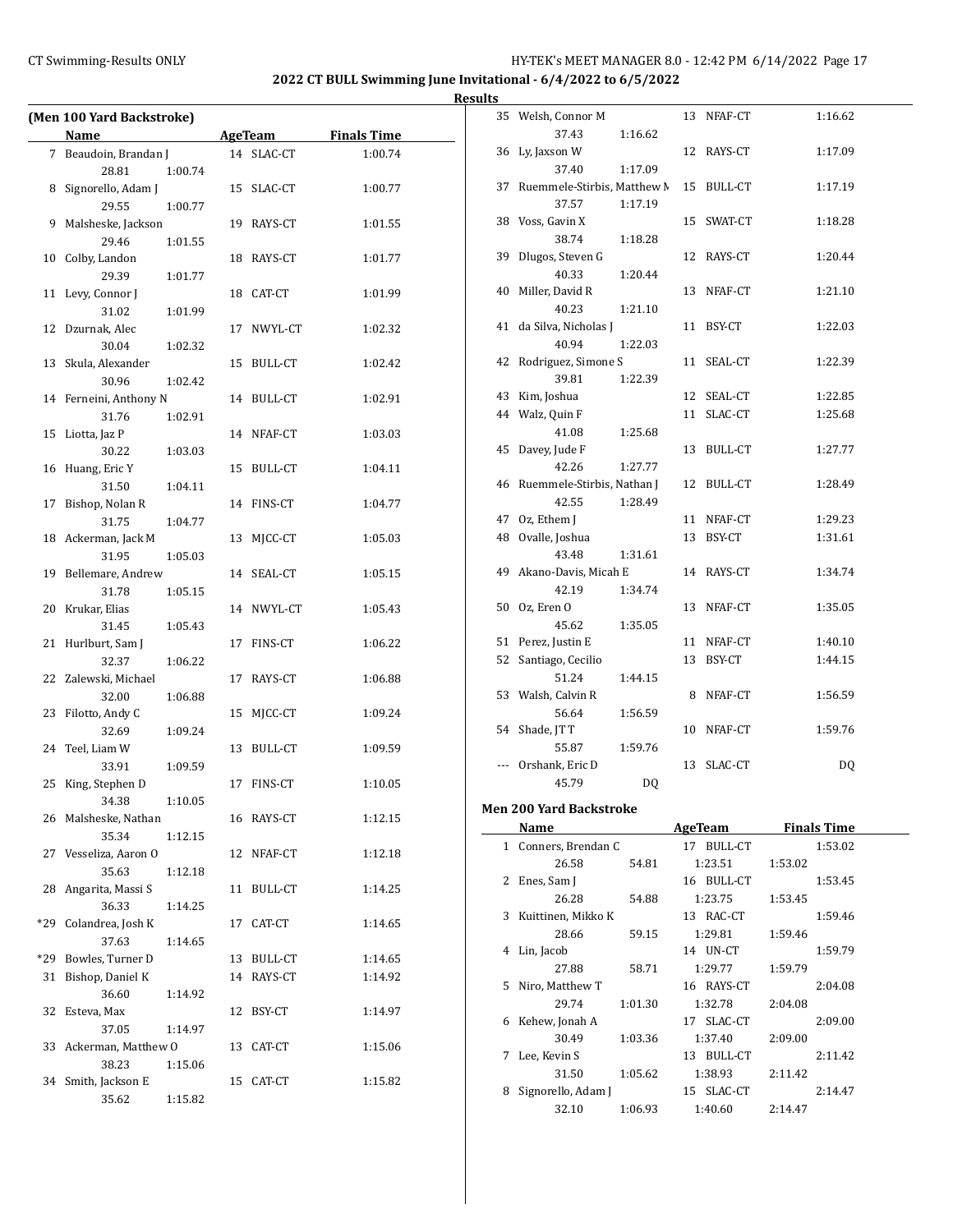## 2022 CT BULL Swimming June Invitational - 6/4/2022 to 6/5/2022

### Results

### (Men 100 Yard Backstroke)

| | Name | Age | Team | Finals Time |
|---|---|---|---|---|
| 7 | Beaudoin, Brandan J | 14 | SLAC-CT | 1:00.74 |
| | 28.81 1:00.74 | | | |
| 8 | Signorello, Adam J | 15 | SLAC-CT | 1:00.77 |
| | 29.55 1:00.77 | | | |
| 9 | Malsheske, Jackson | 19 | RAYS-CT | 1:01.55 |
| | 29.46 1:01.55 | | | |
| 10 | Colby, Landon | 18 | RAYS-CT | 1:01.77 |
| | 29.39 1:01.77 | | | |
| 11 | Levy, Connor J | 18 | CAT-CT | 1:01.99 |
| | 31.02 1:01.99 | | | |
| 12 | Dzurnak, Alec | 17 | NWYL-CT | 1:02.32 |
| | 30.04 1:02.32 | | | |
| 13 | Skula, Alexander | 15 | BULL-CT | 1:02.42 |
| | 30.96 1:02.42 | | | |
| 14 | Ferneini, Anthony N | 14 | BULL-CT | 1:02.91 |
| | 31.76 1:02.91 | | | |
| 15 | Liotta, Jaz P | 14 | NFAF-CT | 1:03.03 |
| | 30.22 1:03.03 | | | |
| 16 | Huang, Eric Y | 15 | BULL-CT | 1:04.11 |
| | 31.50 1:04.11 | | | |
| 17 | Bishop, Nolan R | 14 | FINS-CT | 1:04.77 |
| | 31.75 1:04.77 | | | |
| 18 | Ackerman, Jack M | 13 | MJCC-CT | 1:05.03 |
| | 31.95 1:05.03 | | | |
| 19 | Bellemare, Andrew | 14 | SEAL-CT | 1:05.15 |
| | 31.78 1:05.15 | | | |
| 20 | Krukar, Elias | 14 | NWYL-CT | 1:05.43 |
| | 31.45 1:05.43 | | | |
| 21 | Hurlburt, Sam J | 17 | FINS-CT | 1:06.22 |
| | 32.37 1:06.22 | | | |
| 22 | Zalewski, Michael | 17 | RAYS-CT | 1:06.88 |
| | 32.00 1:06.88 | | | |
| 23 | Filotto, Andy C | 15 | MJCC-CT | 1:09.24 |
| | 32.69 1:09.24 | | | |
| 24 | Teel, Liam W | 13 | BULL-CT | 1:09.59 |
| | 33.91 1:09.59 | | | |
| 25 | King, Stephen D | 17 | FINS-CT | 1:10.05 |
| | 34.38 1:10.05 | | | |
| 26 | Malsheske, Nathan | 16 | RAYS-CT | 1:12.15 |
| | 35.34 1:12.15 | | | |
| 27 | Vesseliza, Aaron O | 12 | NFAF-CT | 1:12.18 |
| | 35.63 1:12.18 | | | |
| 28 | Angarita, Massi S | 11 | BULL-CT | 1:14.25 |
| | 36.33 1:14.25 | | | |
| *29 | Colandrea, Josh K | 17 | CAT-CT | 1:14.65 |
| | 37.63 1:14.65 | | | |
| *29 | Bowles, Turner D | 13 | BULL-CT | 1:14.65 |
| 31 | Bishop, Daniel K | 14 | RAYS-CT | 1:14.92 |
| | 36.60 1:14.92 | | | |
| 32 | Esteva, Max | 12 | BSY-CT | 1:14.97 |
| | 37.05 1:14.97 | | | |
| 33 | Ackerman, Matthew O | 13 | CAT-CT | 1:15.06 |
| | 38.23 1:15.06 | | | |
| 34 | Smith, Jackson E | 15 | CAT-CT | 1:15.82 |
| | 35.62 1:15.82 | | | |
| 35 | Welsh, Connor M | 13 | NFAF-CT | 1:16.62 |
| | 37.43 1:16.62 | | | |
| 36 | Ly, Jaxson W | 12 | RAYS-CT | 1:17.09 |
| | 37.40 1:17.09 | | | |
| 37 | Ruemmele-Stirbis, Matthew M | 15 | BULL-CT | 1:17.19 |
| | 37.57 1:17.19 | | | |
| 38 | Voss, Gavin X | 15 | SWAT-CT | 1:18.28 |
| | 38.74 1:18.28 | | | |
| 39 | Dlugos, Steven G | 12 | RAYS-CT | 1:20.44 |
| | 40.33 1:20.44 | | | |
| 40 | Miller, David R | 13 | NFAF-CT | 1:21.10 |
| | 40.23 1:21.10 | | | |
| 41 | da Silva, Nicholas J | 11 | BSY-CT | 1:22.03 |
| | 40.94 1:22.03 | | | |
| 42 | Rodriguez, Simone S | 11 | SEAL-CT | 1:22.39 |
| | 39.81 1:22.39 | | | |
| 43 | Kim, Joshua | 12 | SEAL-CT | 1:22.85 |
| 44 | Walz, Quin F | 11 | SLAC-CT | 1:25.68 |
| | 41.08 1:25.68 | | | |
| 45 | Davey, Jude F | 13 | BULL-CT | 1:27.77 |
| | 42.26 1:27.77 | | | |
| 46 | Ruemmele-Stirbis, Nathan J | 12 | BULL-CT | 1:28.49 |
| | 42.55 1:28.49 | | | |
| 47 | Oz, Ethem J | 11 | NFAF-CT | 1:29.23 |
| 48 | Ovalle, Joshua | 13 | BSY-CT | 1:31.61 |
| | 43.48 1:31.61 | | | |
| 49 | Akano-Davis, Micah E | 14 | RAYS-CT | 1:34.74 |
| | 42.19 1:34.74 | | | |
| 50 | Oz, Eren O | 13 | NFAF-CT | 1:35.05 |
| | 45.62 1:35.05 | | | |
| 51 | Perez, Justin E | 11 | NFAF-CT | 1:40.10 |
| 52 | Santiago, Cecilio | 13 | BSY-CT | 1:44.15 |
| | 51.24 1:44.15 | | | |
| 53 | Walsh, Calvin R | 8 | NFAF-CT | 1:56.59 |
| | 56.64 1:56.59 | | | |
| 54 | Shade, JT T | 10 | NFAF-CT | 1:59.76 |
| | 55.87 1:59.76 | | | |
| --- | Orshank, Eric D | 13 | SLAC-CT | DQ |
| | 45.79 DQ | | | |

### Men 200 Yard Backstroke

| | Name | Age | Team | Finals Time |
|---|---|---|---|---|
| 1 | Conners, Brendan C | 17 | BULL-CT | 1:53.02 |
| | 26.58 54.81 1:23.51 1:53.02 | | | |
| 2 | Enes, Sam J | 16 | BULL-CT | 1:53.45 |
| | 26.28 54.88 1:23.75 1:53.45 | | | |
| 3 | Kuittinen, Mikko K | 13 | RAC-CT | 1:59.46 |
| | 28.66 59.15 1:29.81 1:59.46 | | | |
| 4 | Lin, Jacob | 14 | UN-CT | 1:59.79 |
| | 27.88 58.71 1:29.77 1:59.79 | | | |
| 5 | Niro, Matthew T | 16 | RAYS-CT | 2:04.08 |
| | 29.74 1:01.30 1:32.78 2:04.08 | | | |
| 6 | Kehew, Jonah A | 17 | SLAC-CT | 2:09.00 |
| | 30.49 1:03.36 1:37.40 2:09.00 | | | |
| 7 | Lee, Kevin S | 13 | BULL-CT | 2:11.42 |
| | 31.50 1:05.62 1:38.93 2:11.42 | | | |
| 8 | Signorello, Adam J | 15 | SLAC-CT | 2:14.47 |
| | 32.10 1:06.93 1:40.60 2:14.47 | | | |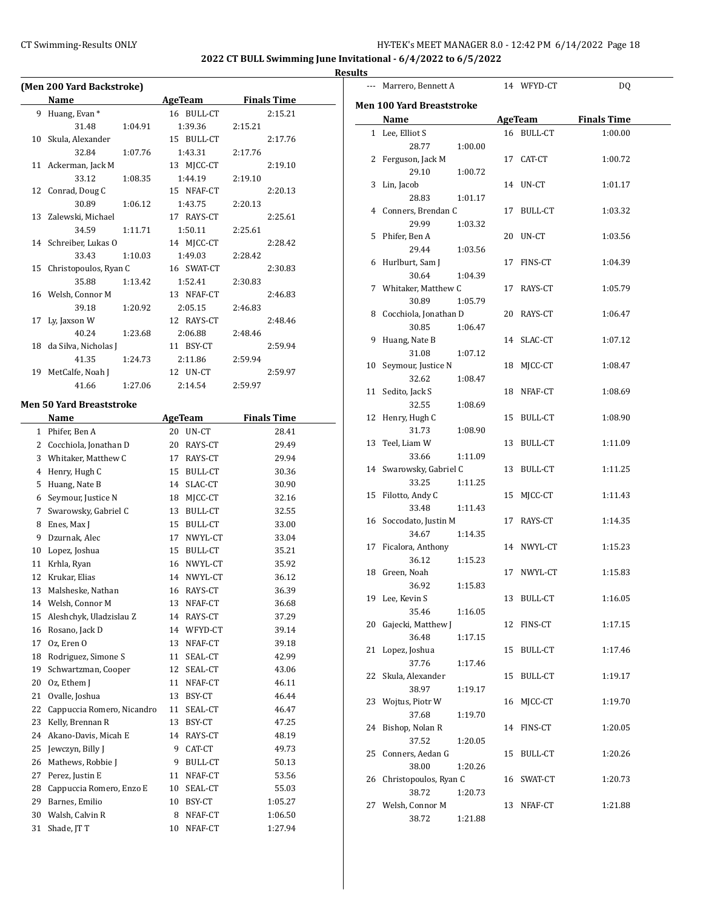## 2022 CT BULL Swimming June Invitational - 6/4/2022 to 6/5/2022

### Results

**(Men 200 Yard Backstroke)**

| | Name | Age | Team | Finals Time |
|---|---|---|---|---|
| 9 | Huang, Evan * | 16 | BULL-CT | 2:15.21 |
| | 31.48 1:04.91 1:39.36 2:15.21 | | | |
| 10 | Skula, Alexander | 15 | BULL-CT | 2:17.76 |
| | 32.84 1:07.76 1:43.31 2:17.76 | | | |
| 11 | Ackerman, Jack M | 13 | MJCC-CT | 2:19.10 |
| | 33.12 1:08.35 1:44.19 2:19.10 | | | |
| 12 | Conrad, Doug C | 15 | NFAF-CT | 2:20.13 |
| | 30.89 1:06.12 1:43.75 2:20.13 | | | |
| 13 | Zalewski, Michael | 17 | RAYS-CT | 2:25.61 |
| | 34.59 1:11.71 1:50.11 2:25.61 | | | |
| 14 | Schreiber, Lukas O | 14 | MJCC-CT | 2:28.42 |
| | 33.43 1:10.03 1:49.03 2:28.42 | | | |
| 15 | Christopoulos, Ryan C | 16 | SWAT-CT | 2:30.83 |
| | 35.88 1:13.42 1:52.41 2:30.83 | | | |
| 16 | Welsh, Connor M | 13 | NFAF-CT | 2:46.83 |
| | 39.18 1:20.92 2:05.15 2:46.83 | | | |
| 17 | Ly, Jaxson W | 12 | RAYS-CT | 2:48.46 |
| | 40.24 1:23.68 2:06.88 2:48.46 | | | |
| 18 | da Silva, Nicholas J | 11 | BSY-CT | 2:59.94 |
| | 41.35 1:24.73 2:11.86 2:59.94 | | | |
| 19 | MetCalfe, Noah J | 12 | UN-CT | 2:59.97 |
| | 41.66 1:27.06 2:14.54 2:59.97 | | | |
| --- | Marrero, Bennett A | 14 | WFYD-CT | DQ |

### Men 50 Yard Breaststroke

| | Name | Age | Team | Finals Time |
|---|---|---|---|---|
| 1 | Phifer, Ben A | 20 | UN-CT | 28.41 |
| 2 | Cocchiola, Jonathan D | 20 | RAYS-CT | 29.49 |
| 3 | Whitaker, Matthew C | 17 | RAYS-CT | 29.94 |
| 4 | Henry, Hugh C | 15 | BULL-CT | 30.36 |
| 5 | Huang, Nate B | 14 | SLAC-CT | 30.90 |
| 6 | Seymour, Justice N | 18 | MJCC-CT | 32.16 |
| 7 | Swarowsky, Gabriel C | 13 | BULL-CT | 32.55 |
| 8 | Enes, Max J | 15 | BULL-CT | 33.00 |
| 9 | Dzurnak, Alec | 17 | NWYL-CT | 33.04 |
| 10 | Lopez, Joshua | 15 | BULL-CT | 35.21 |
| 11 | Krhla, Ryan | 16 | NWYL-CT | 35.92 |
| 12 | Krukar, Elias | 14 | NWYL-CT | 36.12 |
| 13 | Malsheske, Nathan | 16 | RAYS-CT | 36.39 |
| 14 | Welsh, Connor M | 13 | NFAF-CT | 36.68 |
| 15 | Aleshchyk, Uladzislau Z | 14 | RAYS-CT | 37.29 |
| 16 | Rosano, Jack D | 14 | WFYD-CT | 39.14 |
| 17 | Oz, Eren O | 13 | NFAF-CT | 39.18 |
| 18 | Rodriguez, Simone S | 11 | SEAL-CT | 42.99 |
| 19 | Schwartzman, Cooper | 12 | SEAL-CT | 43.06 |
| 20 | Oz, Ethem J | 11 | NFAF-CT | 46.11 |
| 21 | Ovalle, Joshua | 13 | BSY-CT | 46.44 |
| 22 | Cappuccia Romero, Nicandro | 11 | SEAL-CT | 46.47 |
| 23 | Kelly, Brennan R | 13 | BSY-CT | 47.25 |
| 24 | Akano-Davis, Micah E | 14 | RAYS-CT | 48.19 |
| 25 | Jewczyn, Billy J | 9 | CAT-CT | 49.73 |
| 26 | Mathews, Robbie J | 9 | BULL-CT | 50.13 |
| 27 | Perez, Justin E | 11 | NFAF-CT | 53.56 |
| 28 | Cappuccia Romero, Enzo E | 10 | SEAL-CT | 55.03 |
| 29 | Barnes, Emilio | 10 | BSY-CT | 1:05.27 |
| 30 | Walsh, Calvin R | 8 | NFAF-CT | 1:06.50 |
| 31 | Shade, JT T | 10 | NFAF-CT | 1:27.94 |

### Men 100 Yard Breaststroke

| | Name | Age | Team | Finals Time |
|---|---|---|---|---|
| 1 | Lee, Elliot S | 16 | BULL-CT | 1:00.00 |
| | 28.77 1:00.00 | | | |
| 2 | Ferguson, Jack M | 17 | CAT-CT | 1:00.72 |
| | 29.10 1:00.72 | | | |
| 3 | Lin, Jacob | 14 | UN-CT | 1:01.17 |
| | 28.83 1:01.17 | | | |
| 4 | Conners, Brendan C | 17 | BULL-CT | 1:03.32 |
| | 29.99 1:03.32 | | | |
| 5 | Phifer, Ben A | 20 | UN-CT | 1:03.56 |
| | 29.44 1:03.56 | | | |
| 6 | Hurlburt, Sam J | 17 | FINS-CT | 1:04.39 |
| | 30.64 1:04.39 | | | |
| 7 | Whitaker, Matthew C | 17 | RAYS-CT | 1:05.79 |
| | 30.89 1:05.79 | | | |
| 8 | Cocchiola, Jonathan D | 20 | RAYS-CT | 1:06.47 |
| | 30.85 1:06.47 | | | |
| 9 | Huang, Nate B | 14 | SLAC-CT | 1:07.12 |
| | 31.08 1:07.12 | | | |
| 10 | Seymour, Justice N | 18 | MJCC-CT | 1:08.47 |
| | 32.62 1:08.47 | | | |
| 11 | Sedito, Jack S | 18 | NFAF-CT | 1:08.69 |
| | 32.55 1:08.69 | | | |
| 12 | Henry, Hugh C | 15 | BULL-CT | 1:08.90 |
| | 31.73 1:08.90 | | | |
| 13 | Teel, Liam W | 13 | BULL-CT | 1:11.09 |
| | 33.66 1:11.09 | | | |
| 14 | Swarowsky, Gabriel C | 13 | BULL-CT | 1:11.25 |
| | 33.25 1:11.25 | | | |
| 15 | Filotto, Andy C | 15 | MJCC-CT | 1:11.43 |
| | 33.48 1:11.43 | | | |
| 16 | Soccodato, Justin M | 17 | RAYS-CT | 1:14.35 |
| | 34.67 1:14.35 | | | |
| 17 | Ficalora, Anthony | 14 | NWYL-CT | 1:15.23 |
| | 36.12 1:15.23 | | | |
| 18 | Green, Noah | 17 | NWYL-CT | 1:15.83 |
| | 36.92 1:15.83 | | | |
| 19 | Lee, Kevin S | 13 | BULL-CT | 1:16.05 |
| | 35.46 1:16.05 | | | |
| 20 | Gajecki, Matthew J | 12 | FINS-CT | 1:17.15 |
| | 36.48 1:17.15 | | | |
| 21 | Lopez, Joshua | 15 | BULL-CT | 1:17.46 |
| | 37.76 1:17.46 | | | |
| 22 | Skula, Alexander | 15 | BULL-CT | 1:19.17 |
| | 38.97 1:19.17 | | | |
| 23 | Wojtus, Piotr W | 16 | MJCC-CT | 1:19.70 |
| | 37.68 1:19.70 | | | |
| 24 | Bishop, Nolan R | 14 | FINS-CT | 1:20.05 |
| | 37.52 1:20.05 | | | |
| 25 | Conners, Aedan G | 15 | BULL-CT | 1:20.26 |
| | 38.00 1:20.26 | | | |
| 26 | Christopoulos, Ryan C | 16 | SWAT-CT | 1:20.73 |
| | 38.72 1:20.73 | | | |
| 27 | Welsh, Connor M | 13 | NFAF-CT | 1:21.88 |
| | 38.72 1:21.88 | | | |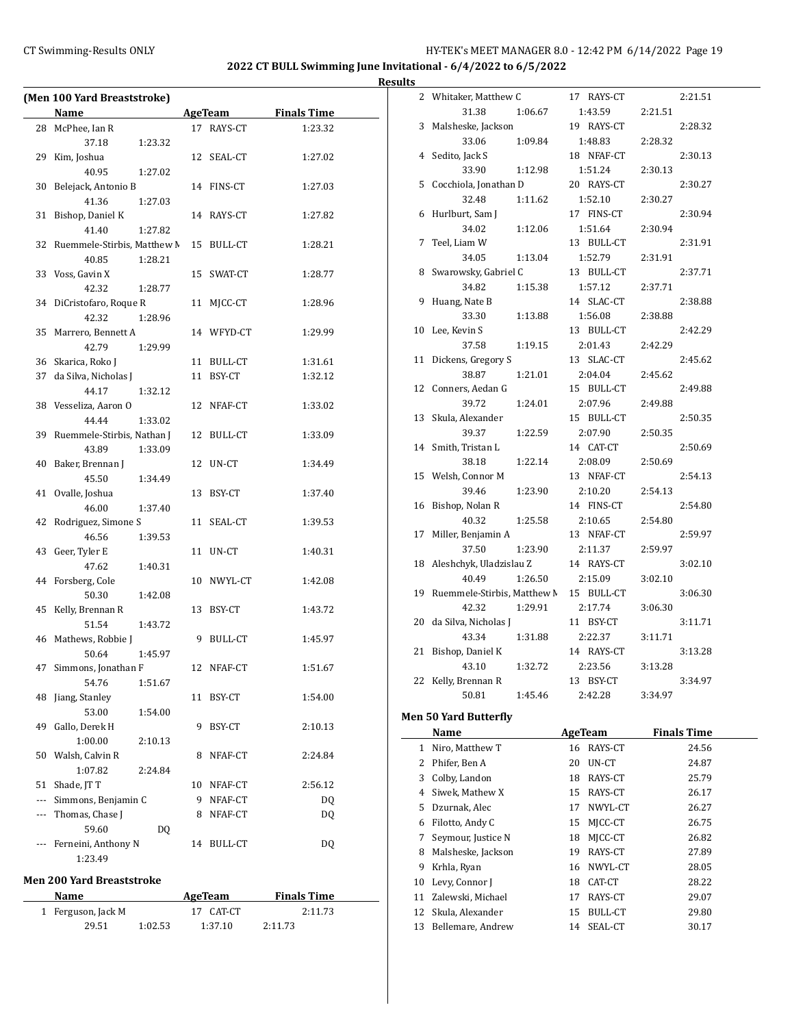## 2022 CT BULL Swimming June Invitational - 6/4/2022 to 6/5/2022

### Results

#### (Men 100 Yard Breaststroke)

| | Name | Age | Team | Finals Time |
|---|---|---|---|---|
| 28 | McPhee, Ian R | 17 | RAYS-CT | 1:23.32 |
| | 37.18 1:23.32 | | | |
| 29 | Kim, Joshua | 12 | SEAL-CT | 1:27.02 |
| | 40.95 1:27.02 | | | |
| 30 | Belejack, Antonio B | 14 | FINS-CT | 1:27.03 |
| | 41.36 1:27.03 | | | |
| 31 | Bishop, Daniel K | 14 | RAYS-CT | 1:27.82 |
| | 41.40 1:27.82 | | | |
| 32 | Ruemmele-Stirbis, Matthew M | 15 | BULL-CT | 1:28.21 |
| | 40.85 1:28.21 | | | |
| 33 | Voss, Gavin X | 15 | SWAT-CT | 1:28.77 |
| | 42.32 1:28.77 | | | |
| 34 | DiCristofaro, Roque R | 11 | MJCC-CT | 1:28.96 |
| | 42.32 1:28.96 | | | |
| 35 | Marrero, Bennett A | 14 | WFYD-CT | 1:29.99 |
| | 42.79 1:29.99 | | | |
| 36 | Skarica, Roko J | 11 | BULL-CT | 1:31.61 |
| 37 | da Silva, Nicholas J | 11 | BSY-CT | 1:32.12 |
| | 44.17 1:32.12 | | | |
| 38 | Vesseliza, Aaron O | 12 | NFAF-CT | 1:33.02 |
| | 44.44 1:33.02 | | | |
| 39 | Ruemmele-Stirbis, Nathan J | 12 | BULL-CT | 1:33.09 |
| | 43.89 1:33.09 | | | |
| 40 | Baker, Brennan J | 12 | UN-CT | 1:34.49 |
| | 45.50 1:34.49 | | | |
| 41 | Ovalle, Joshua | 13 | BSY-CT | 1:37.40 |
| | 46.00 1:37.40 | | | |
| 42 | Rodriguez, Simone S | 11 | SEAL-CT | 1:39.53 |
| | 46.56 1:39.53 | | | |
| 43 | Geer, Tyler E | 11 | UN-CT | 1:40.31 |
| | 47.62 1:40.31 | | | |
| 44 | Forsberg, Cole | 10 | NWYL-CT | 1:42.08 |
| | 50.30 1:42.08 | | | |
| 45 | Kelly, Brennan R | 13 | BSY-CT | 1:43.72 |
| | 51.54 1:43.72 | | | |
| 46 | Mathews, Robbie J | 9 | BULL-CT | 1:45.97 |
| | 50.64 1:45.97 | | | |
| 47 | Simmons, Jonathan F | 12 | NFAF-CT | 1:51.67 |
| | 54.76 1:51.67 | | | |
| 48 | Jiang, Stanley | 11 | BSY-CT | 1:54.00 |
| | 53.00 1:54.00 | | | |
| 49 | Gallo, Derek H | 9 | BSY-CT | 2:10.13 |
| | 1:00.00 2:10.13 | | | |
| 50 | Walsh, Calvin R | 8 | NFAF-CT | 2:24.84 |
| | 1:07.82 2:24.84 | | | |
| 51 | Shade, JT T | 10 | NFAF-CT | 2:56.12 |
| --- | Simmons, Benjamin C | 9 | NFAF-CT | DQ |
| --- | Thomas, Chase J | 8 | NFAF-CT | DQ |
| | 59.60 DQ | | | |
| --- | Ferneini, Anthony N | 14 | BULL-CT | DQ |
| | 1:23.49 | | | |

#### Men 200 Yard Breaststroke

| | Name | Age | Team | Finals Time |
|---|---|---|---|---|
| 1 | Ferguson, Jack M | 17 | CAT-CT | 2:11.73 |
| | 29.51 1:02.53 1:37.10 2:11.73 | | | |
| 2 | Whitaker, Matthew C | 17 | RAYS-CT | 2:21.51 |
| | 31.38 1:06.67 1:43.59 2:21.51 | | | |
| 3 | Malsheske, Jackson | 19 | RAYS-CT | 2:28.32 |
| | 33.06 1:09.84 1:48.83 2:28.32 | | | |
| 4 | Sedito, Jack S | 18 | NFAF-CT | 2:30.13 |
| | 33.90 1:12.98 1:51.24 2:30.13 | | | |
| 5 | Cocchiola, Jonathan D | 20 | RAYS-CT | 2:30.27 |
| | 32.48 1:11.62 1:52.10 2:30.27 | | | |
| 6 | Hurlburt, Sam J | 17 | FINS-CT | 2:30.94 |
| | 34.02 1:12.06 1:51.64 2:30.94 | | | |
| 7 | Teel, Liam W | 13 | BULL-CT | 2:31.91 |
| | 34.05 1:13.04 1:52.79 2:31.91 | | | |
| 8 | Swarowsky, Gabriel C | 13 | BULL-CT | 2:37.71 |
| | 34.82 1:15.38 1:57.12 2:37.71 | | | |
| 9 | Huang, Nate B | 14 | SLAC-CT | 2:38.88 |
| | 33.30 1:13.88 1:56.08 2:38.88 | | | |
| 10 | Lee, Kevin S | 13 | BULL-CT | 2:42.29 |
| | 37.58 1:19.15 2:01.43 2:42.29 | | | |
| 11 | Dickens, Gregory S | 13 | SLAC-CT | 2:45.62 |
| | 38.87 1:21.01 2:04.04 2:45.62 | | | |
| 12 | Conners, Aedan G | 15 | BULL-CT | 2:49.88 |
| | 39.72 1:24.01 2:07.96 2:49.88 | | | |
| 13 | Skula, Alexander | 15 | BULL-CT | 2:50.35 |
| | 39.37 1:22.59 2:07.90 2:50.35 | | | |
| 14 | Smith, Tristan L | 14 | CAT-CT | 2:50.69 |
| | 38.18 1:22.14 2:08.09 2:50.69 | | | |
| 15 | Welsh, Connor M | 13 | NFAF-CT | 2:54.13 |
| | 39.46 1:23.90 2:10.20 2:54.13 | | | |
| 16 | Bishop, Nolan R | 14 | FINS-CT | 2:54.80 |
| | 40.32 1:25.58 2:10.65 2:54.80 | | | |
| 17 | Miller, Benjamin A | 13 | NFAF-CT | 2:59.97 |
| | 37.50 1:23.90 2:11.37 2:59.97 | | | |
| 18 | Aleshchyk, Uladzislau Z | 14 | RAYS-CT | 3:02.10 |
| | 40.49 1:26.50 2:15.09 3:02.10 | | | |
| 19 | Ruemmele-Stirbis, Matthew M | 15 | BULL-CT | 3:06.30 |
| | 42.32 1:29.91 2:17.74 3:06.30 | | | |
| 20 | da Silva, Nicholas J | 11 | BSY-CT | 3:11.71 |
| | 43.34 1:31.88 2:22.37 3:11.71 | | | |
| 21 | Bishop, Daniel K | 14 | RAYS-CT | 3:13.28 |
| | 43.10 1:32.72 2:23.56 3:13.28 | | | |
| 22 | Kelly, Brennan R | 13 | BSY-CT | 3:34.97 |
| | 50.81 1:45.46 2:42.28 3:34.97 | | | |

#### Men 50 Yard Butterfly

| | Name | Age | Team | Finals Time |
|---|---|---|---|---|
| 1 | Niro, Matthew T | 16 | RAYS-CT | 24.56 |
| 2 | Phifer, Ben A | 20 | UN-CT | 24.87 |
| 3 | Colby, Landon | 18 | RAYS-CT | 25.79 |
| 4 | Siwek, Mathew X | 15 | RAYS-CT | 26.17 |
| 5 | Dzurnak, Alec | 17 | NWYL-CT | 26.27 |
| 6 | Filotto, Andy C | 15 | MJCC-CT | 26.75 |
| 7 | Seymour, Justice N | 18 | MJCC-CT | 26.82 |
| 8 | Malsheske, Jackson | 19 | RAYS-CT | 27.89 |
| 9 | Krhla, Ryan | 16 | NWYL-CT | 28.05 |
| 10 | Levy, Connor J | 18 | CAT-CT | 28.22 |
| 11 | Zalewski, Michael | 17 | RAYS-CT | 29.07 |
| 12 | Skula, Alexander | 15 | BULL-CT | 29.80 |
| 13 | Bellemare, Andrew | 14 | SEAL-CT | 30.17 |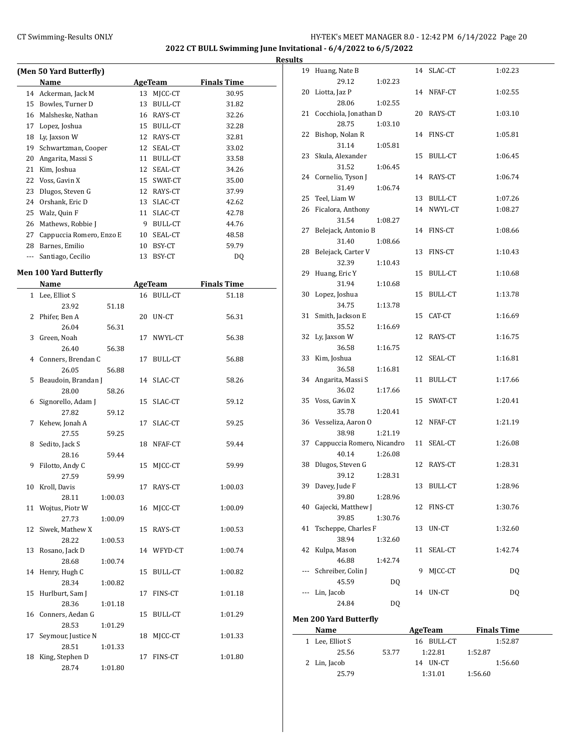2022 CT BULL Swimming June Invitational - 6/4/2022 to 6/5/2022

**Results**

### (Men 50 Yard Butterfly)

| | Name | Age | Team | Finals Time |
|---|---|---|---|---|
| 14 | Ackerman, Jack M | 13 | MJCC-CT | 30.95 |
| 15 | Bowles, Turner D | 13 | BULL-CT | 31.82 |
| 16 | Malsheske, Nathan | 16 | RAYS-CT | 32.26 |
| 17 | Lopez, Joshua | 15 | BULL-CT | 32.28 |
| 18 | Ly, Jaxson W | 12 | RAYS-CT | 32.81 |
| 19 | Schwartzman, Cooper | 12 | SEAL-CT | 33.02 |
| 20 | Angarita, Massi S | 11 | BULL-CT | 33.58 |
| 21 | Kim, Joshua | 12 | SEAL-CT | 34.26 |
| 22 | Voss, Gavin X | 15 | SWAT-CT | 35.00 |
| 23 | Dlugos, Steven G | 12 | RAYS-CT | 37.99 |
| 24 | Orshank, Eric D | 13 | SLAC-CT | 42.62 |
| 25 | Walz, Quin F | 11 | SLAC-CT | 42.78 |
| 26 | Mathews, Robbie J | 9 | BULL-CT | 44.76 |
| 27 | Cappuccia Romero, Enzo E | 10 | SEAL-CT | 48.58 |
| 28 | Barnes, Emilio | 10 | BSY-CT | 59.79 |
| --- | Santiago, Cecilio | 13 | BSY-CT | DQ |

### Men 100 Yard Butterfly

| | Name | Age | Team | Finals Time |
|---|---|---|---|---|
| 1 | Lee, Elliot S | 16 | BULL-CT | 51.18 |
| | 23.92 51.18 | | | |
| 2 | Phifer, Ben A | 20 | UN-CT | 56.31 |
| | 26.04 56.31 | | | |
| 3 | Green, Noah | 17 | NWYL-CT | 56.38 |
| | 26.40 56.38 | | | |
| 4 | Conners, Brendan C | 17 | BULL-CT | 56.88 |
| | 26.05 56.88 | | | |
| 5 | Beaudoin, Brandan J | 14 | SLAC-CT | 58.26 |
| | 28.00 58.26 | | | |
| 6 | Signorello, Adam J | 15 | SLAC-CT | 59.12 |
| | 27.82 59.12 | | | |
| 7 | Kehew, Jonah A | 17 | SLAC-CT | 59.25 |
| | 27.55 59.25 | | | |
| 8 | Sedito, Jack S | 18 | NFAF-CT | 59.44 |
| | 28.16 59.44 | | | |
| 9 | Filotto, Andy C | 15 | MJCC-CT | 59.99 |
| | 27.59 59.99 | | | |
| 10 | Kroll, Davis | 17 | RAYS-CT | 1:00.03 |
| | 28.11 1:00.03 | | | |
| 11 | Wojtus, Piotr W | 16 | MJCC-CT | 1:00.09 |
| | 27.73 1:00.09 | | | |
| 12 | Siwek, Mathew X | 15 | RAYS-CT | 1:00.53 |
| | 28.22 1:00.53 | | | |
| 13 | Rosano, Jack D | 14 | WFYD-CT | 1:00.74 |
| | 28.68 1:00.74 | | | |
| 14 | Henry, Hugh C | 15 | BULL-CT | 1:00.82 |
| | 28.34 1:00.82 | | | |
| 15 | Hurlburt, Sam J | 17 | FINS-CT | 1:01.18 |
| | 28.36 1:01.18 | | | |
| 16 | Conners, Aedan G | 15 | BULL-CT | 1:01.29 |
| | 28.53 1:01.29 | | | |
| 17 | Seymour, Justice N | 18 | MJCC-CT | 1:01.33 |
| | 28.51 1:01.33 | | | |
| 18 | King, Stephen D | 17 | FINS-CT | 1:01.80 |
| | 28.74 1:01.80 | | | |
| 19 | Huang, Nate B | 14 | SLAC-CT | 1:02.23 |
| | 29.12 1:02.23 | | | |
| 20 | Liotta, Jaz P | 14 | NFAF-CT | 1:02.55 |
| | 28.06 1:02.55 | | | |
| 21 | Cocchiola, Jonathan D | 20 | RAYS-CT | 1:03.10 |
| | 28.75 1:03.10 | | | |
| 22 | Bishop, Nolan R | 14 | FINS-CT | 1:05.81 |
| | 31.14 1:05.81 | | | |
| 23 | Skula, Alexander | 15 | BULL-CT | 1:06.45 |
| | 31.52 1:06.45 | | | |
| 24 | Cornelio, Tyson J | 14 | RAYS-CT | 1:06.74 |
| | 31.49 1:06.74 | | | |
| 25 | Teel, Liam W | 13 | BULL-CT | 1:07.26 |
| 26 | Ficalora, Anthony | 14 | NWYL-CT | 1:08.27 |
| | 31.54 1:08.27 | | | |
| 27 | Belejack, Antonio B | 14 | FINS-CT | 1:08.66 |
| | 31.40 1:08.66 | | | |
| 28 | Belejack, Carter V | 13 | FINS-CT | 1:10.43 |
| | 32.39 1:10.43 | | | |
| 29 | Huang, Eric Y | 15 | BULL-CT | 1:10.68 |
| | 31.94 1:10.68 | | | |
| 30 | Lopez, Joshua | 15 | BULL-CT | 1:13.78 |
| | 34.75 1:13.78 | | | |
| 31 | Smith, Jackson E | 15 | CAT-CT | 1:16.69 |
| | 35.52 1:16.69 | | | |
| 32 | Ly, Jaxson W | 12 | RAYS-CT | 1:16.75 |
| | 36.58 1:16.75 | | | |
| 33 | Kim, Joshua | 12 | SEAL-CT | 1:16.81 |
| | 36.58 1:16.81 | | | |
| 34 | Angarita, Massi S | 11 | BULL-CT | 1:17.66 |
| | 36.02 1:17.66 | | | |
| 35 | Voss, Gavin X | 15 | SWAT-CT | 1:20.41 |
| | 35.78 1:20.41 | | | |
| 36 | Vesseliza, Aaron O | 12 | NFAF-CT | 1:21.19 |
| | 38.98 1:21.19 | | | |
| 37 | Cappuccia Romero, Nicandro | 11 | SEAL-CT | 1:26.08 |
| | 40.14 1:26.08 | | | |
| 38 | Dlugos, Steven G | 12 | RAYS-CT | 1:28.31 |
| | 39.12 1:28.31 | | | |
| 39 | Davey, Jude F | 13 | BULL-CT | 1:28.96 |
| | 39.80 1:28.96 | | | |
| 40 | Gajecki, Matthew J | 12 | FINS-CT | 1:30.76 |
| | 39.85 1:30.76 | | | |
| 41 | Tscheppe, Charles F | 13 | UN-CT | 1:32.60 |
| | 38.94 1:32.60 | | | |
| 42 | Kulpa, Mason | 11 | SEAL-CT | 1:42.74 |
| | 46.88 1:42.74 | | | |
| --- | Schreiber, Colin J | 9 | MJCC-CT | DQ |
| | 45.59 DQ | | | |
| --- | Lin, Jacob | 14 | UN-CT | DQ |
| | 24.84 DQ | | | |

### Men 200 Yard Butterfly

| | Name | Age | Team | Finals Time |
|---|---|---|---|---|
| 1 | Lee, Elliot S | 16 | BULL-CT | 1:52.87 |
| | 25.56 53.77 1:22.81 1:52.87 | | | |
| 2 | Lin, Jacob | 14 | UN-CT | 1:56.60 |
| | 25.79 1:31.01 1:56.60 | | | |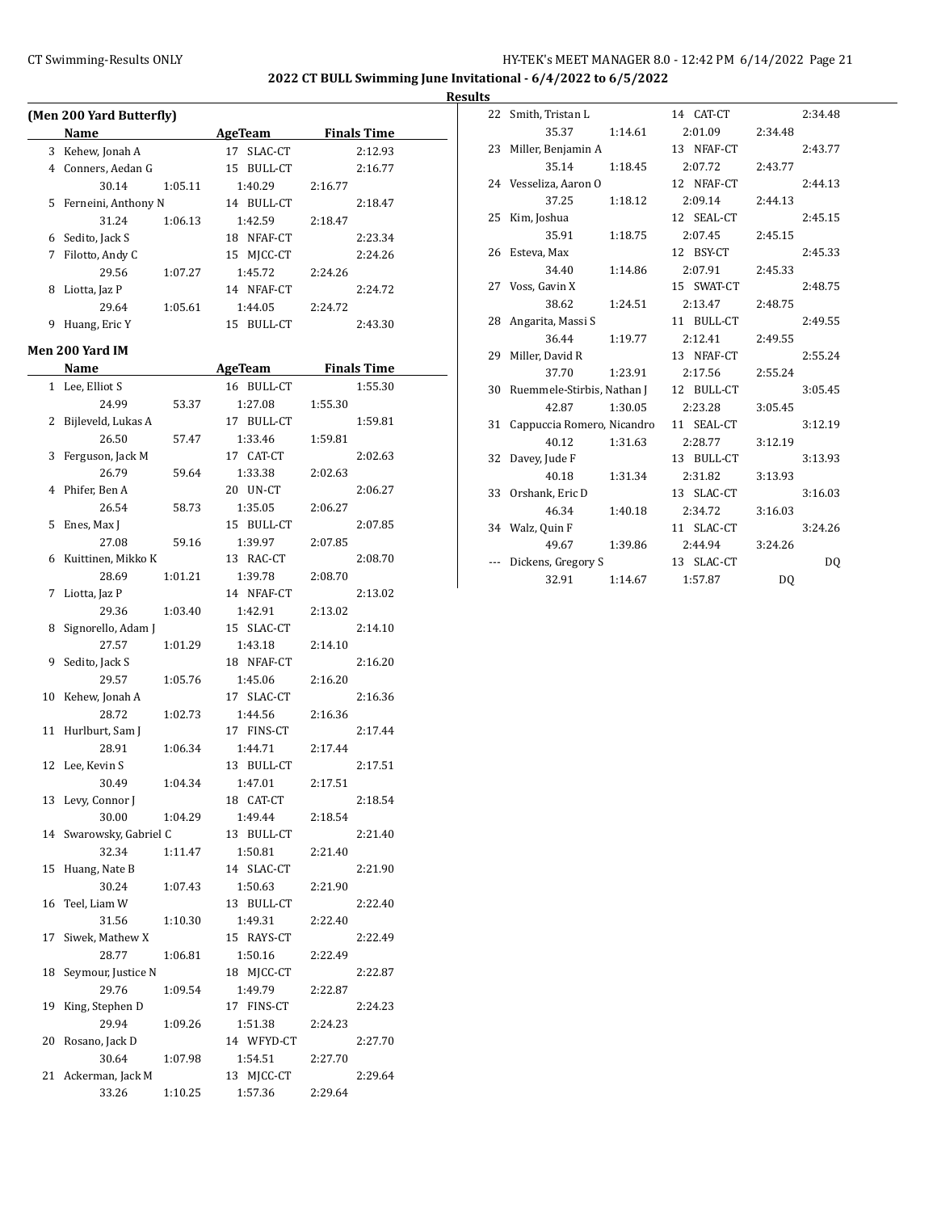2022 CT BULL Swimming June Invitational - 6/4/2022 to 6/5/2022

**Results**

### (Men 200 Yard Butterfly)

| | Name | AgeTeam | Finals Time |
|---|---|---|---|
| 3 | Kehew, Jonah A | 17 SLAC-CT | 2:12.93 |
| 4 | Conners, Aedan G | 15 BULL-CT | 2:16.77 |
| | 30.14 1:05.11 | 1:40.29 | 2:16.77 |
| 5 | Ferneini, Anthony N | 14 BULL-CT | 2:18.47 |
| | 31.24 1:06.13 | 1:42.59 | 2:18.47 |
| 6 | Sedito, Jack S | 18 NFAF-CT | 2:23.34 |
| 7 | Filotto, Andy C | 15 MJCC-CT | 2:24.26 |
| | 29.56 1:07.27 | 1:45.72 | 2:24.26 |
| 8 | Liotta, Jaz P | 14 NFAF-CT | 2:24.72 |
| | 29.64 1:05.61 | 1:44.05 | 2:24.72 |
| 9 | Huang, Eric Y | 15 BULL-CT | 2:43.30 |

### Men 200 Yard IM

| | Name | AgeTeam | Finals Time |
|---|---|---|---|
| 1 | Lee, Elliot S | 16 BULL-CT | 1:55.30 |
| | 24.99 53.37 | 1:27.08 | 1:55.30 |
| 2 | Bijleveld, Lukas A | 17 BULL-CT | 1:59.81 |
| | 26.50 57.47 | 1:33.46 | 1:59.81 |
| 3 | Ferguson, Jack M | 17 CAT-CT | 2:02.63 |
| | 26.79 59.64 | 1:33.38 | 2:02.63 |
| 4 | Phifer, Ben A | 20 UN-CT | 2:06.27 |
| | 26.54 58.73 | 1:35.05 | 2:06.27 |
| 5 | Enes, Max J | 15 BULL-CT | 2:07.85 |
| | 27.08 59.16 | 1:39.97 | 2:07.85 |
| 6 | Kuittinen, Mikko K | 13 RAC-CT | 2:08.70 |
| | 28.69 1:01.21 | 1:39.78 | 2:08.70 |
| 7 | Liotta, Jaz P | 14 NFAF-CT | 2:13.02 |
| | 29.36 1:03.40 | 1:42.91 | 2:13.02 |
| 8 | Signorello, Adam J | 15 SLAC-CT | 2:14.10 |
| | 27.57 1:01.29 | 1:43.18 | 2:14.10 |
| 9 | Sedito, Jack S | 18 NFAF-CT | 2:16.20 |
| | 29.57 1:05.76 | 1:45.06 | 2:16.20 |
| 10 | Kehew, Jonah A | 17 SLAC-CT | 2:16.36 |
| | 28.72 1:02.73 | 1:44.56 | 2:16.36 |
| 11 | Hurlburt, Sam J | 17 FINS-CT | 2:17.44 |
| | 28.91 1:06.34 | 1:44.71 | 2:17.44 |
| 12 | Lee, Kevin S | 13 BULL-CT | 2:17.51 |
| | 30.49 1:04.34 | 1:47.01 | 2:17.51 |
| 13 | Levy, Connor J | 18 CAT-CT | 2:18.54 |
| | 30.00 1:04.29 | 1:49.44 | 2:18.54 |
| 14 | Swarowsky, Gabriel C | 13 BULL-CT | 2:21.40 |
| | 32.34 1:11.47 | 1:50.81 | 2:21.40 |
| 15 | Huang, Nate B | 14 SLAC-CT | 2:21.90 |
| | 30.24 1:07.43 | 1:50.63 | 2:21.90 |
| 16 | Teel, Liam W | 13 BULL-CT | 2:22.40 |
| | 31.56 1:10.30 | 1:49.31 | 2:22.40 |
| 17 | Siwek, Mathew X | 15 RAYS-CT | 2:22.49 |
| | 28.77 1:06.81 | 1:50.16 | 2:22.49 |
| 18 | Seymour, Justice N | 18 MJCC-CT | 2:22.87 |
| | 29.76 1:09.54 | 1:49.79 | 2:22.87 |
| 19 | King, Stephen D | 17 FINS-CT | 2:24.23 |
| | 29.94 1:09.26 | 1:51.38 | 2:24.23 |
| 20 | Rosano, Jack D | 14 WFYD-CT | 2:27.70 |
| | 30.64 1:07.98 | 1:54.51 | 2:27.70 |
| 21 | Ackerman, Jack M | 13 MJCC-CT | 2:29.64 |
| | 33.26 1:10.25 | 1:57.36 | 2:29.64 |
| 22 | Smith, Tristan L | 14 CAT-CT | 2:34.48 |
| | 35.37 1:14.61 | 2:01.09 | 2:34.48 |
| 23 | Miller, Benjamin A | 13 NFAF-CT | 2:43.77 |
| | 35.14 1:18.45 | 2:07.72 | 2:43.77 |
| 24 | Vesseliza, Aaron O | 12 NFAF-CT | 2:44.13 |
| | 37.25 1:18.12 | 2:09.14 | 2:44.13 |
| 25 | Kim, Joshua | 12 SEAL-CT | 2:45.15 |
| | 35.91 1:18.75 | 2:07.45 | 2:45.15 |
| 26 | Esteva, Max | 12 BSY-CT | 2:45.33 |
| | 34.40 1:14.86 | 2:07.91 | 2:45.33 |
| 27 | Voss, Gavin X | 15 SWAT-CT | 2:48.75 |
| | 38.62 1:24.51 | 2:13.47 | 2:48.75 |
| 28 | Angarita, Massi S | 11 BULL-CT | 2:49.55 |
| | 36.44 1:19.77 | 2:12.41 | 2:49.55 |
| 29 | Miller, David R | 13 NFAF-CT | 2:55.24 |
| | 37.70 1:23.91 | 2:17.56 | 2:55.24 |
| 30 | Ruemmele-Stirbis, Nathan J | 12 BULL-CT | 3:05.45 |
| | 42.87 1:30.05 | 2:23.28 | 3:05.45 |
| 31 | Cappuccia Romero, Nicandro | 11 SEAL-CT | 3:12.19 |
| | 40.12 1:31.63 | 2:28.77 | 3:12.19 |
| 32 | Davey, Jude F | 13 BULL-CT | 3:13.93 |
| | 40.18 1:31.34 | 2:31.82 | 3:13.93 |
| 33 | Orshank, Eric D | 13 SLAC-CT | 3:16.03 |
| | 46.34 1:40.18 | 2:34.72 | 3:16.03 |
| 34 | Walz, Quin F | 11 SLAC-CT | 3:24.26 |
| | 49.67 1:39.86 | 2:44.94 | 3:24.26 |
| --- | Dickens, Gregory S | 13 SLAC-CT | DQ |
| | 32.91 1:14.67 | 1:57.87 | DQ |